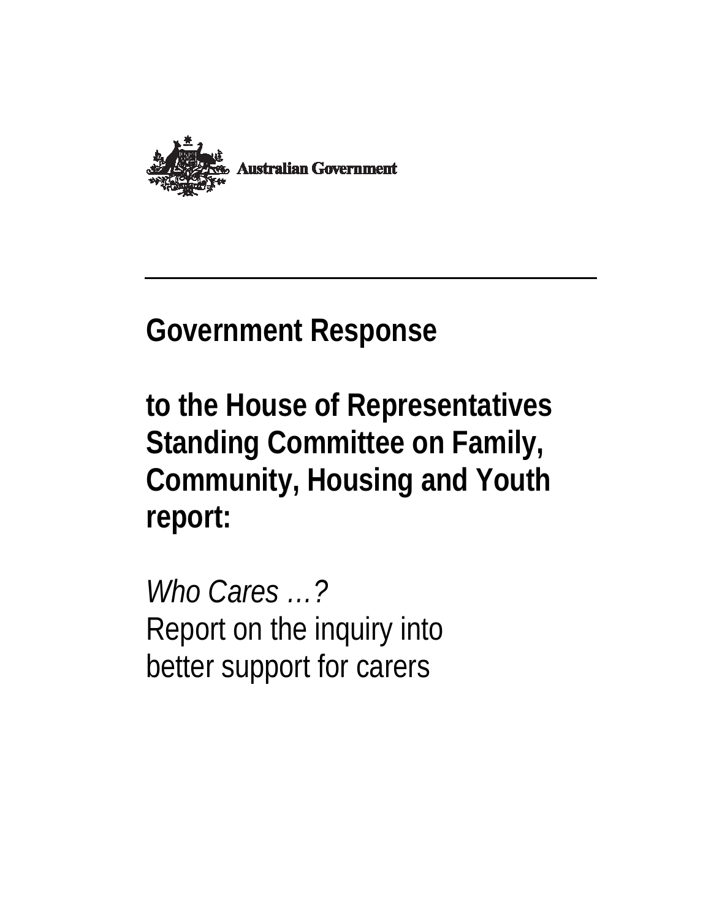Australian Government

---

# Government Response

# to the House of Representatives Standing Committee on Family, Community, Housing and Youth report:

*Who Cares …?*
Report on the inquiry into better support for carers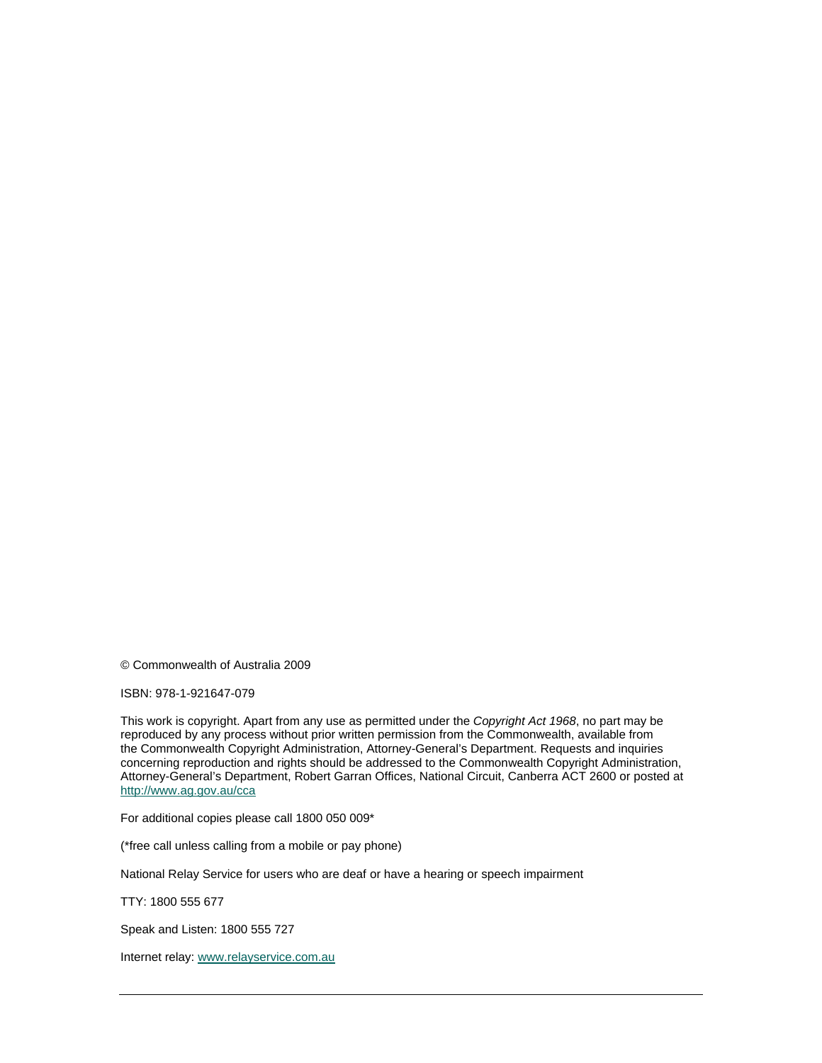© Commonwealth of Australia 2009

ISBN: 978-1-921647-079

This work is copyright. Apart from any use as permitted under the *Copyright Act 1968*, no part may be reproduced by any process without prior written permission from the Commonwealth, available from the Commonwealth Copyright Administration, Attorney-General's Department. Requests and inquiries concerning reproduction and rights should be addressed to the Commonwealth Copyright Administration, Attorney-General's Department, Robert Garran Offices, National Circuit, Canberra ACT 2600 or posted at http://www.ag.gov.au/cca

For additional copies please call 1800 050 009*

(*free call unless calling from a mobile or pay phone)

National Relay Service for users who are deaf or have a hearing or speech impairment

TTY: 1800 555 677

Speak and Listen: 1800 555 727

Internet relay: www.relayservice.com.au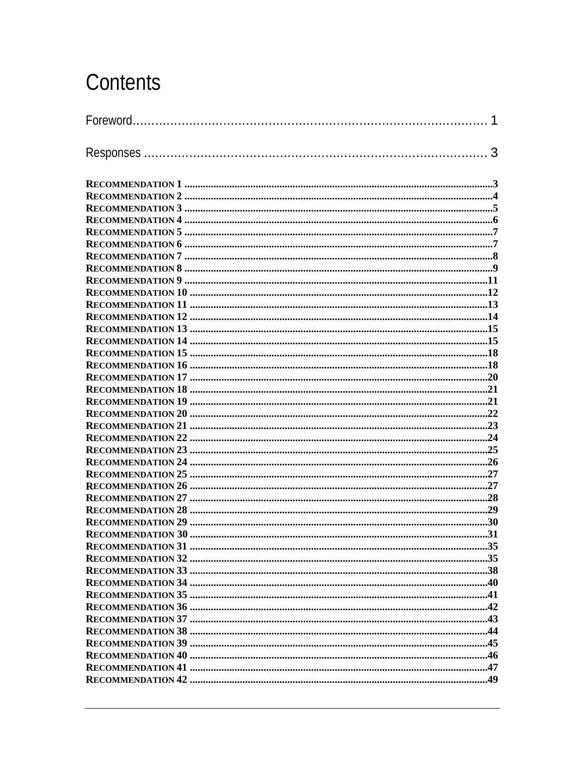# Contents

Foreword........................................................................................ 1

Responses ..................................................................................... 3

RECOMMENDATION 1 ....................................................................................................3
RECOMMENDATION 2 ....................................................................................................4
RECOMMENDATION 3 ....................................................................................................5
RECOMMENDATION 4 ....................................................................................................6
RECOMMENDATION 5 ....................................................................................................7
RECOMMENDATION 6 ....................................................................................................7
RECOMMENDATION 7 ....................................................................................................8
RECOMMENDATION 8 ....................................................................................................9
RECOMMENDATION 9 ..................................................................................................11
RECOMMENDATION 10 ................................................................................................12
RECOMMENDATION 11 ................................................................................................13
RECOMMENDATION 12 ................................................................................................14
RECOMMENDATION 13 ................................................................................................15
RECOMMENDATION 14 ................................................................................................15
RECOMMENDATION 15 ................................................................................................18
RECOMMENDATION 16 ................................................................................................18
RECOMMENDATION 17 ................................................................................................20
RECOMMENDATION 18 ................................................................................................21
RECOMMENDATION 19 ................................................................................................21
RECOMMENDATION 20 ................................................................................................22
RECOMMENDATION 21 ................................................................................................23
RECOMMENDATION 22 ................................................................................................24
RECOMMENDATION 23 ................................................................................................25
RECOMMENDATION 24 ................................................................................................26
RECOMMENDATION 25 ................................................................................................27
RECOMMENDATION 26 ................................................................................................27
RECOMMENDATION 27 ................................................................................................28
RECOMMENDATION 28 ................................................................................................29
RECOMMENDATION 29 ................................................................................................30
RECOMMENDATION 30 ................................................................................................31
RECOMMENDATION 31 ................................................................................................35
RECOMMENDATION 32 ................................................................................................35
RECOMMENDATION 33 ................................................................................................38
RECOMMENDATION 34 ................................................................................................40
RECOMMENDATION 35 ................................................................................................41
RECOMMENDATION 36 ................................................................................................42
RECOMMENDATION 37 ................................................................................................43
RECOMMENDATION 38 ................................................................................................44
RECOMMENDATION 39 ................................................................................................45
RECOMMENDATION 40 ................................................................................................46
RECOMMENDATION 41 ................................................................................................47
RECOMMENDATION 42 ................................................................................................49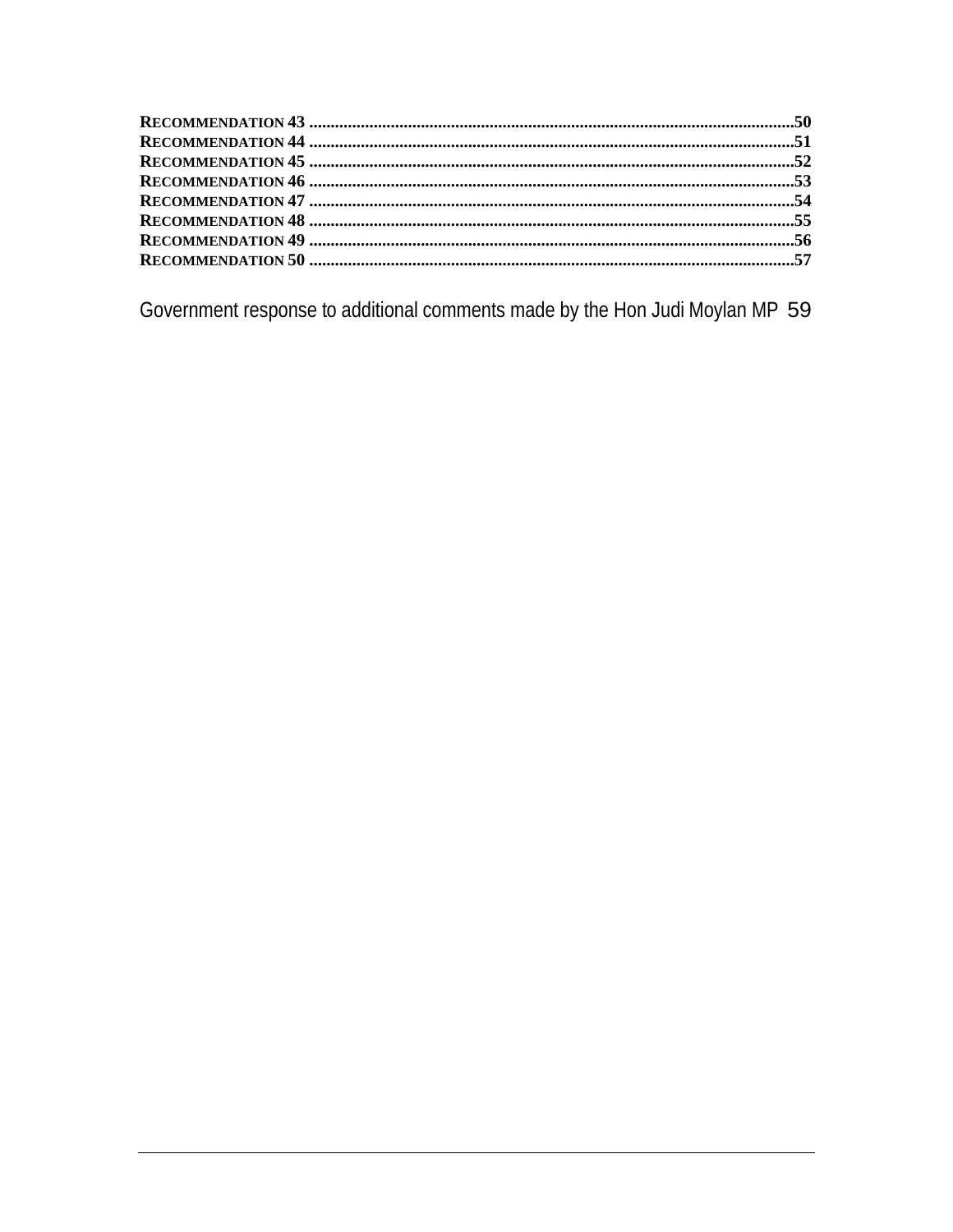RECOMMENDATION 43 ................................................................................................................50
RECOMMENDATION 44 ................................................................................................................51
RECOMMENDATION 45 ................................................................................................................52
RECOMMENDATION 46 ................................................................................................................53
RECOMMENDATION 47 ................................................................................................................54
RECOMMENDATION 48 ................................................................................................................55
RECOMMENDATION 49 ................................................................................................................56
RECOMMENDATION 50 ................................................................................................................57

Government response to additional comments made by the Hon Judi Moylan MP 59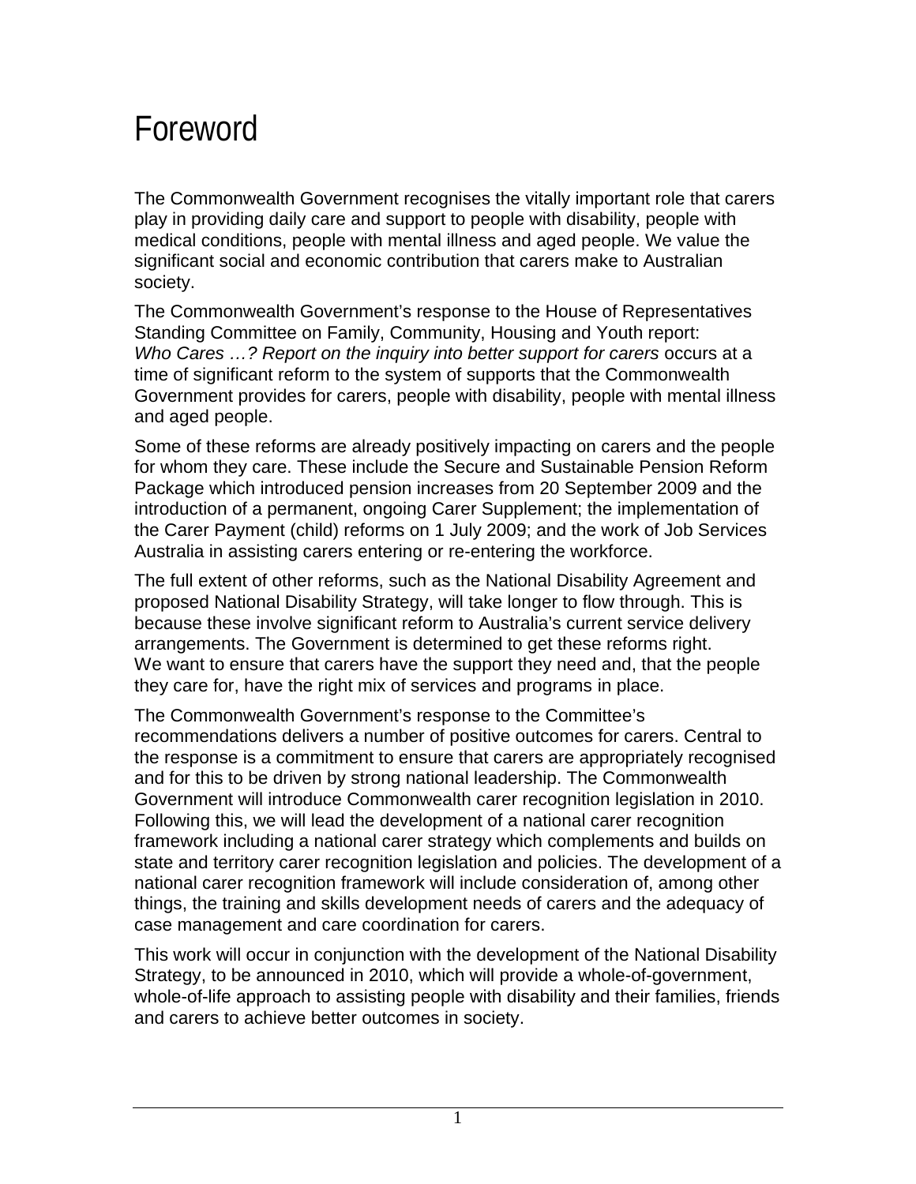# Foreword

The Commonwealth Government recognises the vitally important role that carers play in providing daily care and support to people with disability, people with medical conditions, people with mental illness and aged people. We value the significant social and economic contribution that carers make to Australian society.

The Commonwealth Government's response to the House of Representatives Standing Committee on Family, Community, Housing and Youth report: *Who Cares …? Report on the inquiry into better support for carers* occurs at a time of significant reform to the system of supports that the Commonwealth Government provides for carers, people with disability, people with mental illness and aged people.

Some of these reforms are already positively impacting on carers and the people for whom they care. These include the Secure and Sustainable Pension Reform Package which introduced pension increases from 20 September 2009 and the introduction of a permanent, ongoing Carer Supplement; the implementation of the Carer Payment (child) reforms on 1 July 2009; and the work of Job Services Australia in assisting carers entering or re-entering the workforce.

The full extent of other reforms, such as the National Disability Agreement and proposed National Disability Strategy, will take longer to flow through. This is because these involve significant reform to Australia's current service delivery arrangements. The Government is determined to get these reforms right. We want to ensure that carers have the support they need and, that the people they care for, have the right mix of services and programs in place.

The Commonwealth Government's response to the Committee's recommendations delivers a number of positive outcomes for carers. Central to the response is a commitment to ensure that carers are appropriately recognised and for this to be driven by strong national leadership. The Commonwealth Government will introduce Commonwealth carer recognition legislation in 2010. Following this, we will lead the development of a national carer recognition framework including a national carer strategy which complements and builds on state and territory carer recognition legislation and policies. The development of a national carer recognition framework will include consideration of, among other things, the training and skills development needs of carers and the adequacy of case management and care coordination for carers.

This work will occur in conjunction with the development of the National Disability Strategy, to be announced in 2010, which will provide a whole-of-government, whole-of-life approach to assisting people with disability and their families, friends and carers to achieve better outcomes in society.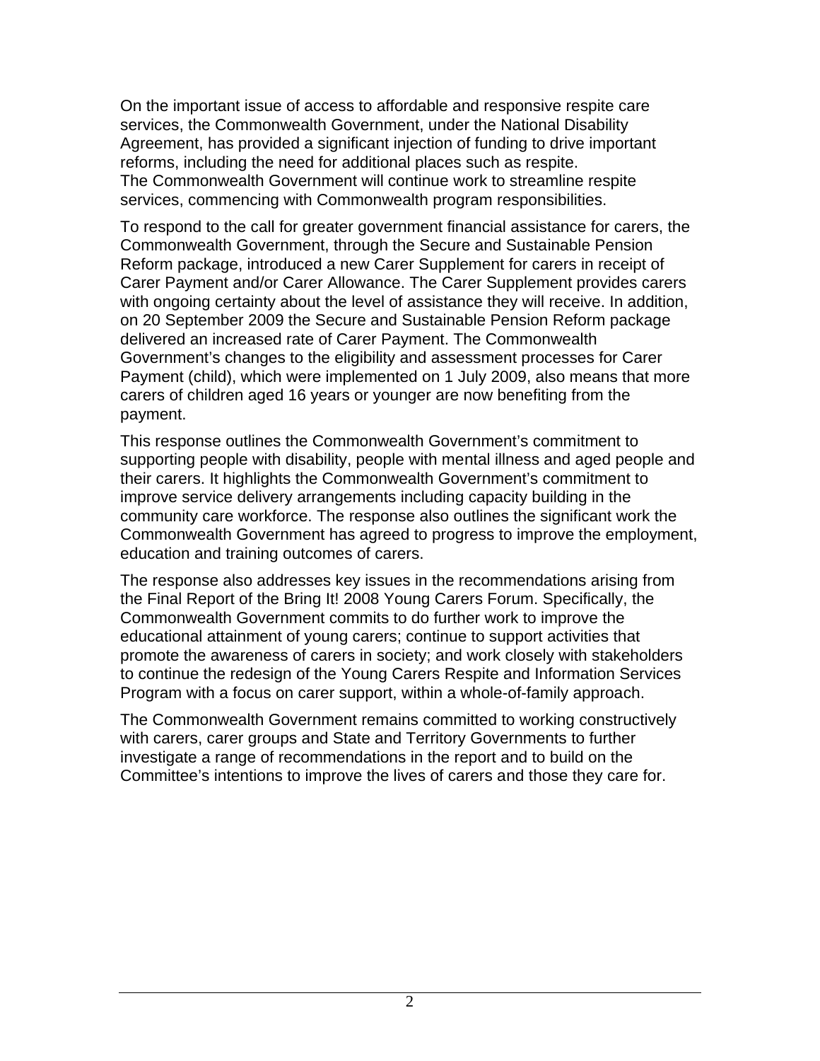On the important issue of access to affordable and responsive respite care services, the Commonwealth Government, under the National Disability Agreement, has provided a significant injection of funding to drive important reforms, including the need for additional places such as respite. The Commonwealth Government will continue work to streamline respite services, commencing with Commonwealth program responsibilities.

To respond to the call for greater government financial assistance for carers, the Commonwealth Government, through the Secure and Sustainable Pension Reform package, introduced a new Carer Supplement for carers in receipt of Carer Payment and/or Carer Allowance. The Carer Supplement provides carers with ongoing certainty about the level of assistance they will receive. In addition, on 20 September 2009 the Secure and Sustainable Pension Reform package delivered an increased rate of Carer Payment. The Commonwealth Government's changes to the eligibility and assessment processes for Carer Payment (child), which were implemented on 1 July 2009, also means that more carers of children aged 16 years or younger are now benefiting from the payment.

This response outlines the Commonwealth Government's commitment to supporting people with disability, people with mental illness and aged people and their carers. It highlights the Commonwealth Government's commitment to improve service delivery arrangements including capacity building in the community care workforce. The response also outlines the significant work the Commonwealth Government has agreed to progress to improve the employment, education and training outcomes of carers.

The response also addresses key issues in the recommendations arising from the Final Report of the Bring It! 2008 Young Carers Forum. Specifically, the Commonwealth Government commits to do further work to improve the educational attainment of young carers; continue to support activities that promote the awareness of carers in society; and work closely with stakeholders to continue the redesign of the Young Carers Respite and Information Services Program with a focus on carer support, within a whole-of-family approach.

The Commonwealth Government remains committed to working constructively with carers, carer groups and State and Territory Governments to further investigate a range of recommendations in the report and to build on the Committee's intentions to improve the lives of carers and those they care for.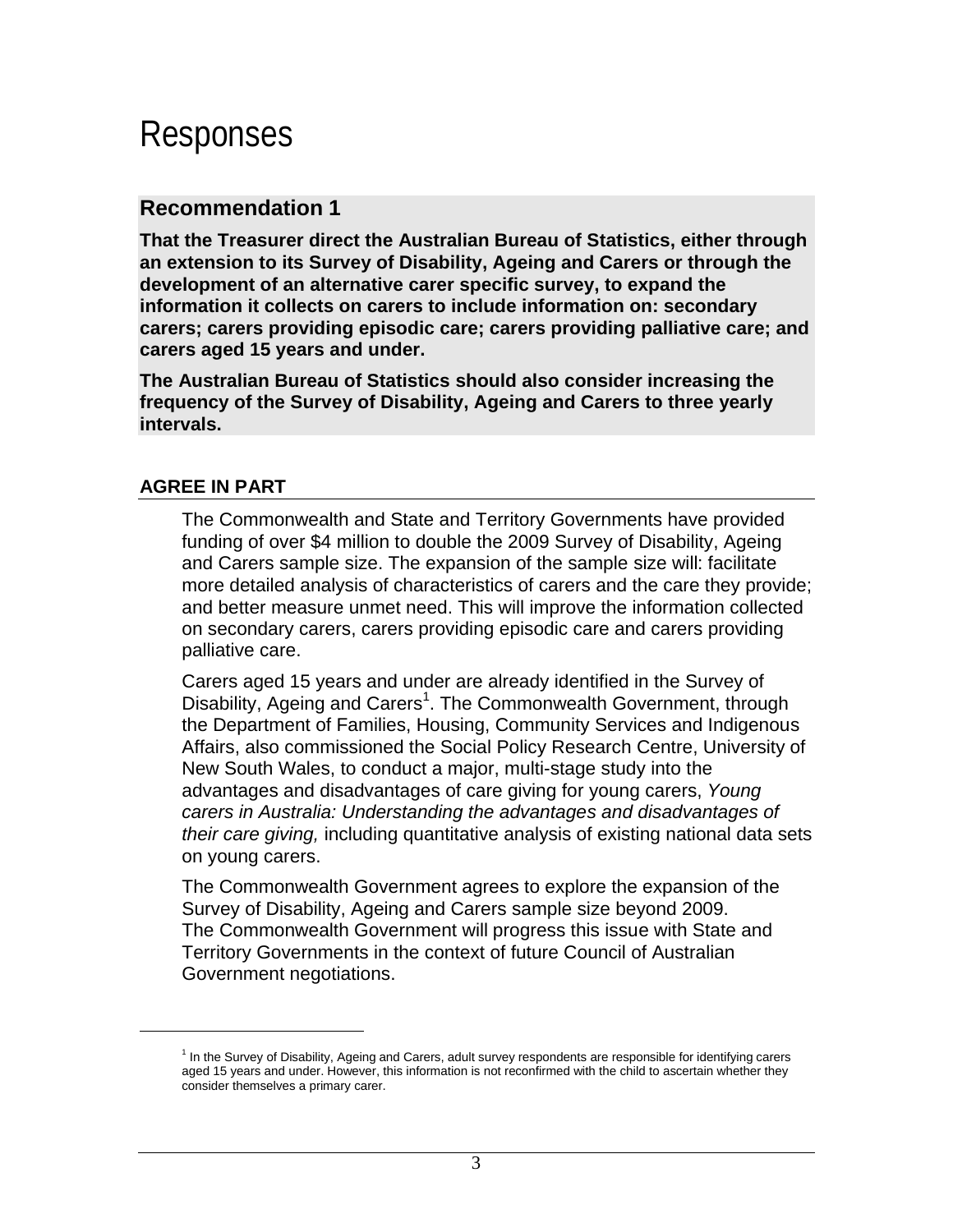# Responses

## Recommendation 1

**That the Treasurer direct the Australian Bureau of Statistics, either through an extension to its Survey of Disability, Ageing and Carers or through the development of an alternative carer specific survey, to expand the information it collects on carers to include information on: secondary carers; carers providing episodic care; carers providing palliative care; and carers aged 15 years and under.**

**The Australian Bureau of Statistics should also consider increasing the frequency of the Survey of Disability, Ageing and Carers to three yearly intervals.**

### AGREE IN PART

The Commonwealth and State and Territory Governments have provided funding of over $4 million to double the 2009 Survey of Disability, Ageing and Carers sample size. The expansion of the sample size will: facilitate more detailed analysis of characteristics of carers and the care they provide; and better measure unmet need. This will improve the information collected on secondary carers, carers providing episodic care and carers providing palliative care.

Carers aged 15 years and under are already identified in the Survey of Disability, Ageing and Carers[1]. The Commonwealth Government, through the Department of Families, Housing, Community Services and Indigenous Affairs, also commissioned the Social Policy Research Centre, University of New South Wales, to conduct a major, multi-stage study into the advantages and disadvantages of care giving for young carers, *Young carers in Australia: Understanding the advantages and disadvantages of their care giving,* including quantitative analysis of existing national data sets on young carers.

The Commonwealth Government agrees to explore the expansion of the Survey of Disability, Ageing and Carers sample size beyond 2009. The Commonwealth Government will progress this issue with State and Territory Governments in the context of future Council of Australian Government negotiations.

---

[1] In the Survey of Disability, Ageing and Carers, adult survey respondents are responsible for identifying carers aged 15 years and under. However, this information is not reconfirmed with the child to ascertain whether they consider themselves a primary carer.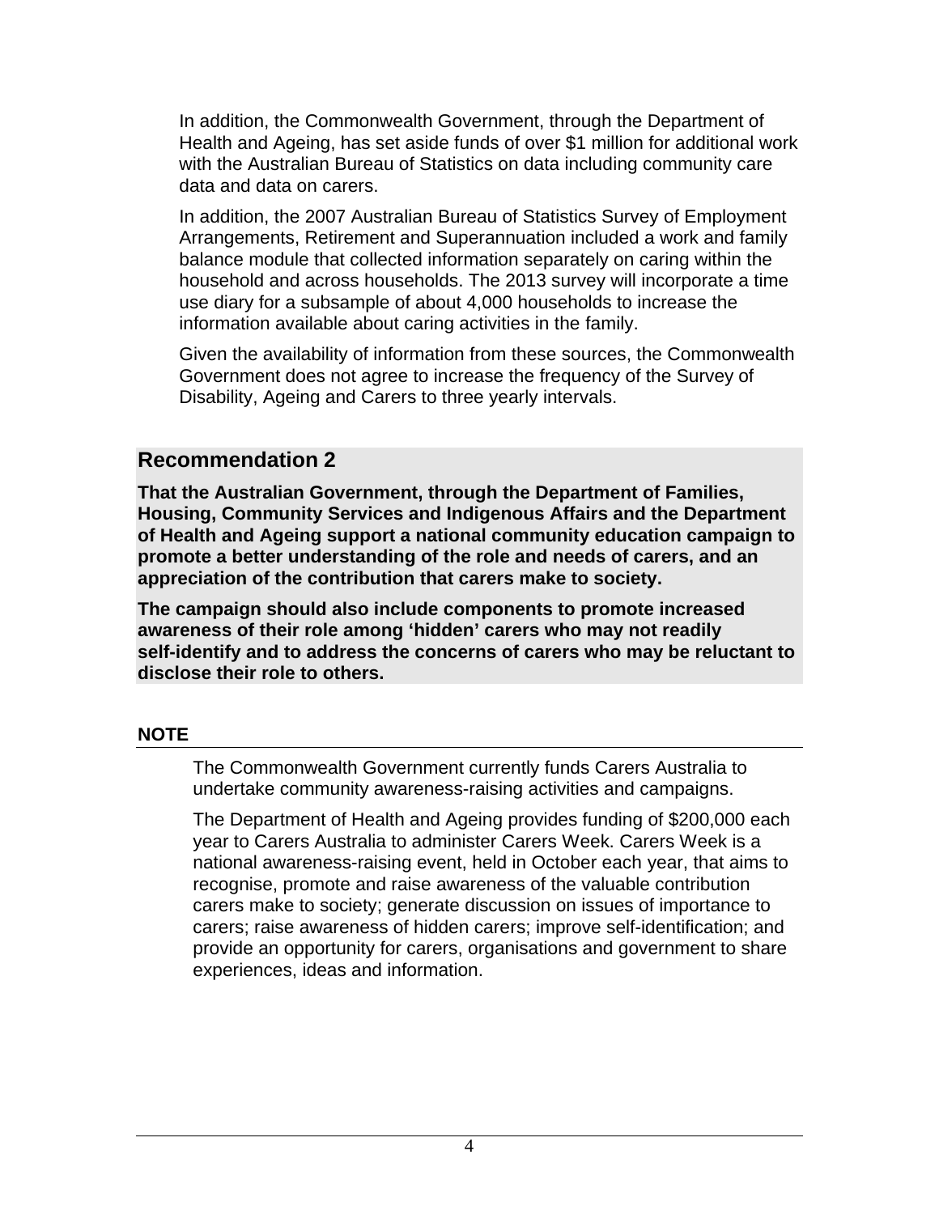In addition, the Commonwealth Government, through the Department of Health and Ageing, has set aside funds of over $1 million for additional work with the Australian Bureau of Statistics on data including community care data and data on carers.

In addition, the 2007 Australian Bureau of Statistics Survey of Employment Arrangements, Retirement and Superannuation included a work and family balance module that collected information separately on caring within the household and across households. The 2013 survey will incorporate a time use diary for a subsample of about 4,000 households to increase the information available about caring activities in the family.

Given the availability of information from these sources, the Commonwealth Government does not agree to increase the frequency of the Survey of Disability, Ageing and Carers to three yearly intervals.

## Recommendation 2

**That the Australian Government, through the Department of Families, Housing, Community Services and Indigenous Affairs and the Department of Health and Ageing support a national community education campaign to promote a better understanding of the role and needs of carers, and an appreciation of the contribution that carers make to society.**

**The campaign should also include components to promote increased awareness of their role among 'hidden' carers who may not readily self-identify and to address the concerns of carers who may be reluctant to disclose their role to others.**

### NOTE

The Commonwealth Government currently funds Carers Australia to undertake community awareness-raising activities and campaigns.

The Department of Health and Ageing provides funding of $200,000 each year to Carers Australia to administer Carers Week. Carers Week is a national awareness-raising event, held in October each year, that aims to recognise, promote and raise awareness of the valuable contribution carers make to society; generate discussion on issues of importance to carers; raise awareness of hidden carers; improve self-identification; and provide an opportunity for carers, organisations and government to share experiences, ideas and information.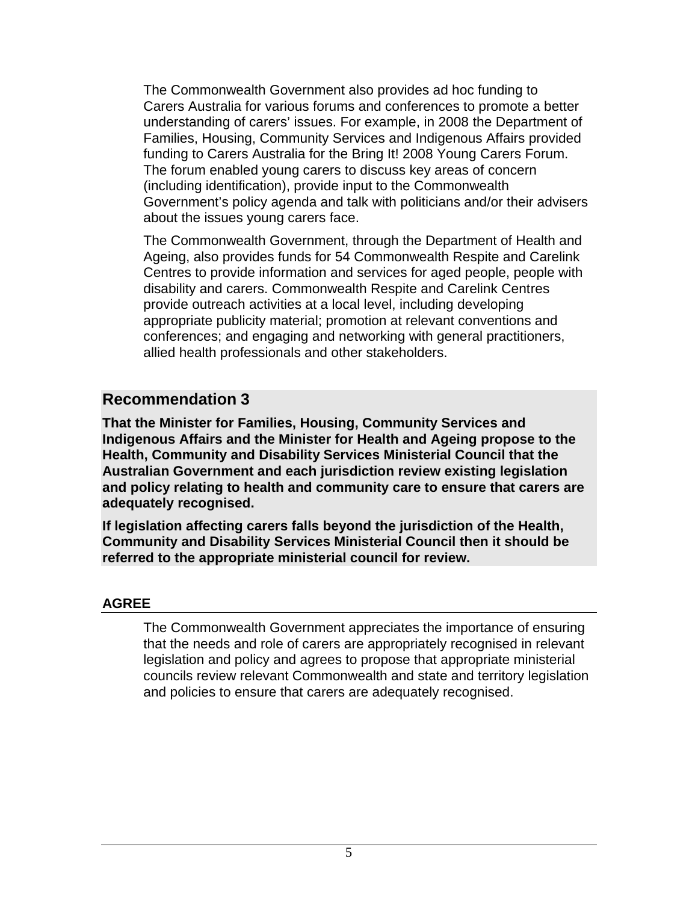The Commonwealth Government also provides ad hoc funding to Carers Australia for various forums and conferences to promote a better understanding of carers' issues. For example, in 2008 the Department of Families, Housing, Community Services and Indigenous Affairs provided funding to Carers Australia for the Bring It! 2008 Young Carers Forum. The forum enabled young carers to discuss key areas of concern (including identification), provide input to the Commonwealth Government's policy agenda and talk with politicians and/or their advisers about the issues young carers face.

The Commonwealth Government, through the Department of Health and Ageing, also provides funds for 54 Commonwealth Respite and Carelink Centres to provide information and services for aged people, people with disability and carers. Commonwealth Respite and Carelink Centres provide outreach activities at a local level, including developing appropriate publicity material; promotion at relevant conventions and conferences; and engaging and networking with general practitioners, allied health professionals and other stakeholders.

## Recommendation 3

**That the Minister for Families, Housing, Community Services and Indigenous Affairs and the Minister for Health and Ageing propose to the Health, Community and Disability Services Ministerial Council that the Australian Government and each jurisdiction review existing legislation and policy relating to health and community care to ensure that carers are adequately recognised.**

**If legislation affecting carers falls beyond the jurisdiction of the Health, Community and Disability Services Ministerial Council then it should be referred to the appropriate ministerial council for review.**

### AGREE

The Commonwealth Government appreciates the importance of ensuring that the needs and role of carers are appropriately recognised in relevant legislation and policy and agrees to propose that appropriate ministerial councils review relevant Commonwealth and state and territory legislation and policies to ensure that carers are adequately recognised.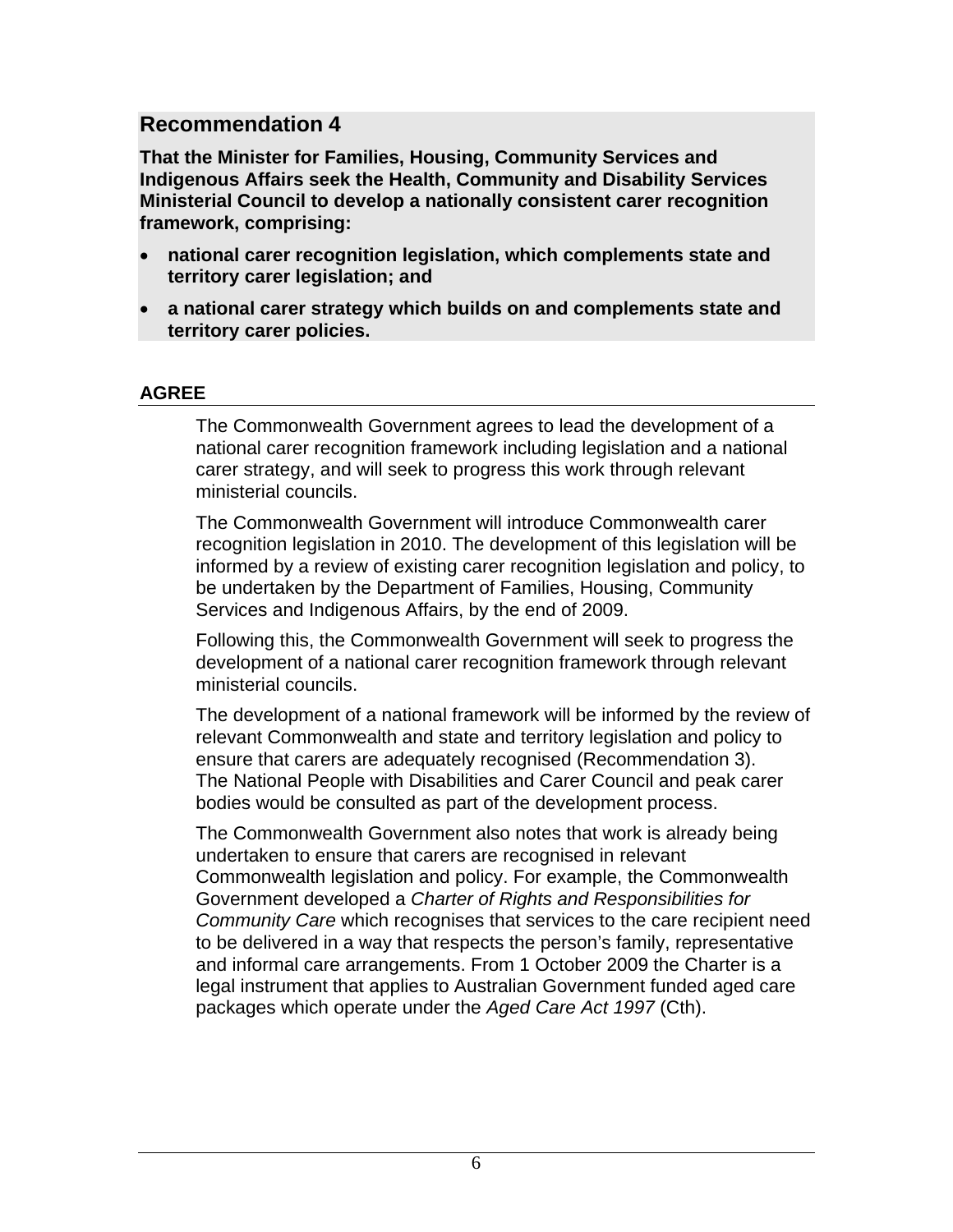## Recommendation 4

**That the Minister for Families, Housing, Community Services and Indigenous Affairs seek the Health, Community and Disability Services Ministerial Council to develop a nationally consistent carer recognition framework, comprising:**

- **national carer recognition legislation, which complements state and territory carer legislation; and**
- **a national carer strategy which builds on and complements state and territory carer policies.**

### AGREE

The Commonwealth Government agrees to lead the development of a national carer recognition framework including legislation and a national carer strategy, and will seek to progress this work through relevant ministerial councils.

The Commonwealth Government will introduce Commonwealth carer recognition legislation in 2010. The development of this legislation will be informed by a review of existing carer recognition legislation and policy, to be undertaken by the Department of Families, Housing, Community Services and Indigenous Affairs, by the end of 2009.

Following this, the Commonwealth Government will seek to progress the development of a national carer recognition framework through relevant ministerial councils.

The development of a national framework will be informed by the review of relevant Commonwealth and state and territory legislation and policy to ensure that carers are adequately recognised (Recommendation 3). The National People with Disabilities and Carer Council and peak carer bodies would be consulted as part of the development process.

The Commonwealth Government also notes that work is already being undertaken to ensure that carers are recognised in relevant Commonwealth legislation and policy. For example, the Commonwealth Government developed a *Charter of Rights and Responsibilities for Community Care* which recognises that services to the care recipient need to be delivered in a way that respects the person's family, representative and informal care arrangements. From 1 October 2009 the Charter is a legal instrument that applies to Australian Government funded aged care packages which operate under the *Aged Care Act 1997* (Cth).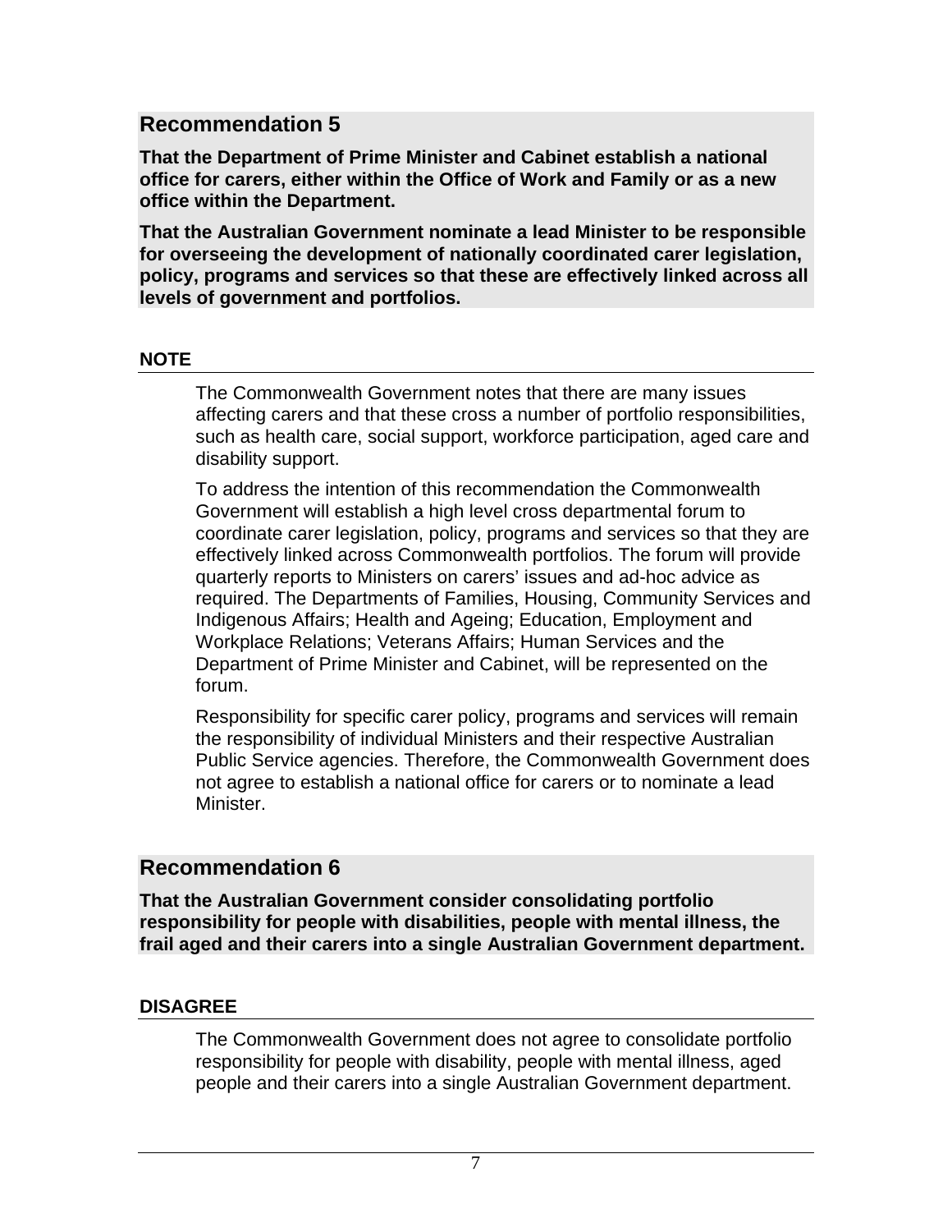## Recommendation 5

**That the Department of Prime Minister and Cabinet establish a national office for carers, either within the Office of Work and Family or as a new office within the Department.**

**That the Australian Government nominate a lead Minister to be responsible for overseeing the development of nationally coordinated carer legislation, policy, programs and services so that these are effectively linked across all levels of government and portfolios.**

### NOTE

The Commonwealth Government notes that there are many issues affecting carers and that these cross a number of portfolio responsibilities, such as health care, social support, workforce participation, aged care and disability support.

To address the intention of this recommendation the Commonwealth Government will establish a high level cross departmental forum to coordinate carer legislation, policy, programs and services so that they are effectively linked across Commonwealth portfolios. The forum will provide quarterly reports to Ministers on carers' issues and ad-hoc advice as required. The Departments of Families, Housing, Community Services and Indigenous Affairs; Health and Ageing; Education, Employment and Workplace Relations; Veterans Affairs; Human Services and the Department of Prime Minister and Cabinet, will be represented on the forum.

Responsibility for specific carer policy, programs and services will remain the responsibility of individual Ministers and their respective Australian Public Service agencies. Therefore, the Commonwealth Government does not agree to establish a national office for carers or to nominate a lead Minister.

## Recommendation 6

**That the Australian Government consider consolidating portfolio responsibility for people with disabilities, people with mental illness, the frail aged and their carers into a single Australian Government department.**

### DISAGREE

The Commonwealth Government does not agree to consolidate portfolio responsibility for people with disability, people with mental illness, aged people and their carers into a single Australian Government department.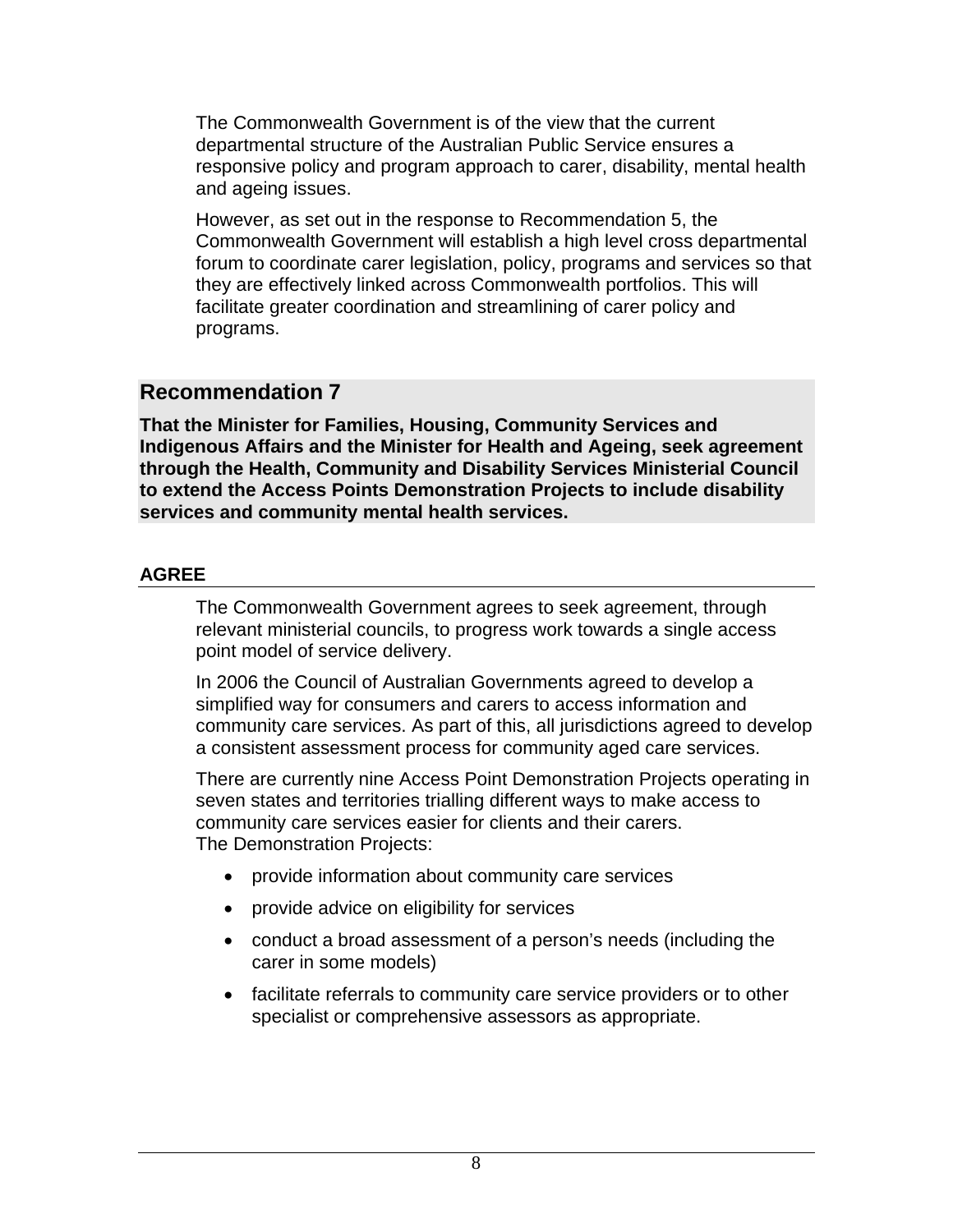The Commonwealth Government is of the view that the current departmental structure of the Australian Public Service ensures a responsive policy and program approach to carer, disability, mental health and ageing issues.

However, as set out in the response to Recommendation 5, the Commonwealth Government will establish a high level cross departmental forum to coordinate carer legislation, policy, programs and services so that they are effectively linked across Commonwealth portfolios. This will facilitate greater coordination and streamlining of carer policy and programs.

## Recommendation 7

**That the Minister for Families, Housing, Community Services and Indigenous Affairs and the Minister for Health and Ageing, seek agreement through the Health, Community and Disability Services Ministerial Council to extend the Access Points Demonstration Projects to include disability services and community mental health services.**

### AGREE

The Commonwealth Government agrees to seek agreement, through relevant ministerial councils, to progress work towards a single access point model of service delivery.

In 2006 the Council of Australian Governments agreed to develop a simplified way for consumers and carers to access information and community care services. As part of this, all jurisdictions agreed to develop a consistent assessment process for community aged care services.

There are currently nine Access Point Demonstration Projects operating in seven states and territories trialling different ways to make access to community care services easier for clients and their carers.
The Demonstration Projects:

- provide information about community care services
- provide advice on eligibility for services
- conduct a broad assessment of a person's needs (including the carer in some models)
- facilitate referrals to community care service providers or to other specialist or comprehensive assessors as appropriate.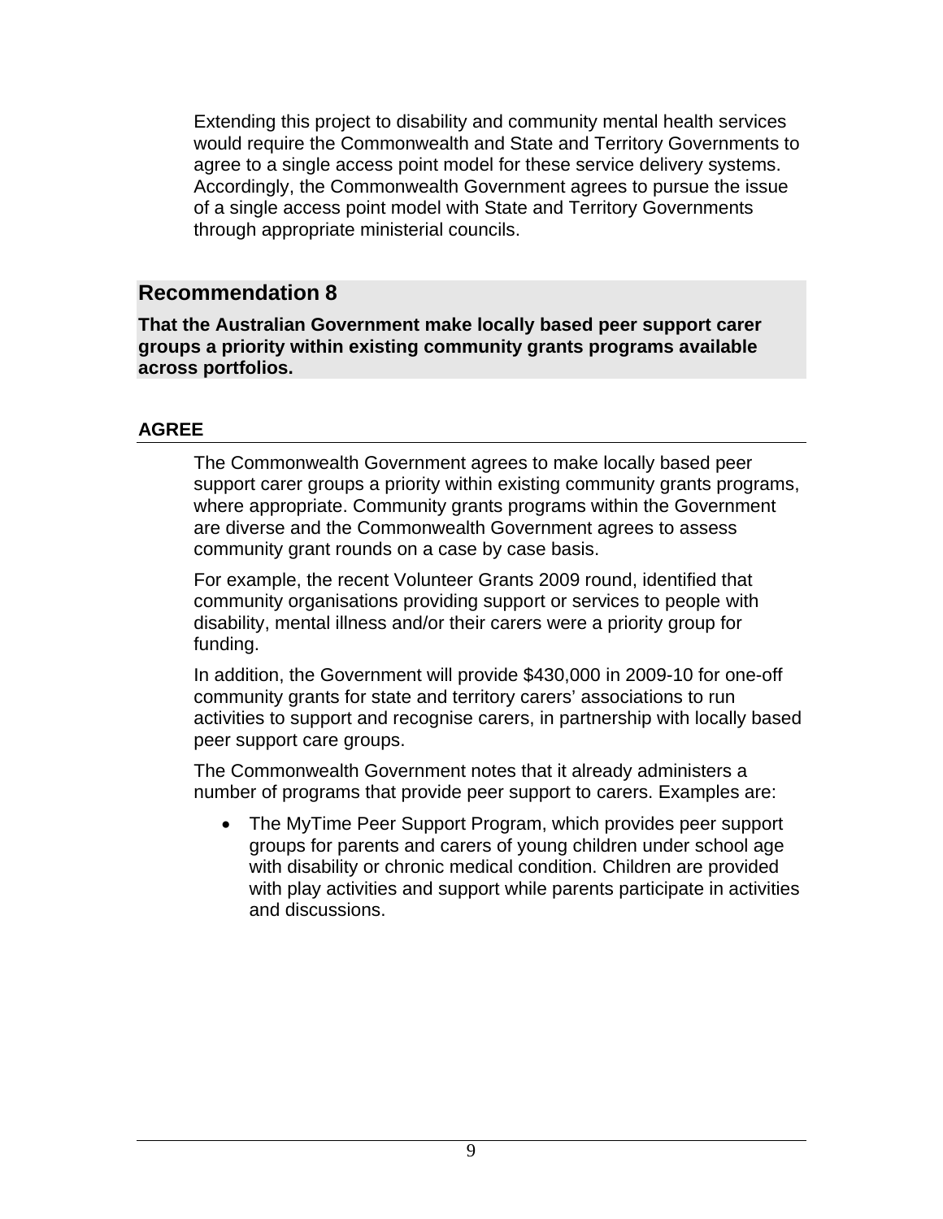Extending this project to disability and community mental health services would require the Commonwealth and State and Territory Governments to agree to a single access point model for these service delivery systems. Accordingly, the Commonwealth Government agrees to pursue the issue of a single access point model with State and Territory Governments through appropriate ministerial councils.

## Recommendation 8

**That the Australian Government make locally based peer support carer groups a priority within existing community grants programs available across portfolios.**

### AGREE

The Commonwealth Government agrees to make locally based peer support carer groups a priority within existing community grants programs, where appropriate. Community grants programs within the Government are diverse and the Commonwealth Government agrees to assess community grant rounds on a case by case basis.

For example, the recent Volunteer Grants 2009 round, identified that community organisations providing support or services to people with disability, mental illness and/or their carers were a priority group for funding.

In addition, the Government will provide $430,000 in 2009-10 for one-off community grants for state and territory carers' associations to run activities to support and recognise carers, in partnership with locally based peer support care groups.

The Commonwealth Government notes that it already administers a number of programs that provide peer support to carers. Examples are:

- The MyTime Peer Support Program, which provides peer support groups for parents and carers of young children under school age with disability or chronic medical condition. Children are provided with play activities and support while parents participate in activities and discussions.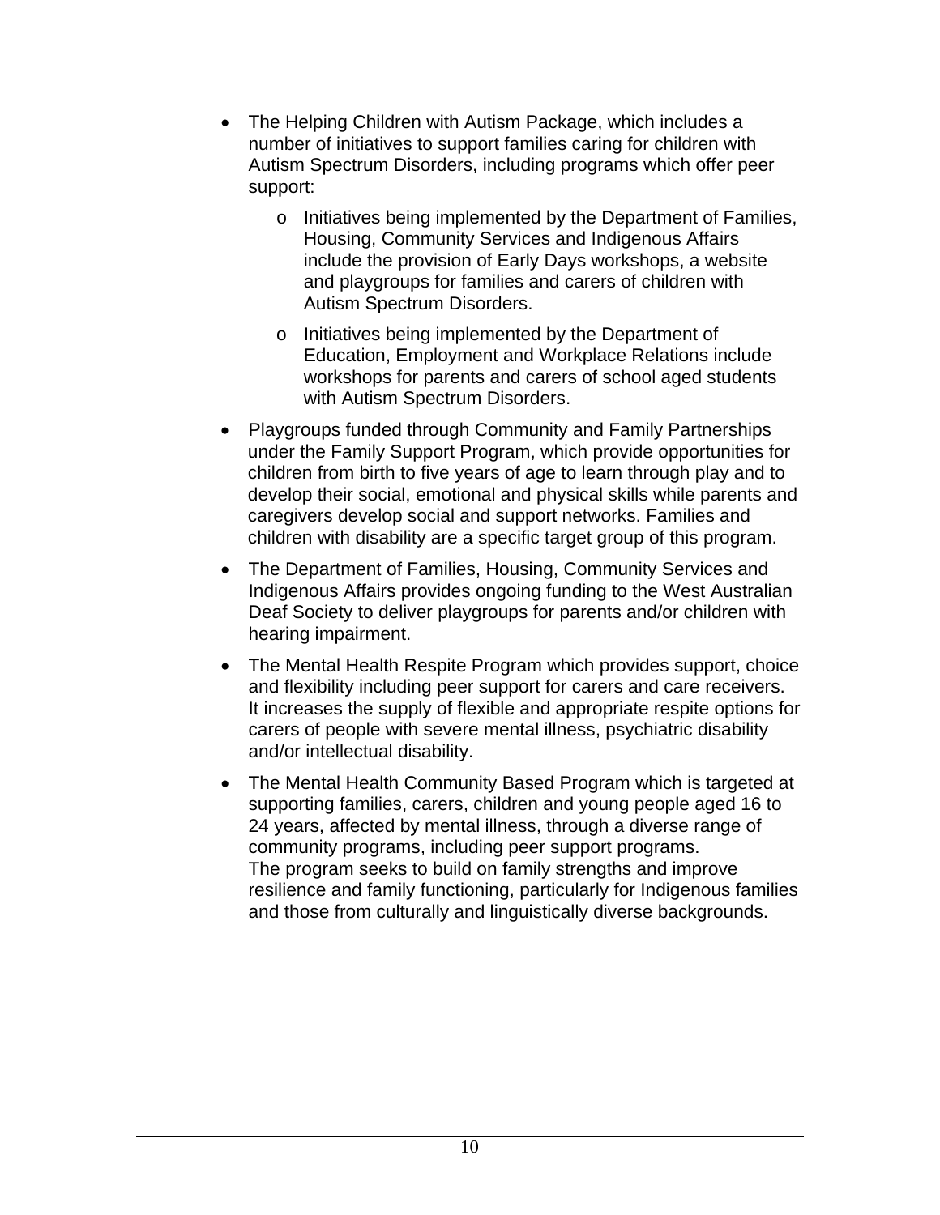- The Helping Children with Autism Package, which includes a number of initiatives to support families caring for children with Autism Spectrum Disorders, including programs which offer peer support:
  - Initiatives being implemented by the Department of Families, Housing, Community Services and Indigenous Affairs include the provision of Early Days workshops, a website and playgroups for families and carers of children with Autism Spectrum Disorders.
  - Initiatives being implemented by the Department of Education, Employment and Workplace Relations include workshops for parents and carers of school aged students with Autism Spectrum Disorders.
- Playgroups funded through Community and Family Partnerships under the Family Support Program, which provide opportunities for children from birth to five years of age to learn through play and to develop their social, emotional and physical skills while parents and caregivers develop social and support networks. Families and children with disability are a specific target group of this program.
- The Department of Families, Housing, Community Services and Indigenous Affairs provides ongoing funding to the West Australian Deaf Society to deliver playgroups for parents and/or children with hearing impairment.
- The Mental Health Respite Program which provides support, choice and flexibility including peer support for carers and care receivers. It increases the supply of flexible and appropriate respite options for carers of people with severe mental illness, psychiatric disability and/or intellectual disability.
- The Mental Health Community Based Program which is targeted at supporting families, carers, children and young people aged 16 to 24 years, affected by mental illness, through a diverse range of community programs, including peer support programs. The program seeks to build on family strengths and improve resilience and family functioning, particularly for Indigenous families and those from culturally and linguistically diverse backgrounds.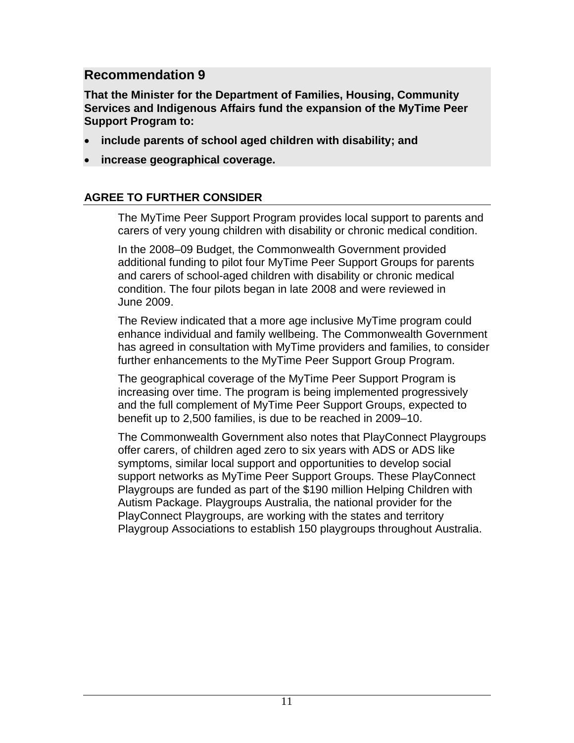## Recommendation 9

**That the Minister for the Department of Families, Housing, Community Services and Indigenous Affairs fund the expansion of the MyTime Peer Support Program to:**

- **include parents of school aged children with disability; and**
- **increase geographical coverage.**

### AGREE TO FURTHER CONSIDER

The MyTime Peer Support Program provides local support to parents and carers of very young children with disability or chronic medical condition.

In the 2008–09 Budget, the Commonwealth Government provided additional funding to pilot four MyTime Peer Support Groups for parents and carers of school-aged children with disability or chronic medical condition. The four pilots began in late 2008 and were reviewed in June 2009.

The Review indicated that a more age inclusive MyTime program could enhance individual and family wellbeing. The Commonwealth Government has agreed in consultation with MyTime providers and families, to consider further enhancements to the MyTime Peer Support Group Program.

The geographical coverage of the MyTime Peer Support Program is increasing over time. The program is being implemented progressively and the full complement of MyTime Peer Support Groups, expected to benefit up to 2,500 families, is due to be reached in 2009–10.

The Commonwealth Government also notes that PlayConnect Playgroups offer carers, of children aged zero to six years with ADS or ADS like symptoms, similar local support and opportunities to develop social support networks as MyTime Peer Support Groups. These PlayConnect Playgroups are funded as part of the $190 million Helping Children with Autism Package. Playgroups Australia, the national provider for the PlayConnect Playgroups, are working with the states and territory Playgroup Associations to establish 150 playgroups throughout Australia.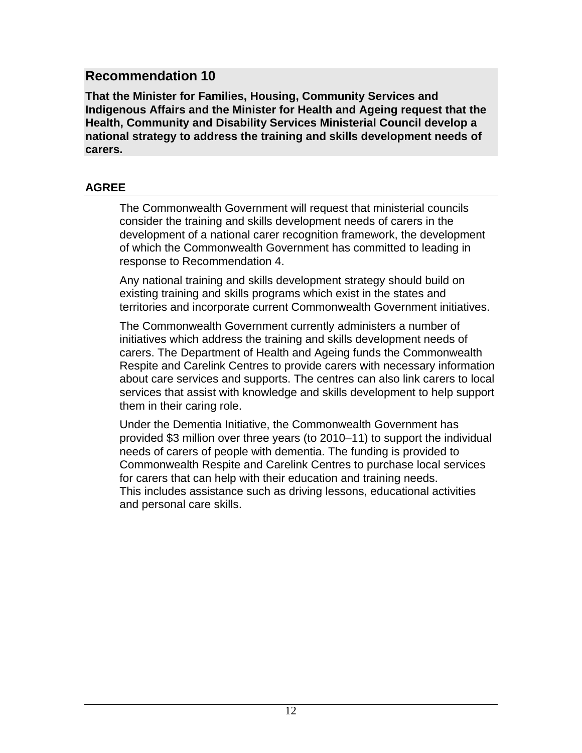## Recommendation 10

**That the Minister for Families, Housing, Community Services and Indigenous Affairs and the Minister for Health and Ageing request that the Health, Community and Disability Services Ministerial Council develop a national strategy to address the training and skills development needs of carers.**

### AGREE

The Commonwealth Government will request that ministerial councils consider the training and skills development needs of carers in the development of a national carer recognition framework, the development of which the Commonwealth Government has committed to leading in response to Recommendation 4.

Any national training and skills development strategy should build on existing training and skills programs which exist in the states and territories and incorporate current Commonwealth Government initiatives.

The Commonwealth Government currently administers a number of initiatives which address the training and skills development needs of carers. The Department of Health and Ageing funds the Commonwealth Respite and Carelink Centres to provide carers with necessary information about care services and supports. The centres can also link carers to local services that assist with knowledge and skills development to help support them in their caring role.

Under the Dementia Initiative, the Commonwealth Government has provided $3 million over three years (to 2010–11) to support the individual needs of carers of people with dementia. The funding is provided to Commonwealth Respite and Carelink Centres to purchase local services for carers that can help with their education and training needs. This includes assistance such as driving lessons, educational activities and personal care skills.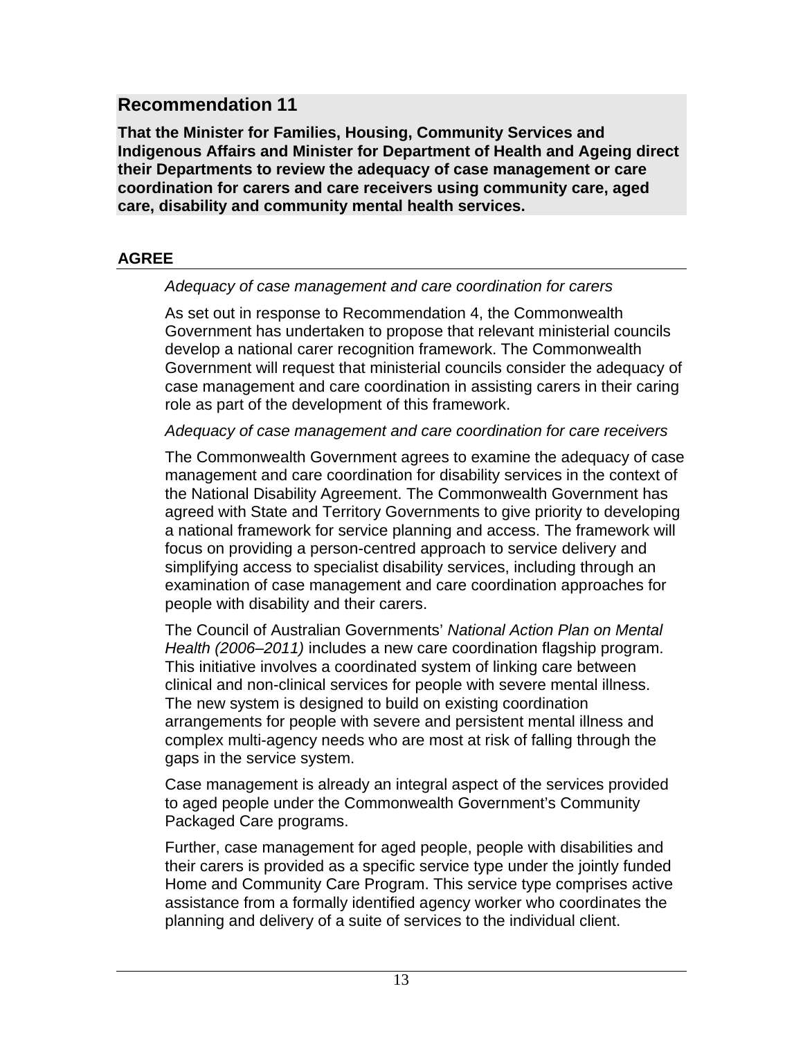## Recommendation 11

**That the Minister for Families, Housing, Community Services and Indigenous Affairs and Minister for Department of Health and Ageing direct their Departments to review the adequacy of case management or care coordination for carers and care receivers using community care, aged care, disability and community mental health services.**

**AGREE**

*Adequacy of case management and care coordination for carers*

As set out in response to Recommendation 4, the Commonwealth Government has undertaken to propose that relevant ministerial councils develop a national carer recognition framework. The Commonwealth Government will request that ministerial councils consider the adequacy of case management and care coordination in assisting carers in their caring role as part of the development of this framework.

*Adequacy of case management and care coordination for care receivers*

The Commonwealth Government agrees to examine the adequacy of case management and care coordination for disability services in the context of the National Disability Agreement. The Commonwealth Government has agreed with State and Territory Governments to give priority to developing a national framework for service planning and access. The framework will focus on providing a person-centred approach to service delivery and simplifying access to specialist disability services, including through an examination of case management and care coordination approaches for people with disability and their carers.

The Council of Australian Governments' *National Action Plan on Mental Health (2006–2011)* includes a new care coordination flagship program. This initiative involves a coordinated system of linking care between clinical and non-clinical services for people with severe mental illness. The new system is designed to build on existing coordination arrangements for people with severe and persistent mental illness and complex multi-agency needs who are most at risk of falling through the gaps in the service system.

Case management is already an integral aspect of the services provided to aged people under the Commonwealth Government's Community Packaged Care programs.

Further, case management for aged people, people with disabilities and their carers is provided as a specific service type under the jointly funded Home and Community Care Program. This service type comprises active assistance from a formally identified agency worker who coordinates the planning and delivery of a suite of services to the individual client.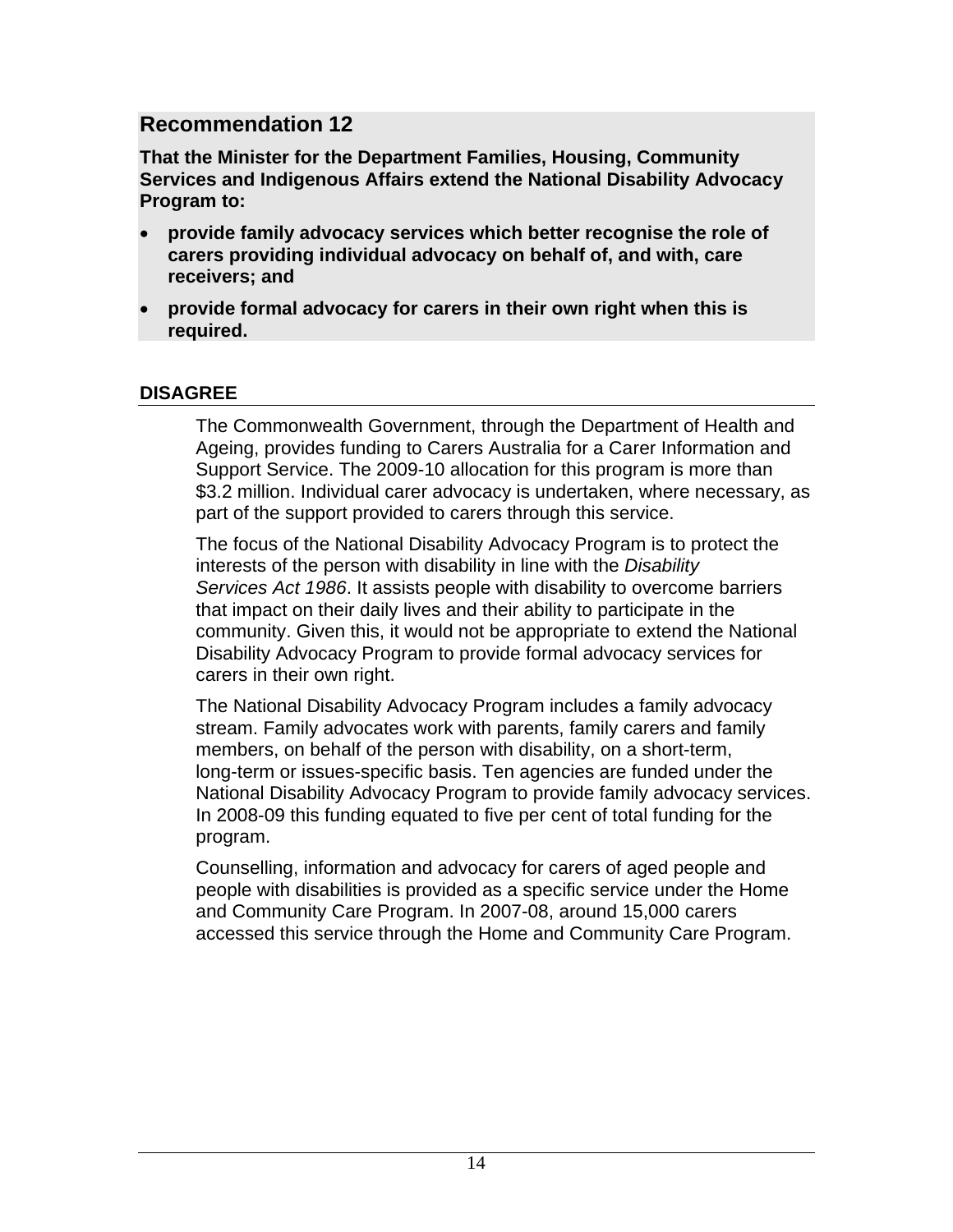## Recommendation 12

**That the Minister for the Department Families, Housing, Community Services and Indigenous Affairs extend the National Disability Advocacy Program to:**

- **provide family advocacy services which better recognise the role of carers providing individual advocacy on behalf of, and with, care receivers; and**
- **provide formal advocacy for carers in their own right when this is required.**

### DISAGREE

The Commonwealth Government, through the Department of Health and Ageing, provides funding to Carers Australia for a Carer Information and Support Service. The 2009-10 allocation for this program is more than $3.2 million. Individual carer advocacy is undertaken, where necessary, as part of the support provided to carers through this service.

The focus of the National Disability Advocacy Program is to protect the interests of the person with disability in line with the *Disability Services Act 1986*. It assists people with disability to overcome barriers that impact on their daily lives and their ability to participate in the community. Given this, it would not be appropriate to extend the National Disability Advocacy Program to provide formal advocacy services for carers in their own right.

The National Disability Advocacy Program includes a family advocacy stream. Family advocates work with parents, family carers and family members, on behalf of the person with disability, on a short-term, long-term or issues-specific basis. Ten agencies are funded under the National Disability Advocacy Program to provide family advocacy services. In 2008-09 this funding equated to five per cent of total funding for the program.

Counselling, information and advocacy for carers of aged people and people with disabilities is provided as a specific service under the Home and Community Care Program. In 2007-08, around 15,000 carers accessed this service through the Home and Community Care Program.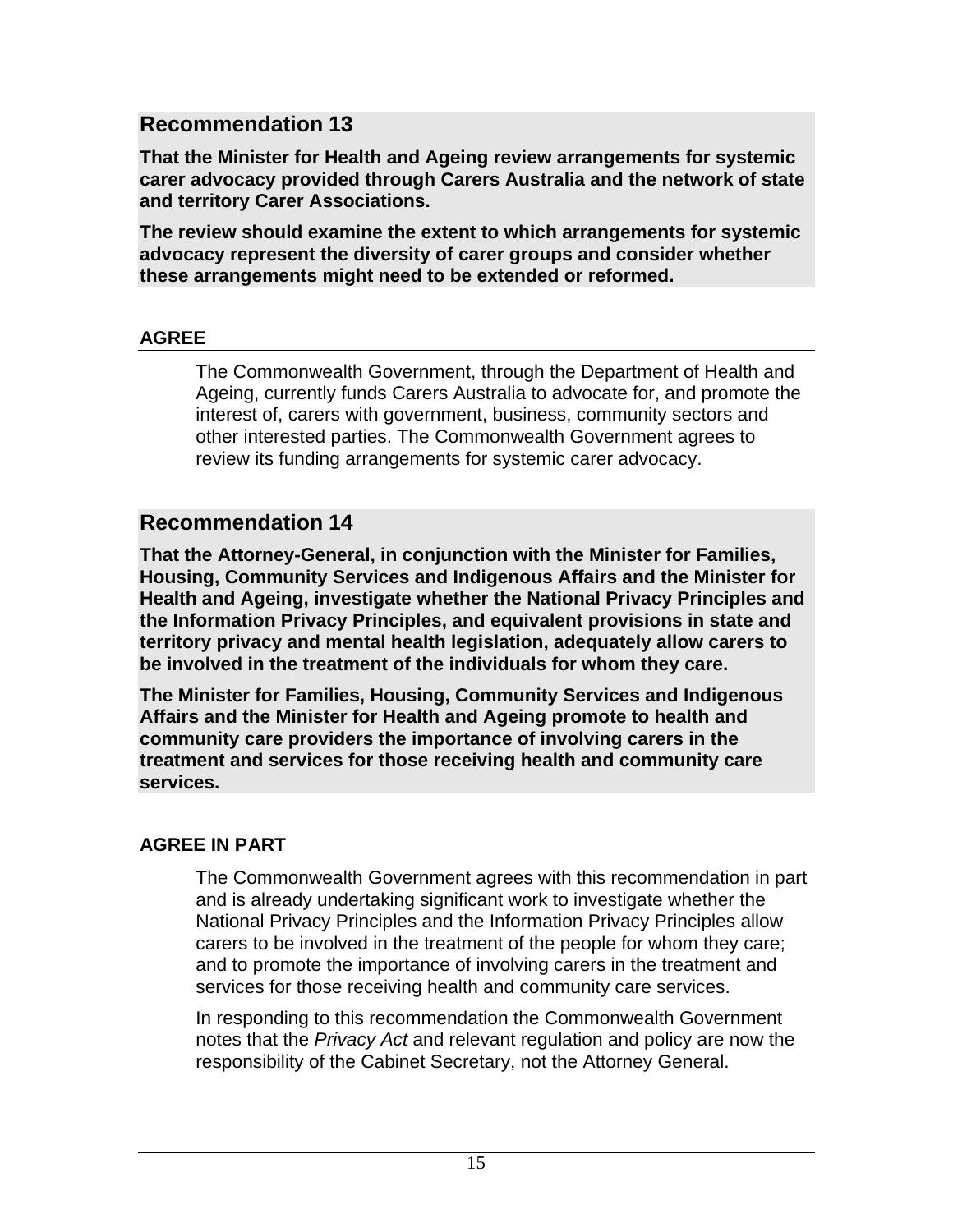## Recommendation 13

**That the Minister for Health and Ageing review arrangements for systemic carer advocacy provided through Carers Australia and the network of state and territory Carer Associations.**

**The review should examine the extent to which arrangements for systemic advocacy represent the diversity of carer groups and consider whether these arrangements might need to be extended or reformed.**

### AGREE

The Commonwealth Government, through the Department of Health and Ageing, currently funds Carers Australia to advocate for, and promote the interest of, carers with government, business, community sectors and other interested parties. The Commonwealth Government agrees to review its funding arrangements for systemic carer advocacy.

## Recommendation 14

**That the Attorney-General, in conjunction with the Minister for Families, Housing, Community Services and Indigenous Affairs and the Minister for Health and Ageing, investigate whether the National Privacy Principles and the Information Privacy Principles, and equivalent provisions in state and territory privacy and mental health legislation, adequately allow carers to be involved in the treatment of the individuals for whom they care.**

**The Minister for Families, Housing, Community Services and Indigenous Affairs and the Minister for Health and Ageing promote to health and community care providers the importance of involving carers in the treatment and services for those receiving health and community care services.**

### AGREE IN PART

The Commonwealth Government agrees with this recommendation in part and is already undertaking significant work to investigate whether the National Privacy Principles and the Information Privacy Principles allow carers to be involved in the treatment of the people for whom they care; and to promote the importance of involving carers in the treatment and services for those receiving health and community care services.

In responding to this recommendation the Commonwealth Government notes that the *Privacy Act* and relevant regulation and policy are now the responsibility of the Cabinet Secretary, not the Attorney General.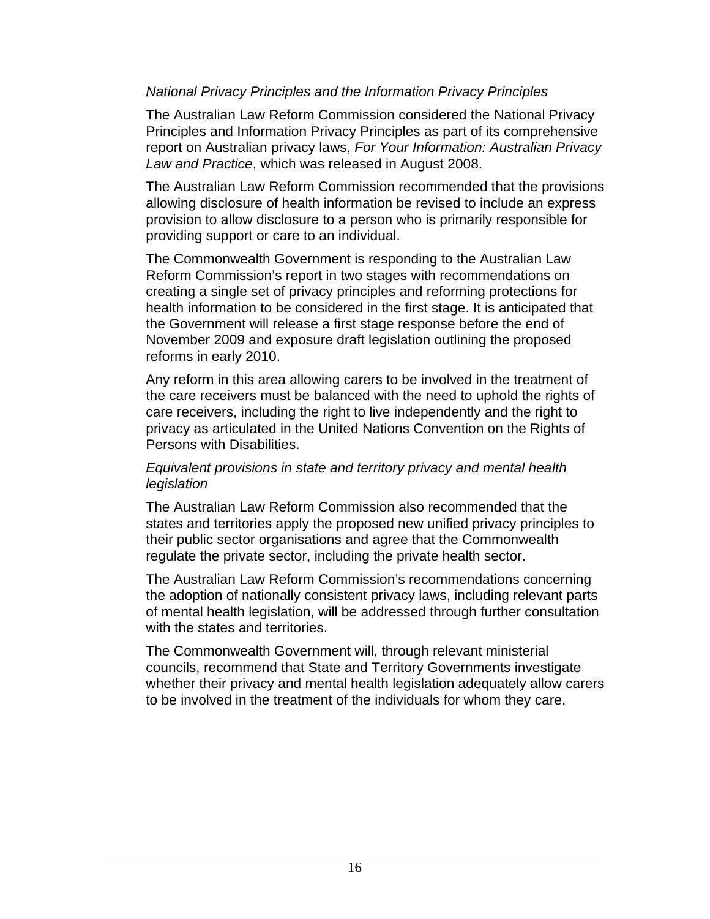*National Privacy Principles and the Information Privacy Principles*

The Australian Law Reform Commission considered the National Privacy Principles and Information Privacy Principles as part of its comprehensive report on Australian privacy laws, *For Your Information: Australian Privacy Law and Practice*, which was released in August 2008.

The Australian Law Reform Commission recommended that the provisions allowing disclosure of health information be revised to include an express provision to allow disclosure to a person who is primarily responsible for providing support or care to an individual.

The Commonwealth Government is responding to the Australian Law Reform Commission's report in two stages with recommendations on creating a single set of privacy principles and reforming protections for health information to be considered in the first stage. It is anticipated that the Government will release a first stage response before the end of November 2009 and exposure draft legislation outlining the proposed reforms in early 2010.

Any reform in this area allowing carers to be involved in the treatment of the care receivers must be balanced with the need to uphold the rights of care receivers, including the right to live independently and the right to privacy as articulated in the United Nations Convention on the Rights of Persons with Disabilities.

*Equivalent provisions in state and territory privacy and mental health legislation*

The Australian Law Reform Commission also recommended that the states and territories apply the proposed new unified privacy principles to their public sector organisations and agree that the Commonwealth regulate the private sector, including the private health sector.

The Australian Law Reform Commission's recommendations concerning the adoption of nationally consistent privacy laws, including relevant parts of mental health legislation, will be addressed through further consultation with the states and territories.

The Commonwealth Government will, through relevant ministerial councils, recommend that State and Territory Governments investigate whether their privacy and mental health legislation adequately allow carers to be involved in the treatment of the individuals for whom they care.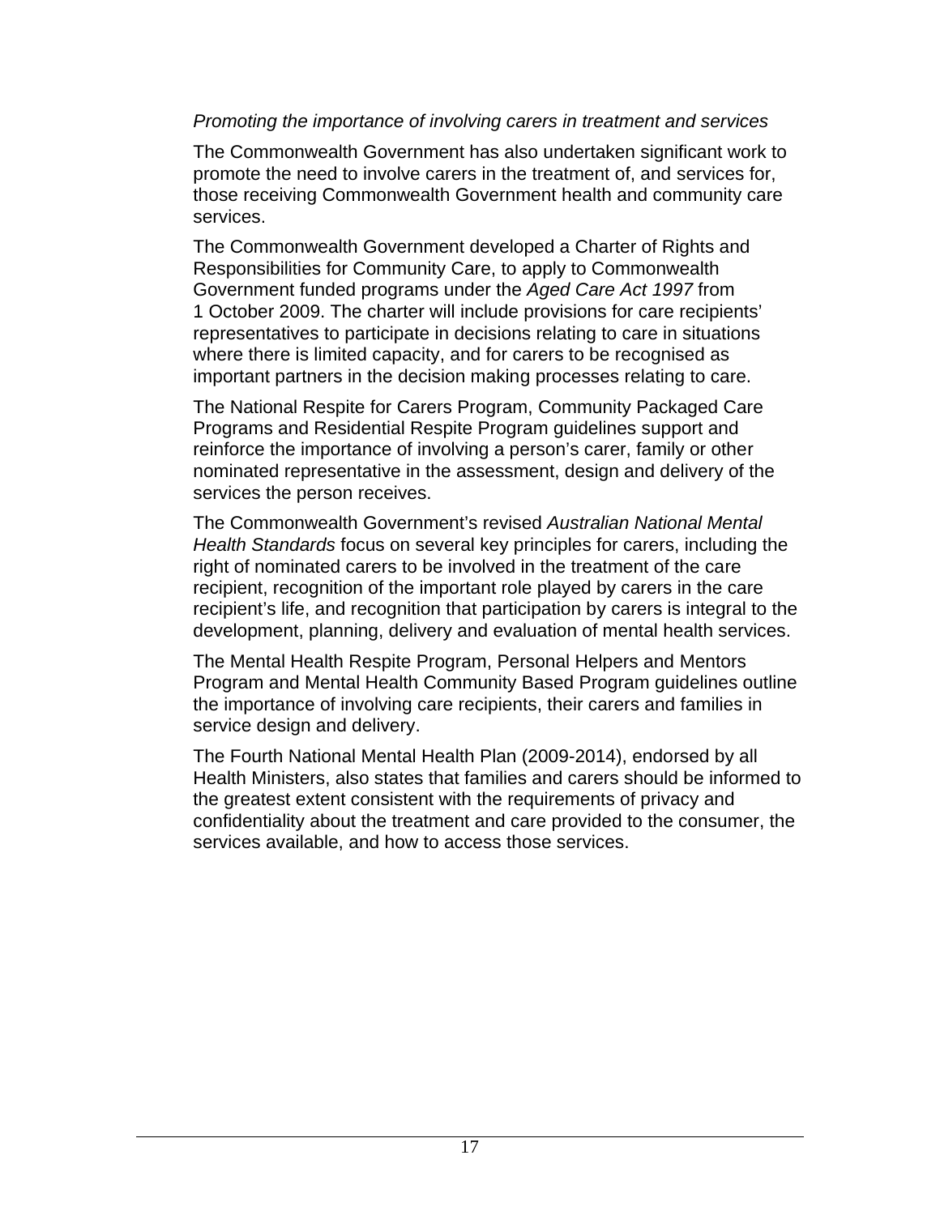*Promoting the importance of involving carers in treatment and services*

The Commonwealth Government has also undertaken significant work to promote the need to involve carers in the treatment of, and services for, those receiving Commonwealth Government health and community care services.

The Commonwealth Government developed a Charter of Rights and Responsibilities for Community Care, to apply to Commonwealth Government funded programs under the *Aged Care Act 1997* from 1 October 2009. The charter will include provisions for care recipients' representatives to participate in decisions relating to care in situations where there is limited capacity, and for carers to be recognised as important partners in the decision making processes relating to care.

The National Respite for Carers Program, Community Packaged Care Programs and Residential Respite Program guidelines support and reinforce the importance of involving a person's carer, family or other nominated representative in the assessment, design and delivery of the services the person receives.

The Commonwealth Government's revised *Australian National Mental Health Standards* focus on several key principles for carers, including the right of nominated carers to be involved in the treatment of the care recipient, recognition of the important role played by carers in the care recipient's life, and recognition that participation by carers is integral to the development, planning, delivery and evaluation of mental health services.

The Mental Health Respite Program, Personal Helpers and Mentors Program and Mental Health Community Based Program guidelines outline the importance of involving care recipients, their carers and families in service design and delivery.

The Fourth National Mental Health Plan (2009-2014), endorsed by all Health Ministers, also states that families and carers should be informed to the greatest extent consistent with the requirements of privacy and confidentiality about the treatment and care provided to the consumer, the services available, and how to access those services.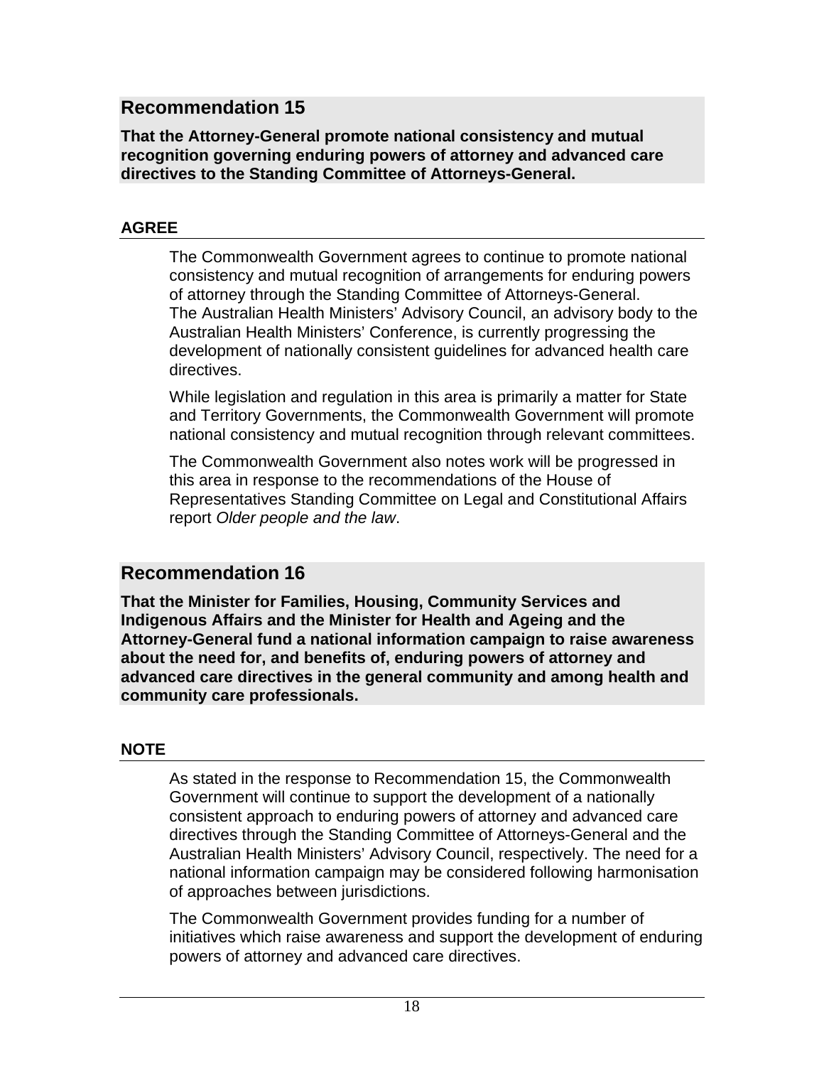## Recommendation 15

**That the Attorney-General promote national consistency and mutual recognition governing enduring powers of attorney and advanced care directives to the Standing Committee of Attorneys-General.**

### AGREE

The Commonwealth Government agrees to continue to promote national consistency and mutual recognition of arrangements for enduring powers of attorney through the Standing Committee of Attorneys-General. The Australian Health Ministers' Advisory Council, an advisory body to the Australian Health Ministers' Conference, is currently progressing the development of nationally consistent guidelines for advanced health care directives.

While legislation and regulation in this area is primarily a matter for State and Territory Governments, the Commonwealth Government will promote national consistency and mutual recognition through relevant committees.

The Commonwealth Government also notes work will be progressed in this area in response to the recommendations of the House of Representatives Standing Committee on Legal and Constitutional Affairs report *Older people and the law*.

## Recommendation 16

**That the Minister for Families, Housing, Community Services and Indigenous Affairs and the Minister for Health and Ageing and the Attorney-General fund a national information campaign to raise awareness about the need for, and benefits of, enduring powers of attorney and advanced care directives in the general community and among health and community care professionals.**

### NOTE

As stated in the response to Recommendation 15, the Commonwealth Government will continue to support the development of a nationally consistent approach to enduring powers of attorney and advanced care directives through the Standing Committee of Attorneys-General and the Australian Health Ministers' Advisory Council, respectively. The need for a national information campaign may be considered following harmonisation of approaches between jurisdictions.

The Commonwealth Government provides funding for a number of initiatives which raise awareness and support the development of enduring powers of attorney and advanced care directives.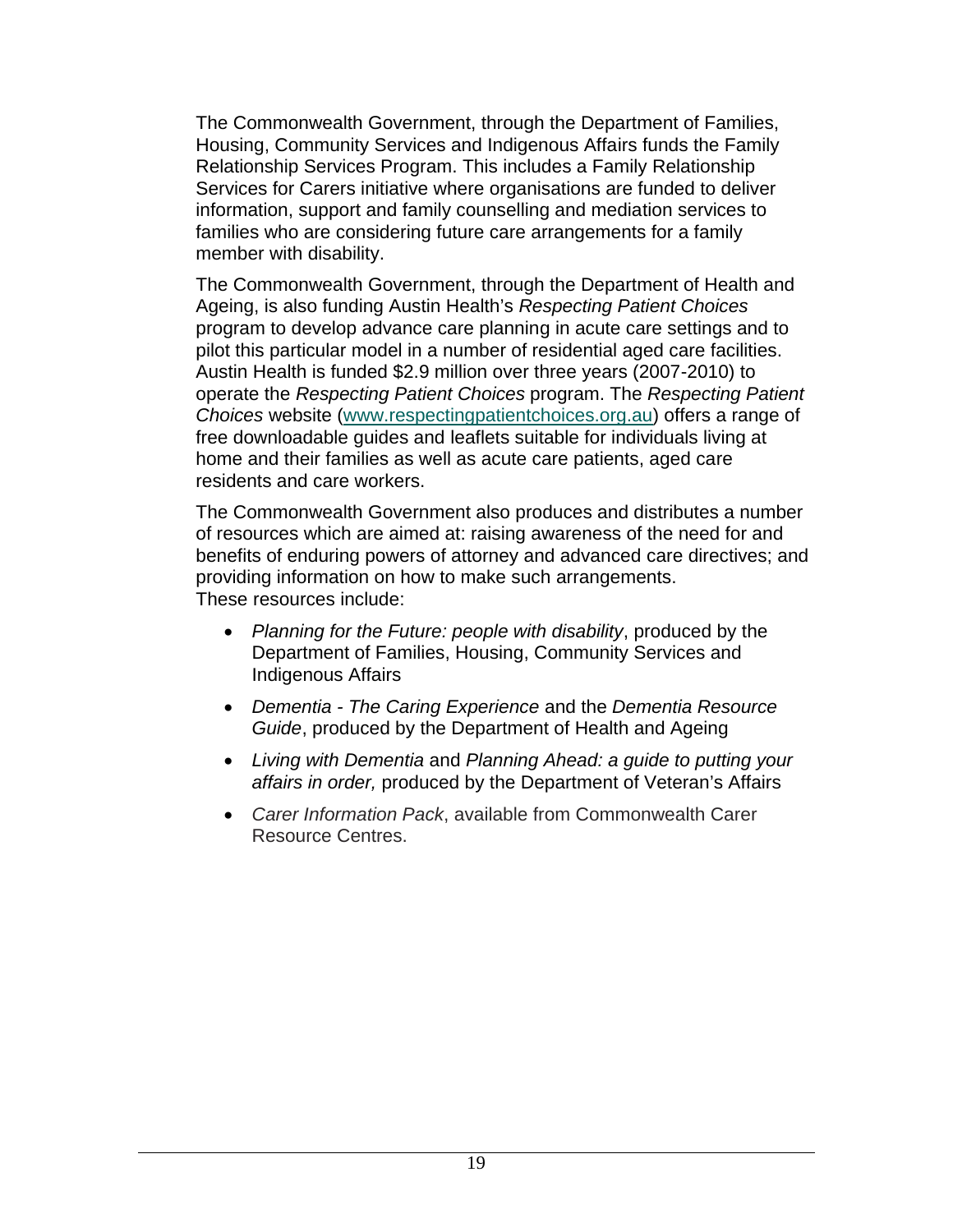The Commonwealth Government, through the Department of Families, Housing, Community Services and Indigenous Affairs funds the Family Relationship Services Program. This includes a Family Relationship Services for Carers initiative where organisations are funded to deliver information, support and family counselling and mediation services to families who are considering future care arrangements for a family member with disability.

The Commonwealth Government, through the Department of Health and Ageing, is also funding Austin Health's *Respecting Patient Choices* program to develop advance care planning in acute care settings and to pilot this particular model in a number of residential aged care facilities. Austin Health is funded $2.9 million over three years (2007-2010) to operate the *Respecting Patient Choices* program. The *Respecting Patient Choices* website (www.respectingpatientchoices.org.au) offers a range of free downloadable guides and leaflets suitable for individuals living at home and their families as well as acute care patients, aged care residents and care workers.

The Commonwealth Government also produces and distributes a number of resources which are aimed at: raising awareness of the need for and benefits of enduring powers of attorney and advanced care directives; and providing information on how to make such arrangements.
These resources include:

- *Planning for the Future: people with disability*, produced by the Department of Families, Housing, Community Services and Indigenous Affairs
- *Dementia - The Caring Experience* and the *Dementia Resource Guide*, produced by the Department of Health and Ageing
- *Living with Dementia* and *Planning Ahead: a guide to putting your affairs in order,* produced by the Department of Veteran's Affairs
- *Carer Information Pack*, available from Commonwealth Carer Resource Centres.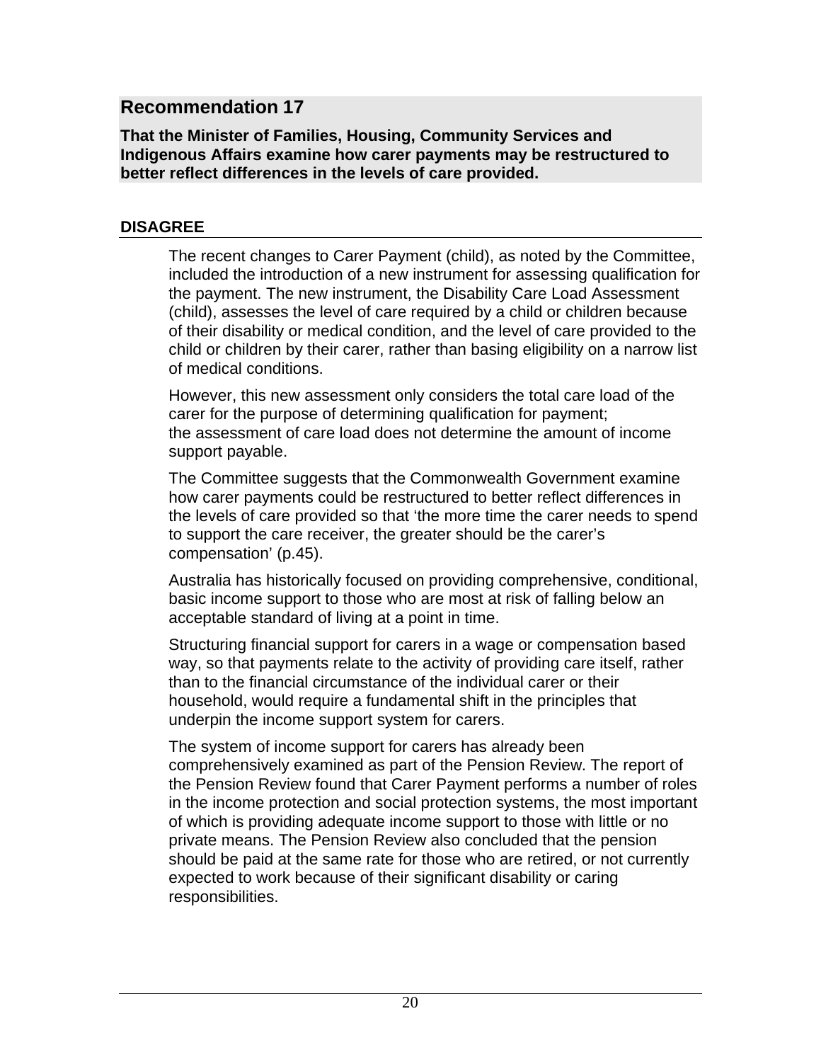## Recommendation 17

**That the Minister of Families, Housing, Community Services and Indigenous Affairs examine how carer payments may be restructured to better reflect differences in the levels of care provided.**

### DISAGREE

The recent changes to Carer Payment (child), as noted by the Committee, included the introduction of a new instrument for assessing qualification for the payment. The new instrument, the Disability Care Load Assessment (child), assesses the level of care required by a child or children because of their disability or medical condition, and the level of care provided to the child or children by their carer, rather than basing eligibility on a narrow list of medical conditions.

However, this new assessment only considers the total care load of the carer for the purpose of determining qualification for payment; the assessment of care load does not determine the amount of income support payable.

The Committee suggests that the Commonwealth Government examine how carer payments could be restructured to better reflect differences in the levels of care provided so that 'the more time the carer needs to spend to support the care receiver, the greater should be the carer's compensation' (p.45).

Australia has historically focused on providing comprehensive, conditional, basic income support to those who are most at risk of falling below an acceptable standard of living at a point in time.

Structuring financial support for carers in a wage or compensation based way, so that payments relate to the activity of providing care itself, rather than to the financial circumstance of the individual carer or their household, would require a fundamental shift in the principles that underpin the income support system for carers.

The system of income support for carers has already been comprehensively examined as part of the Pension Review. The report of the Pension Review found that Carer Payment performs a number of roles in the income protection and social protection systems, the most important of which is providing adequate income support to those with little or no private means. The Pension Review also concluded that the pension should be paid at the same rate for those who are retired, or not currently expected to work because of their significant disability or caring responsibilities.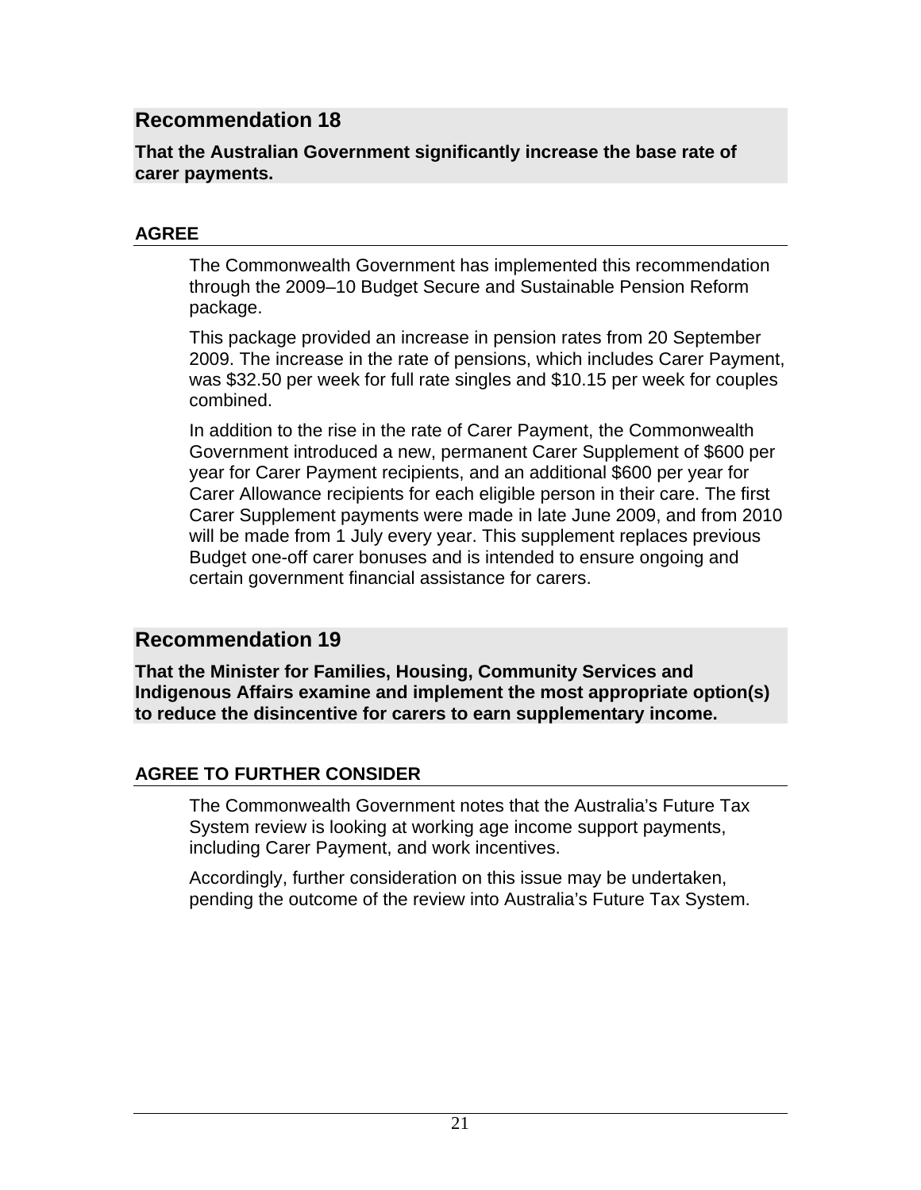## Recommendation 18

**That the Australian Government significantly increase the base rate of carer payments.**

### AGREE

The Commonwealth Government has implemented this recommendation through the 2009–10 Budget Secure and Sustainable Pension Reform package.

This package provided an increase in pension rates from 20 September 2009. The increase in the rate of pensions, which includes Carer Payment, was $32.50 per week for full rate singles and $10.15 per week for couples combined.

In addition to the rise in the rate of Carer Payment, the Commonwealth Government introduced a new, permanent Carer Supplement of $600 per year for Carer Payment recipients, and an additional $600 per year for Carer Allowance recipients for each eligible person in their care. The first Carer Supplement payments were made in late June 2009, and from 2010 will be made from 1 July every year. This supplement replaces previous Budget one-off carer bonuses and is intended to ensure ongoing and certain government financial assistance for carers.

## Recommendation 19

**That the Minister for Families, Housing, Community Services and Indigenous Affairs examine and implement the most appropriate option(s) to reduce the disincentive for carers to earn supplementary income.**

### AGREE TO FURTHER CONSIDER

The Commonwealth Government notes that the Australia's Future Tax System review is looking at working age income support payments, including Carer Payment, and work incentives.

Accordingly, further consideration on this issue may be undertaken, pending the outcome of the review into Australia's Future Tax System.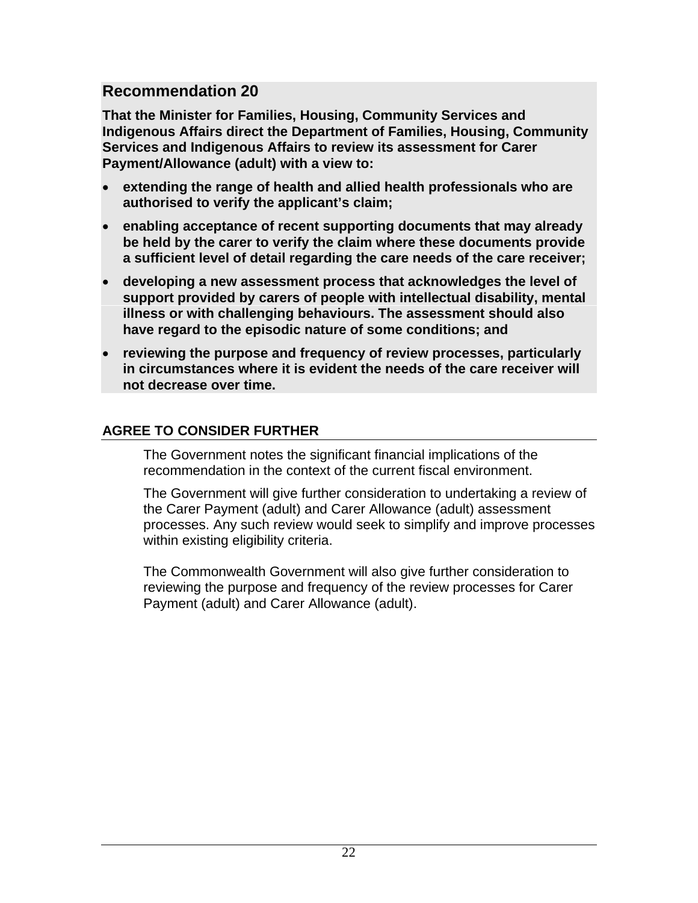## Recommendation 20

**That the Minister for Families, Housing, Community Services and Indigenous Affairs direct the Department of Families, Housing, Community Services and Indigenous Affairs to review its assessment for Carer Payment/Allowance (adult) with a view to:**

- **extending the range of health and allied health professionals who are authorised to verify the applicant's claim;**
- **enabling acceptance of recent supporting documents that may already be held by the carer to verify the claim where these documents provide a sufficient level of detail regarding the care needs of the care receiver;**
- **developing a new assessment process that acknowledges the level of support provided by carers of people with intellectual disability, mental illness or with challenging behaviours. The assessment should also have regard to the episodic nature of some conditions; and**
- **reviewing the purpose and frequency of review processes, particularly in circumstances where it is evident the needs of the care receiver will not decrease over time.**

**AGREE TO CONSIDER FURTHER**

The Government notes the significant financial implications of the recommendation in the context of the current fiscal environment.

The Government will give further consideration to undertaking a review of the Carer Payment (adult) and Carer Allowance (adult) assessment processes. Any such review would seek to simplify and improve processes within existing eligibility criteria.

The Commonwealth Government will also give further consideration to reviewing the purpose and frequency of the review processes for Carer Payment (adult) and Carer Allowance (adult).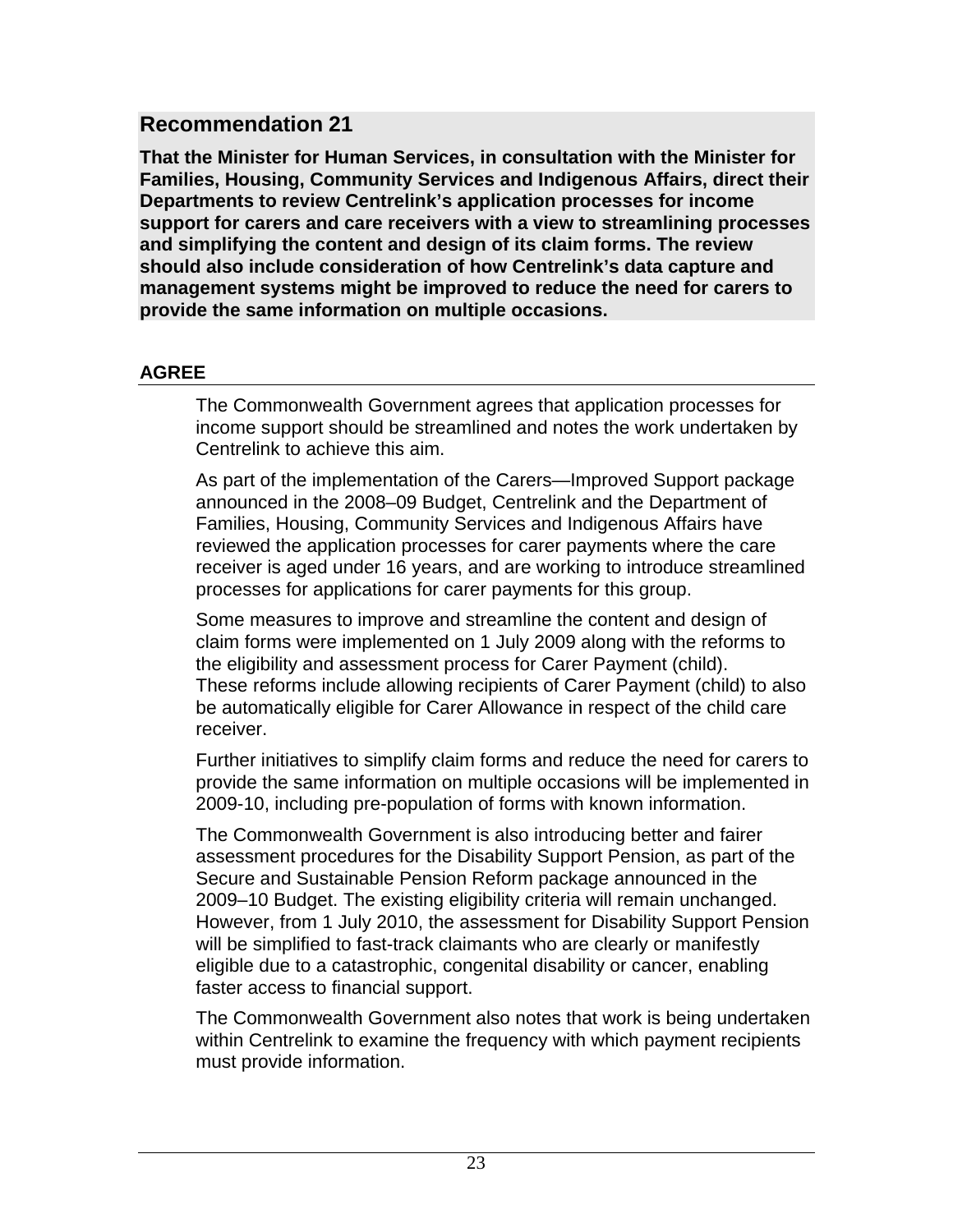## Recommendation 21

**That the Minister for Human Services, in consultation with the Minister for Families, Housing, Community Services and Indigenous Affairs, direct their Departments to review Centrelink's application processes for income support for carers and care receivers with a view to streamlining processes and simplifying the content and design of its claim forms. The review should also include consideration of how Centrelink's data capture and management systems might be improved to reduce the need for carers to provide the same information on multiple occasions.**

**AGREE**

The Commonwealth Government agrees that application processes for income support should be streamlined and notes the work undertaken by Centrelink to achieve this aim.

As part of the implementation of the Carers—Improved Support package announced in the 2008–09 Budget, Centrelink and the Department of Families, Housing, Community Services and Indigenous Affairs have reviewed the application processes for carer payments where the care receiver is aged under 16 years, and are working to introduce streamlined processes for applications for carer payments for this group.

Some measures to improve and streamline the content and design of claim forms were implemented on 1 July 2009 along with the reforms to the eligibility and assessment process for Carer Payment (child). These reforms include allowing recipients of Carer Payment (child) to also be automatically eligible for Carer Allowance in respect of the child care receiver.

Further initiatives to simplify claim forms and reduce the need for carers to provide the same information on multiple occasions will be implemented in 2009-10, including pre-population of forms with known information.

The Commonwealth Government is also introducing better and fairer assessment procedures for the Disability Support Pension, as part of the Secure and Sustainable Pension Reform package announced in the 2009–10 Budget. The existing eligibility criteria will remain unchanged. However, from 1 July 2010, the assessment for Disability Support Pension will be simplified to fast-track claimants who are clearly or manifestly eligible due to a catastrophic, congenital disability or cancer, enabling faster access to financial support.

The Commonwealth Government also notes that work is being undertaken within Centrelink to examine the frequency with which payment recipients must provide information.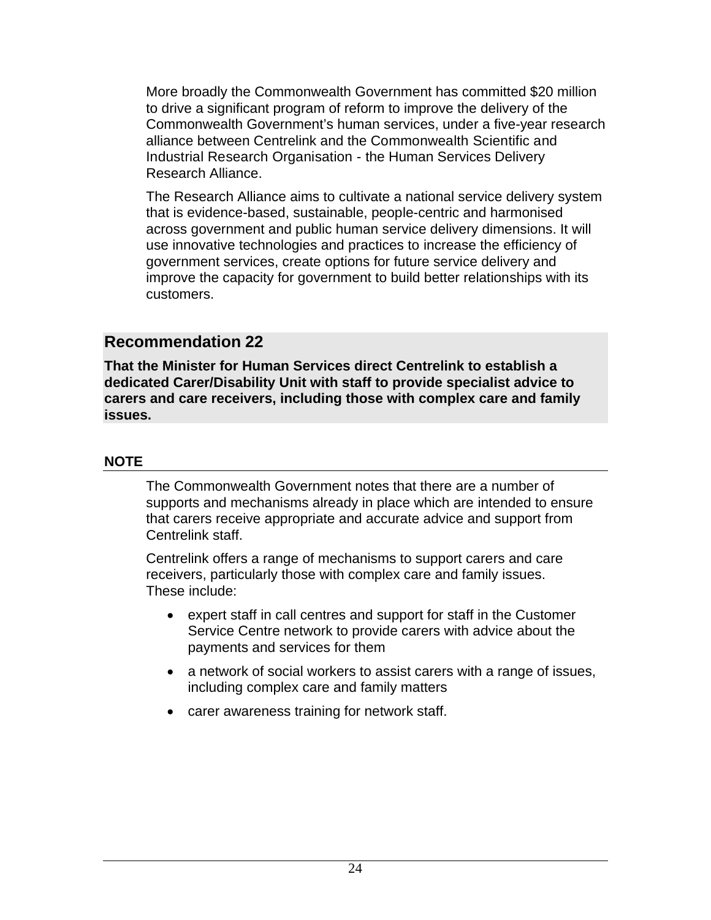More broadly the Commonwealth Government has committed $20 million to drive a significant program of reform to improve the delivery of the Commonwealth Government's human services, under a five-year research alliance between Centrelink and the Commonwealth Scientific and Industrial Research Organisation - the Human Services Delivery Research Alliance.

The Research Alliance aims to cultivate a national service delivery system that is evidence-based, sustainable, people-centric and harmonised across government and public human service delivery dimensions. It will use innovative technologies and practices to increase the efficiency of government services, create options for future service delivery and improve the capacity for government to build better relationships with its customers.

## Recommendation 22

**That the Minister for Human Services direct Centrelink to establish a dedicated Carer/Disability Unit with staff to provide specialist advice to carers and care receivers, including those with complex care and family issues.**

### NOTE

The Commonwealth Government notes that there are a number of supports and mechanisms already in place which are intended to ensure that carers receive appropriate and accurate advice and support from Centrelink staff.

Centrelink offers a range of mechanisms to support carers and care receivers, particularly those with complex care and family issues. These include:

- expert staff in call centres and support for staff in the Customer Service Centre network to provide carers with advice about the payments and services for them
- a network of social workers to assist carers with a range of issues, including complex care and family matters
- carer awareness training for network staff.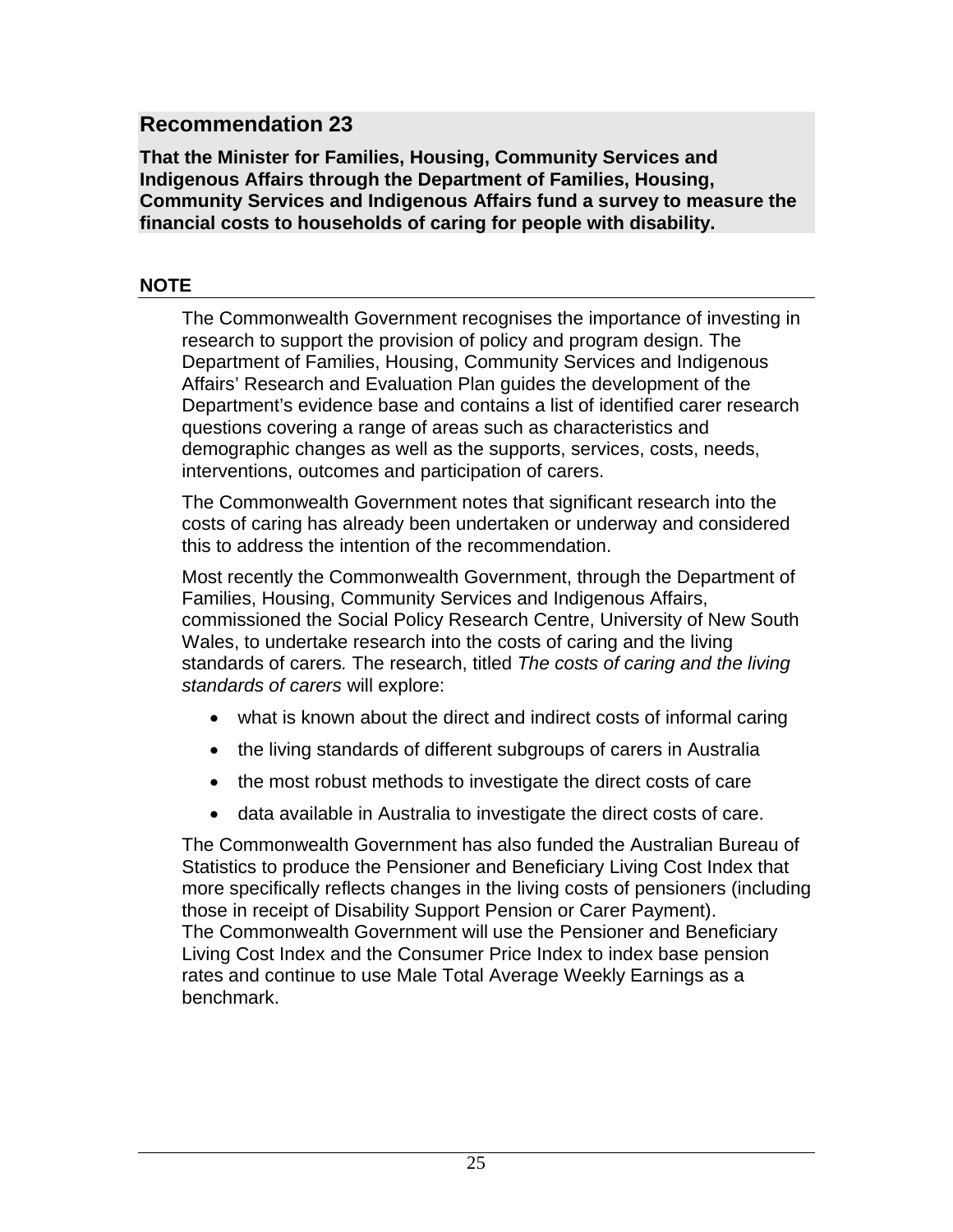## Recommendation 23

**That the Minister for Families, Housing, Community Services and Indigenous Affairs through the Department of Families, Housing, Community Services and Indigenous Affairs fund a survey to measure the financial costs to households of caring for people with disability.**

### NOTE

The Commonwealth Government recognises the importance of investing in research to support the provision of policy and program design. The Department of Families, Housing, Community Services and Indigenous Affairs' Research and Evaluation Plan guides the development of the Department's evidence base and contains a list of identified carer research questions covering a range of areas such as characteristics and demographic changes as well as the supports, services, costs, needs, interventions, outcomes and participation of carers.

The Commonwealth Government notes that significant research into the costs of caring has already been undertaken or underway and considered this to address the intention of the recommendation.

Most recently the Commonwealth Government, through the Department of Families, Housing, Community Services and Indigenous Affairs, commissioned the Social Policy Research Centre, University of New South Wales, to undertake research into the costs of caring and the living standards of carers. The research, titled *The costs of caring and the living standards of carers* will explore:

- what is known about the direct and indirect costs of informal caring
- the living standards of different subgroups of carers in Australia
- the most robust methods to investigate the direct costs of care
- data available in Australia to investigate the direct costs of care.

The Commonwealth Government has also funded the Australian Bureau of Statistics to produce the Pensioner and Beneficiary Living Cost Index that more specifically reflects changes in the living costs of pensioners (including those in receipt of Disability Support Pension or Carer Payment). The Commonwealth Government will use the Pensioner and Beneficiary Living Cost Index and the Consumer Price Index to index base pension rates and continue to use Male Total Average Weekly Earnings as a benchmark.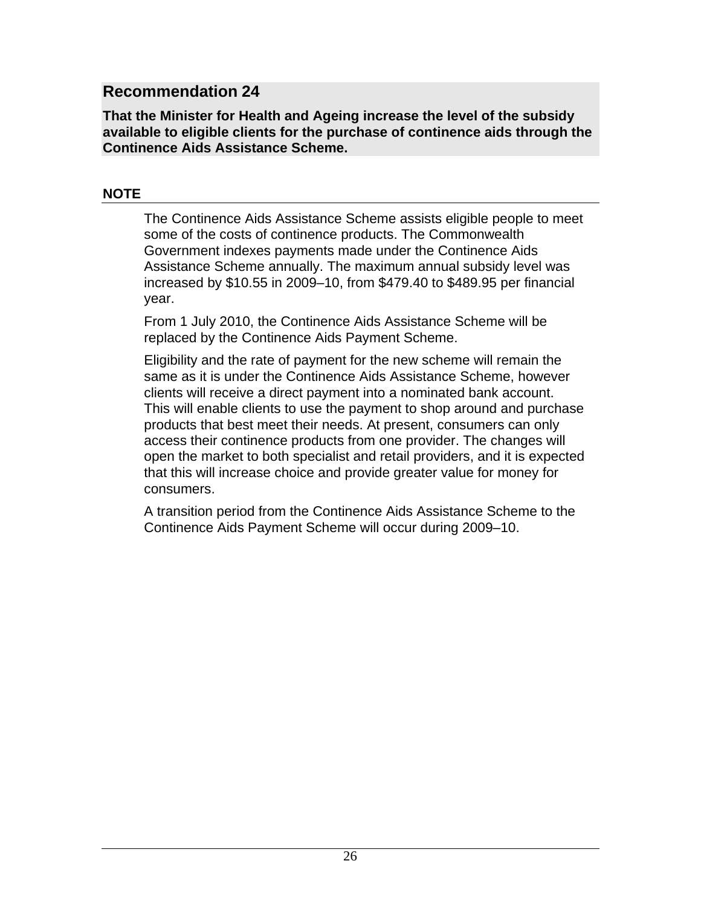## Recommendation 24

**That the Minister for Health and Ageing increase the level of the subsidy available to eligible clients for the purchase of continence aids through the Continence Aids Assistance Scheme.**

### NOTE

The Continence Aids Assistance Scheme assists eligible people to meet some of the costs of continence products. The Commonwealth Government indexes payments made under the Continence Aids Assistance Scheme annually. The maximum annual subsidy level was increased by $10.55 in 2009–10, from $479.40 to $489.95 per financial year.

From 1 July 2010, the Continence Aids Assistance Scheme will be replaced by the Continence Aids Payment Scheme.

Eligibility and the rate of payment for the new scheme will remain the same as it is under the Continence Aids Assistance Scheme, however clients will receive a direct payment into a nominated bank account. This will enable clients to use the payment to shop around and purchase products that best meet their needs. At present, consumers can only access their continence products from one provider. The changes will open the market to both specialist and retail providers, and it is expected that this will increase choice and provide greater value for money for consumers.

A transition period from the Continence Aids Assistance Scheme to the Continence Aids Payment Scheme will occur during 2009–10.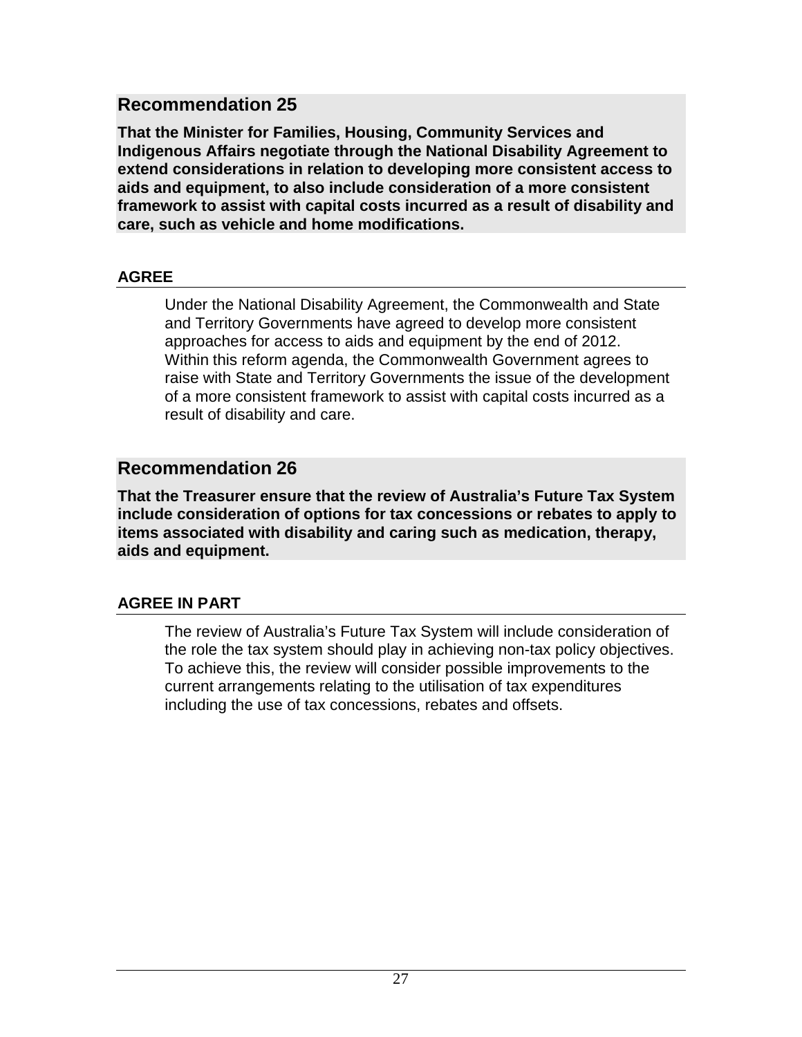## Recommendation 25

**That the Minister for Families, Housing, Community Services and Indigenous Affairs negotiate through the National Disability Agreement to extend considerations in relation to developing more consistent access to aids and equipment, to also include consideration of a more consistent framework to assist with capital costs incurred as a result of disability and care, such as vehicle and home modifications.**

**AGREE**

Under the National Disability Agreement, the Commonwealth and State and Territory Governments have agreed to develop more consistent approaches for access to aids and equipment by the end of 2012. Within this reform agenda, the Commonwealth Government agrees to raise with State and Territory Governments the issue of the development of a more consistent framework to assist with capital costs incurred as a result of disability and care.

## Recommendation 26

**That the Treasurer ensure that the review of Australia's Future Tax System include consideration of options for tax concessions or rebates to apply to items associated with disability and caring such as medication, therapy, aids and equipment.**

**AGREE IN PART**

The review of Australia's Future Tax System will include consideration of the role the tax system should play in achieving non-tax policy objectives. To achieve this, the review will consider possible improvements to the current arrangements relating to the utilisation of tax expenditures including the use of tax concessions, rebates and offsets.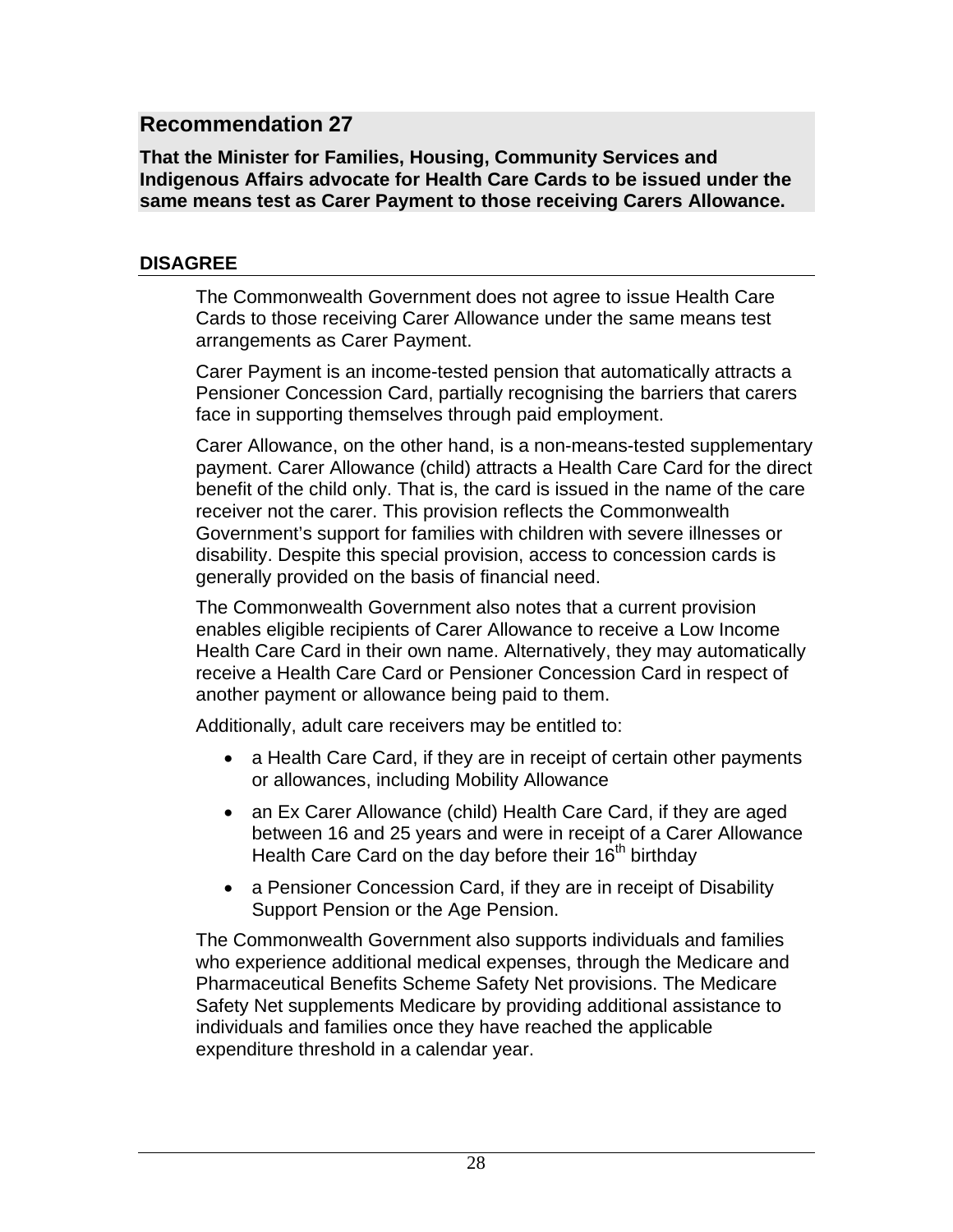## Recommendation 27

**That the Minister for Families, Housing, Community Services and Indigenous Affairs advocate for Health Care Cards to be issued under the same means test as Carer Payment to those receiving Carers Allowance.**

### DISAGREE

The Commonwealth Government does not agree to issue Health Care Cards to those receiving Carer Allowance under the same means test arrangements as Carer Payment.

Carer Payment is an income-tested pension that automatically attracts a Pensioner Concession Card, partially recognising the barriers that carers face in supporting themselves through paid employment.

Carer Allowance, on the other hand, is a non-means-tested supplementary payment. Carer Allowance (child) attracts a Health Care Card for the direct benefit of the child only. That is, the card is issued in the name of the care receiver not the carer. This provision reflects the Commonwealth Government's support for families with children with severe illnesses or disability. Despite this special provision, access to concession cards is generally provided on the basis of financial need.

The Commonwealth Government also notes that a current provision enables eligible recipients of Carer Allowance to receive a Low Income Health Care Card in their own name. Alternatively, they may automatically receive a Health Care Card or Pensioner Concession Card in respect of another payment or allowance being paid to them.

Additionally, adult care receivers may be entitled to:

- a Health Care Card, if they are in receipt of certain other payments or allowances, including Mobility Allowance
- an Ex Carer Allowance (child) Health Care Card, if they are aged between 16 and 25 years and were in receipt of a Carer Allowance Health Care Card on the day before their 16th birthday
- a Pensioner Concession Card, if they are in receipt of Disability Support Pension or the Age Pension.

The Commonwealth Government also supports individuals and families who experience additional medical expenses, through the Medicare and Pharmaceutical Benefits Scheme Safety Net provisions. The Medicare Safety Net supplements Medicare by providing additional assistance to individuals and families once they have reached the applicable expenditure threshold in a calendar year.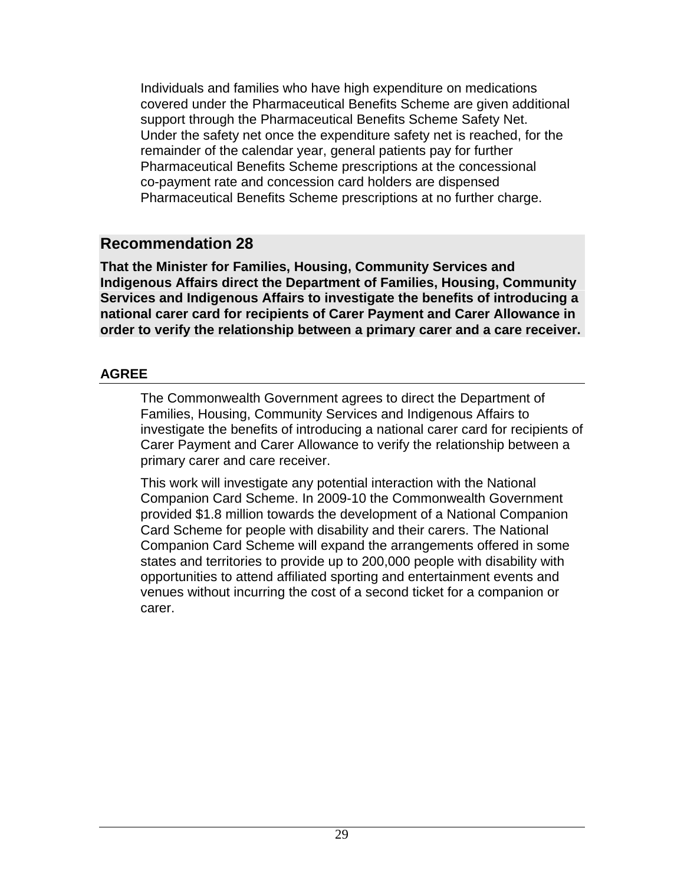Individuals and families who have high expenditure on medications covered under the Pharmaceutical Benefits Scheme are given additional support through the Pharmaceutical Benefits Scheme Safety Net. Under the safety net once the expenditure safety net is reached, for the remainder of the calendar year, general patients pay for further Pharmaceutical Benefits Scheme prescriptions at the concessional co-payment rate and concession card holders are dispensed Pharmaceutical Benefits Scheme prescriptions at no further charge.

## Recommendation 28

**That the Minister for Families, Housing, Community Services and Indigenous Affairs direct the Department of Families, Housing, Community Services and Indigenous Affairs to investigate the benefits of introducing a national carer card for recipients of Carer Payment and Carer Allowance in order to verify the relationship between a primary carer and a care receiver.**

### AGREE

The Commonwealth Government agrees to direct the Department of Families, Housing, Community Services and Indigenous Affairs to investigate the benefits of introducing a national carer card for recipients of Carer Payment and Carer Allowance to verify the relationship between a primary carer and care receiver.

This work will investigate any potential interaction with the National Companion Card Scheme. In 2009-10 the Commonwealth Government provided $1.8 million towards the development of a National Companion Card Scheme for people with disability and their carers. The National Companion Card Scheme will expand the arrangements offered in some states and territories to provide up to 200,000 people with disability with opportunities to attend affiliated sporting and entertainment events and venues without incurring the cost of a second ticket for a companion or carer.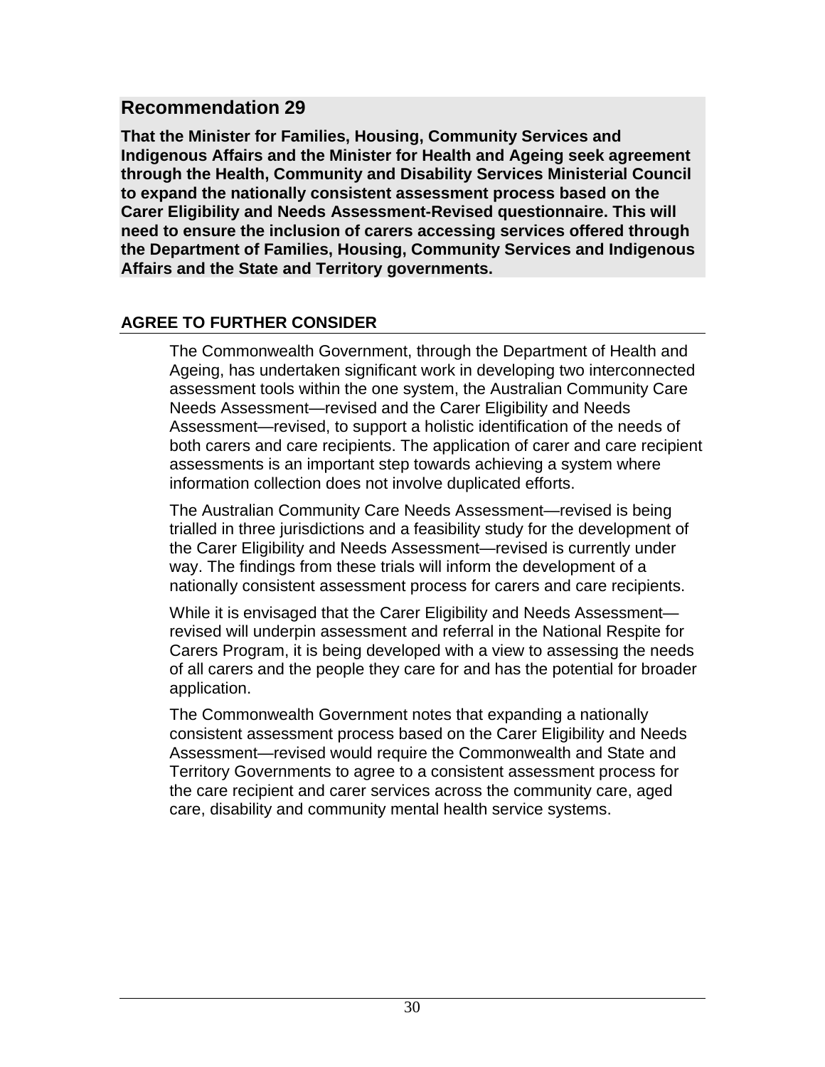## Recommendation 29

**That the Minister for Families, Housing, Community Services and Indigenous Affairs and the Minister for Health and Ageing seek agreement through the Health, Community and Disability Services Ministerial Council to expand the nationally consistent assessment process based on the Carer Eligibility and Needs Assessment-Revised questionnaire. This will need to ensure the inclusion of carers accessing services offered through the Department of Families, Housing, Community Services and Indigenous Affairs and the State and Territory governments.**

### AGREE TO FURTHER CONSIDER

The Commonwealth Government, through the Department of Health and Ageing, has undertaken significant work in developing two interconnected assessment tools within the one system, the Australian Community Care Needs Assessment—revised and the Carer Eligibility and Needs Assessment—revised, to support a holistic identification of the needs of both carers and care recipients. The application of carer and care recipient assessments is an important step towards achieving a system where information collection does not involve duplicated efforts.

The Australian Community Care Needs Assessment—revised is being trialled in three jurisdictions and a feasibility study for the development of the Carer Eligibility and Needs Assessment—revised is currently under way. The findings from these trials will inform the development of a nationally consistent assessment process for carers and care recipients.

While it is envisaged that the Carer Eligibility and Needs Assessment—revised will underpin assessment and referral in the National Respite for Carers Program, it is being developed with a view to assessing the needs of all carers and the people they care for and has the potential for broader application.

The Commonwealth Government notes that expanding a nationally consistent assessment process based on the Carer Eligibility and Needs Assessment—revised would require the Commonwealth and State and Territory Governments to agree to a consistent assessment process for the care recipient and carer services across the community care, aged care, disability and community mental health service systems.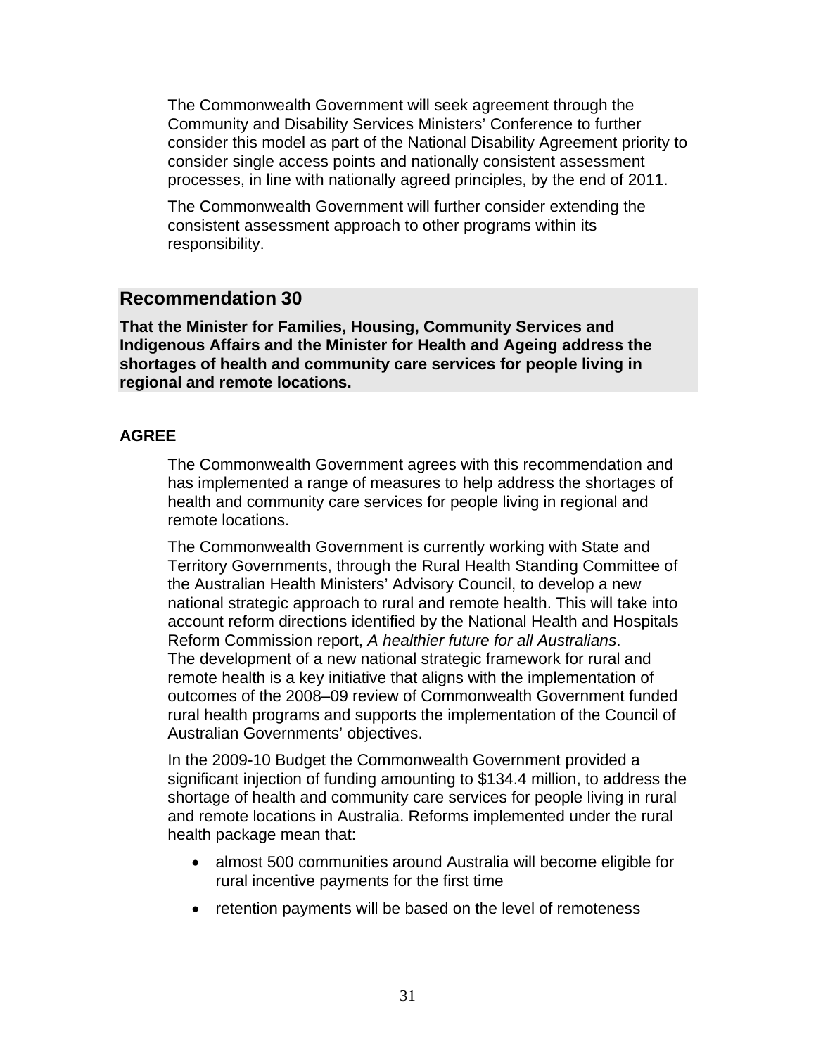The Commonwealth Government will seek agreement through the Community and Disability Services Ministers' Conference to further consider this model as part of the National Disability Agreement priority to consider single access points and nationally consistent assessment processes, in line with nationally agreed principles, by the end of 2011.

The Commonwealth Government will further consider extending the consistent assessment approach to other programs within its responsibility.

## Recommendation 30

**That the Minister for Families, Housing, Community Services and Indigenous Affairs and the Minister for Health and Ageing address the shortages of health and community care services for people living in regional and remote locations.**

### AGREE

The Commonwealth Government agrees with this recommendation and has implemented a range of measures to help address the shortages of health and community care services for people living in regional and remote locations.

The Commonwealth Government is currently working with State and Territory Governments, through the Rural Health Standing Committee of the Australian Health Ministers' Advisory Council, to develop a new national strategic approach to rural and remote health. This will take into account reform directions identified by the National Health and Hospitals Reform Commission report, *A healthier future for all Australians*. The development of a new national strategic framework for rural and remote health is a key initiative that aligns with the implementation of outcomes of the 2008–09 review of Commonwealth Government funded rural health programs and supports the implementation of the Council of Australian Governments' objectives.

In the 2009-10 Budget the Commonwealth Government provided a significant injection of funding amounting to $134.4 million, to address the shortage of health and community care services for people living in rural and remote locations in Australia. Reforms implemented under the rural health package mean that:

- almost 500 communities around Australia will become eligible for rural incentive payments for the first time
- retention payments will be based on the level of remoteness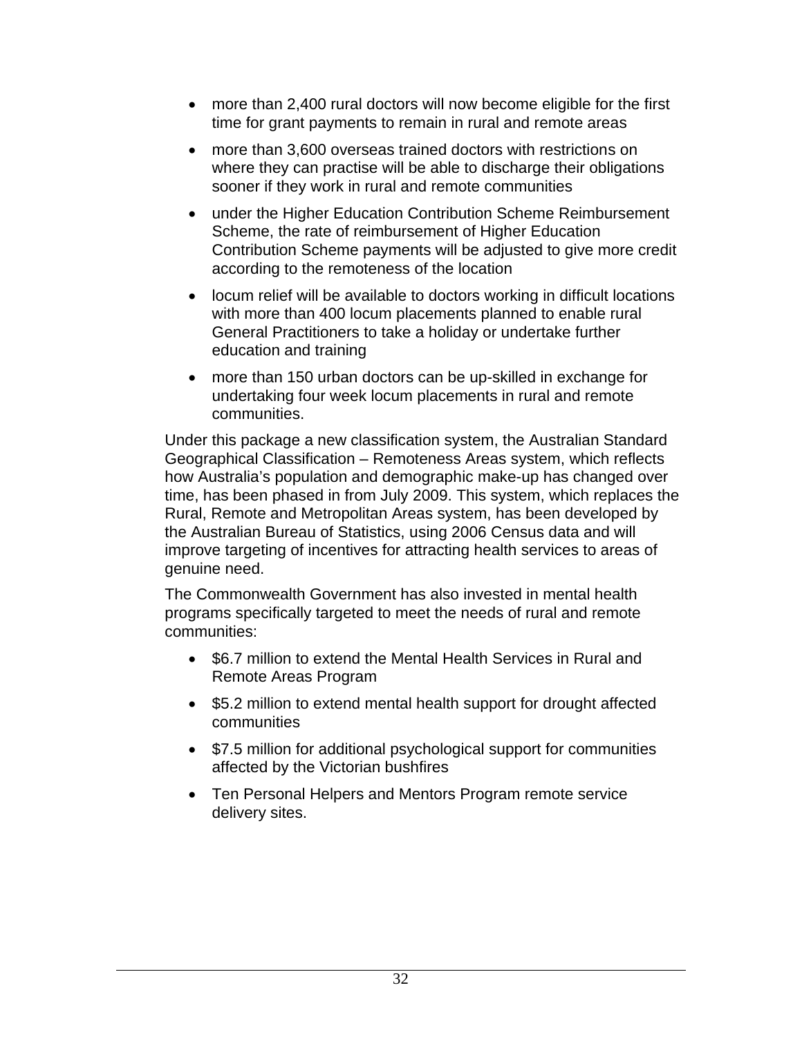- more than 2,400 rural doctors will now become eligible for the first time for grant payments to remain in rural and remote areas
- more than 3,600 overseas trained doctors with restrictions on where they can practise will be able to discharge their obligations sooner if they work in rural and remote communities
- under the Higher Education Contribution Scheme Reimbursement Scheme, the rate of reimbursement of Higher Education Contribution Scheme payments will be adjusted to give more credit according to the remoteness of the location
- locum relief will be available to doctors working in difficult locations with more than 400 locum placements planned to enable rural General Practitioners to take a holiday or undertake further education and training
- more than 150 urban doctors can be up-skilled in exchange for undertaking four week locum placements in rural and remote communities.

Under this package a new classification system, the Australian Standard Geographical Classification – Remoteness Areas system, which reflects how Australia's population and demographic make-up has changed over time, has been phased in from July 2009. This system, which replaces the Rural, Remote and Metropolitan Areas system, has been developed by the Australian Bureau of Statistics, using 2006 Census data and will improve targeting of incentives for attracting health services to areas of genuine need.

The Commonwealth Government has also invested in mental health programs specifically targeted to meet the needs of rural and remote communities:

- $6.7 million to extend the Mental Health Services in Rural and Remote Areas Program
- $5.2 million to extend mental health support for drought affected communities
- $7.5 million for additional psychological support for communities affected by the Victorian bushfires
- Ten Personal Helpers and Mentors Program remote service delivery sites.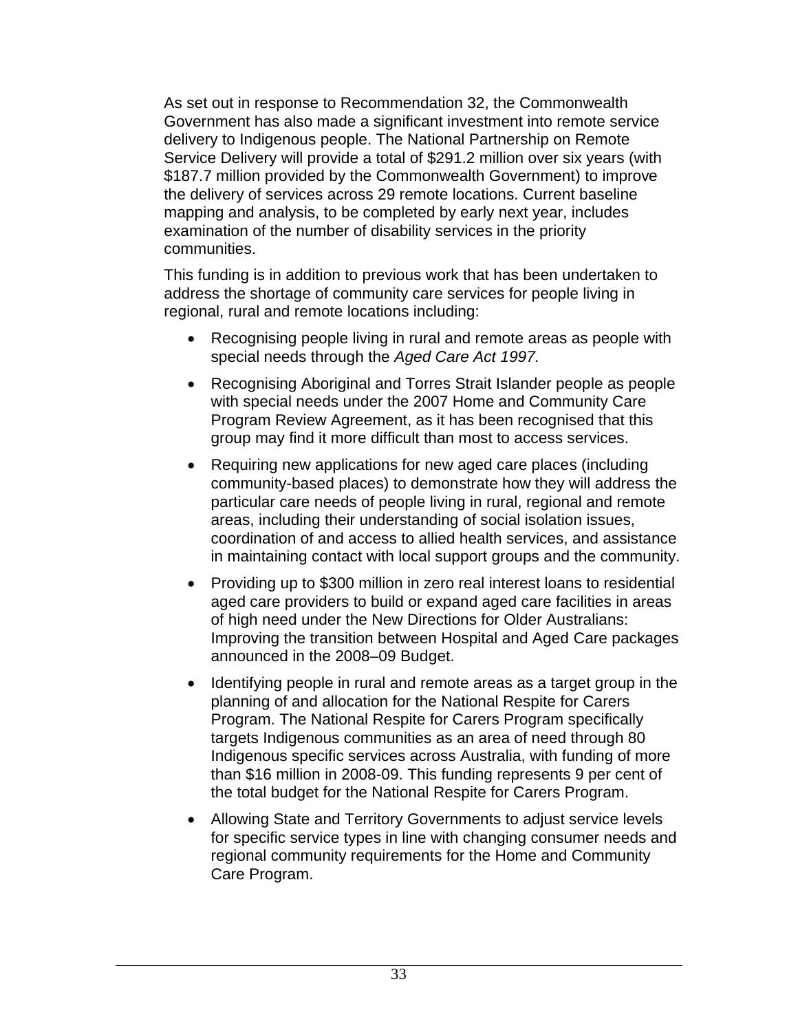As set out in response to Recommendation 32, the Commonwealth Government has also made a significant investment into remote service delivery to Indigenous people. The National Partnership on Remote Service Delivery will provide a total of $291.2 million over six years (with $187.7 million provided by the Commonwealth Government) to improve the delivery of services across 29 remote locations. Current baseline mapping and analysis, to be completed by early next year, includes examination of the number of disability services in the priority communities.

This funding is in addition to previous work that has been undertaken to address the shortage of community care services for people living in regional, rural and remote locations including:

- Recognising people living in rural and remote areas as people with special needs through the *Aged Care Act 1997.*
- Recognising Aboriginal and Torres Strait Islander people as people with special needs under the 2007 Home and Community Care Program Review Agreement, as it has been recognised that this group may find it more difficult than most to access services.
- Requiring new applications for new aged care places (including community-based places) to demonstrate how they will address the particular care needs of people living in rural, regional and remote areas, including their understanding of social isolation issues, coordination of and access to allied health services, and assistance in maintaining contact with local support groups and the community.
- Providing up to $300 million in zero real interest loans to residential aged care providers to build or expand aged care facilities in areas of high need under the New Directions for Older Australians: Improving the transition between Hospital and Aged Care packages announced in the 2008–09 Budget.
- Identifying people in rural and remote areas as a target group in the planning of and allocation for the National Respite for Carers Program. The National Respite for Carers Program specifically targets Indigenous communities as an area of need through 80 Indigenous specific services across Australia, with funding of more than $16 million in 2008-09. This funding represents 9 per cent of the total budget for the National Respite for Carers Program.
- Allowing State and Territory Governments to adjust service levels for specific service types in line with changing consumer needs and regional community requirements for the Home and Community Care Program.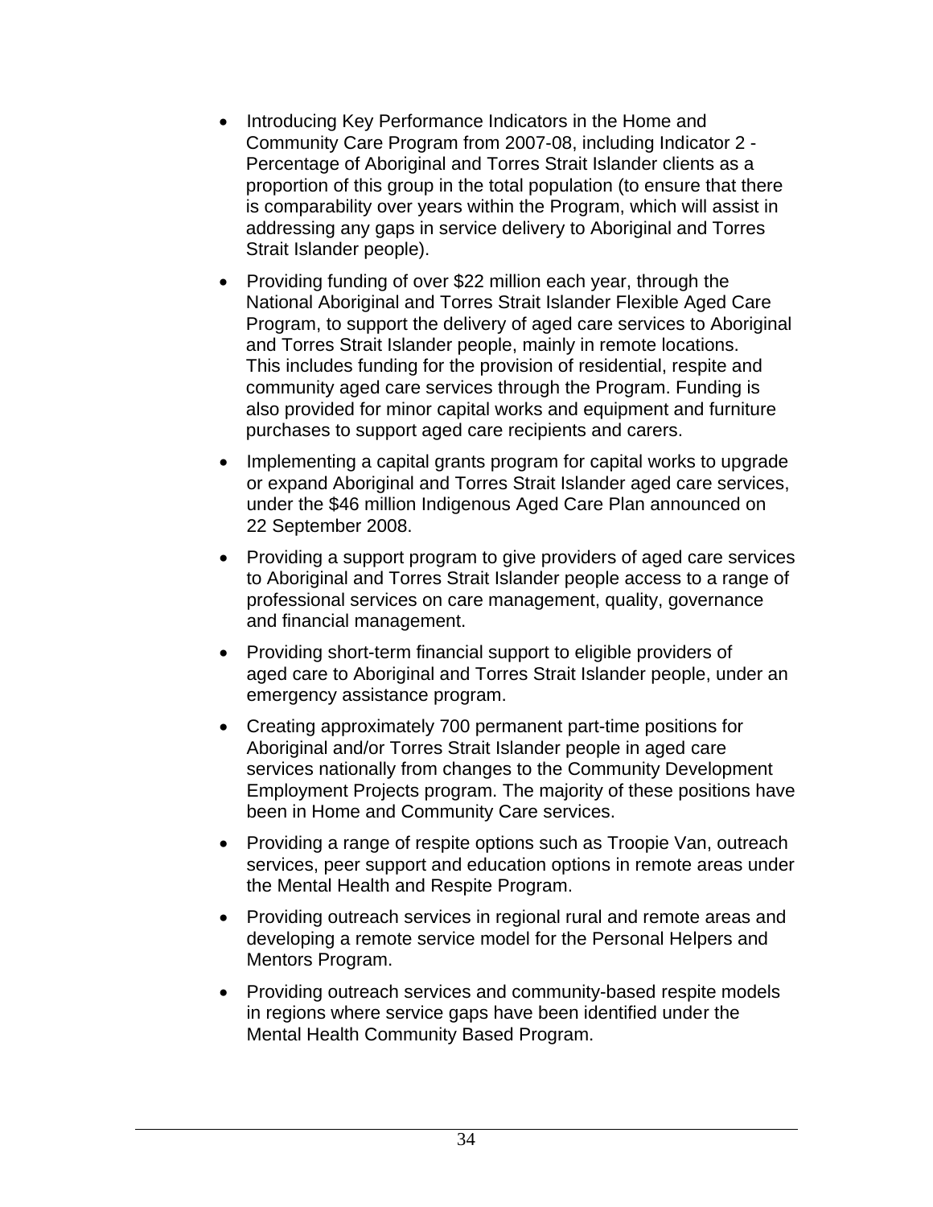- Introducing Key Performance Indicators in the Home and Community Care Program from 2007-08, including Indicator 2 - Percentage of Aboriginal and Torres Strait Islander clients as a proportion of this group in the total population (to ensure that there is comparability over years within the Program, which will assist in addressing any gaps in service delivery to Aboriginal and Torres Strait Islander people).

- Providing funding of over $22 million each year, through the National Aboriginal and Torres Strait Islander Flexible Aged Care Program, to support the delivery of aged care services to Aboriginal and Torres Strait Islander people, mainly in remote locations. This includes funding for the provision of residential, respite and community aged care services through the Program. Funding is also provided for minor capital works and equipment and furniture purchases to support aged care recipients and carers.

- Implementing a capital grants program for capital works to upgrade or expand Aboriginal and Torres Strait Islander aged care services, under the $46 million Indigenous Aged Care Plan announced on 22 September 2008.

- Providing a support program to give providers of aged care services to Aboriginal and Torres Strait Islander people access to a range of professional services on care management, quality, governance and financial management.

- Providing short-term financial support to eligible providers of aged care to Aboriginal and Torres Strait Islander people, under an emergency assistance program.

- Creating approximately 700 permanent part-time positions for Aboriginal and/or Torres Strait Islander people in aged care services nationally from changes to the Community Development Employment Projects program. The majority of these positions have been in Home and Community Care services.

- Providing a range of respite options such as Troopie Van, outreach services, peer support and education options in remote areas under the Mental Health and Respite Program.

- Providing outreach services in regional rural and remote areas and developing a remote service model for the Personal Helpers and Mentors Program.

- Providing outreach services and community-based respite models in regions where service gaps have been identified under the Mental Health Community Based Program.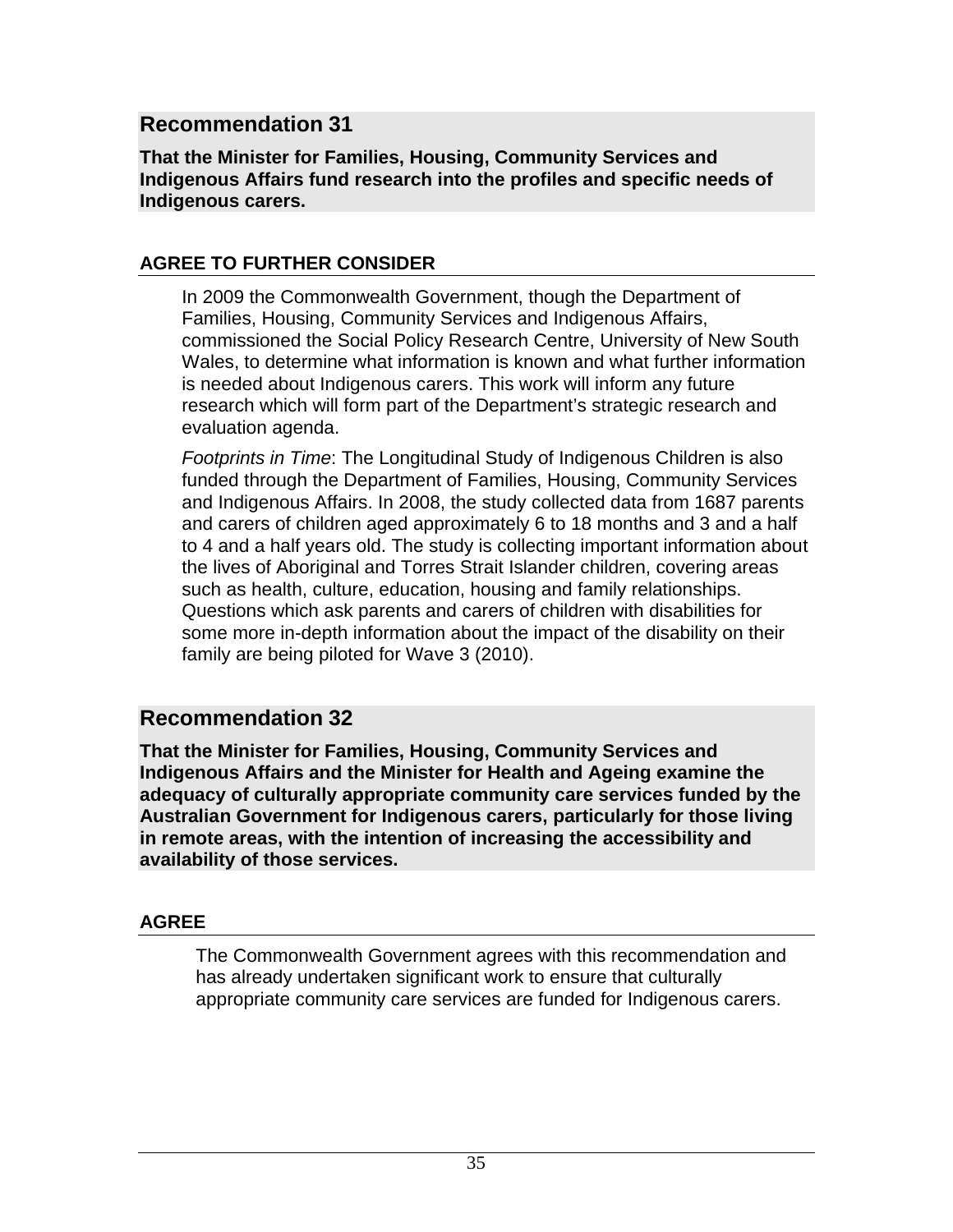## Recommendation 31

**That the Minister for Families, Housing, Community Services and Indigenous Affairs fund research into the profiles and specific needs of Indigenous carers.**

### AGREE TO FURTHER CONSIDER

In 2009 the Commonwealth Government, though the Department of Families, Housing, Community Services and Indigenous Affairs, commissioned the Social Policy Research Centre, University of New South Wales, to determine what information is known and what further information is needed about Indigenous carers. This work will inform any future research which will form part of the Department's strategic research and evaluation agenda.

*Footprints in Time*: The Longitudinal Study of Indigenous Children is also funded through the Department of Families, Housing, Community Services and Indigenous Affairs. In 2008, the study collected data from 1687 parents and carers of children aged approximately 6 to 18 months and 3 and a half to 4 and a half years old. The study is collecting important information about the lives of Aboriginal and Torres Strait Islander children, covering areas such as health, culture, education, housing and family relationships. Questions which ask parents and carers of children with disabilities for some more in-depth information about the impact of the disability on their family are being piloted for Wave 3 (2010).

## Recommendation 32

**That the Minister for Families, Housing, Community Services and Indigenous Affairs and the Minister for Health and Ageing examine the adequacy of culturally appropriate community care services funded by the Australian Government for Indigenous carers, particularly for those living in remote areas, with the intention of increasing the accessibility and availability of those services.**

### AGREE

The Commonwealth Government agrees with this recommendation and has already undertaken significant work to ensure that culturally appropriate community care services are funded for Indigenous carers.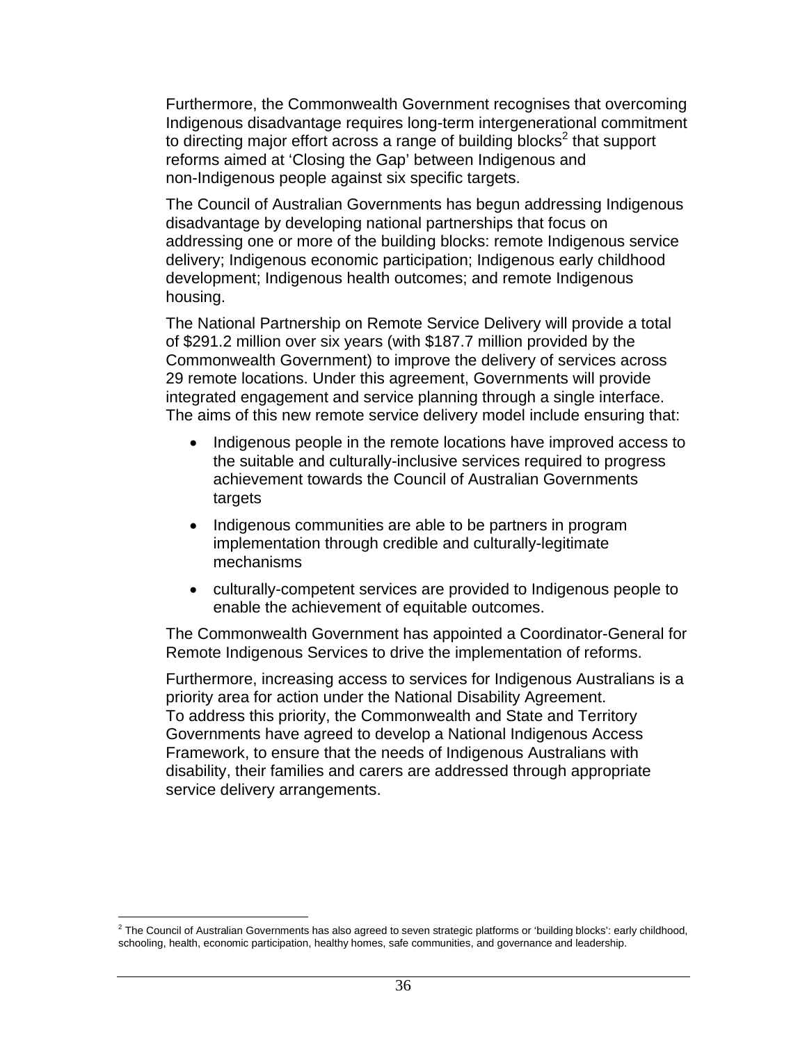Furthermore, the Commonwealth Government recognises that overcoming Indigenous disadvantage requires long-term intergenerational commitment to directing major effort across a range of building blocks[2] that support reforms aimed at 'Closing the Gap' between Indigenous and non-Indigenous people against six specific targets.

The Council of Australian Governments has begun addressing Indigenous disadvantage by developing national partnerships that focus on addressing one or more of the building blocks: remote Indigenous service delivery; Indigenous economic participation; Indigenous early childhood development; Indigenous health outcomes; and remote Indigenous housing.

The National Partnership on Remote Service Delivery will provide a total of $291.2 million over six years (with $187.7 million provided by the Commonwealth Government) to improve the delivery of services across 29 remote locations. Under this agreement, Governments will provide integrated engagement and service planning through a single interface. The aims of this new remote service delivery model include ensuring that:

- Indigenous people in the remote locations have improved access to the suitable and culturally-inclusive services required to progress achievement towards the Council of Australian Governments targets
- Indigenous communities are able to be partners in program implementation through credible and culturally-legitimate mechanisms
- culturally-competent services are provided to Indigenous people to enable the achievement of equitable outcomes.

The Commonwealth Government has appointed a Coordinator-General for Remote Indigenous Services to drive the implementation of reforms.

Furthermore, increasing access to services for Indigenous Australians is a priority area for action under the National Disability Agreement. To address this priority, the Commonwealth and State and Territory Governments have agreed to develop a National Indigenous Access Framework, to ensure that the needs of Indigenous Australians with disability, their families and carers are addressed through appropriate service delivery arrangements.

---

[2] The Council of Australian Governments has also agreed to seven strategic platforms or 'building blocks': early childhood, schooling, health, economic participation, healthy homes, safe communities, and governance and leadership.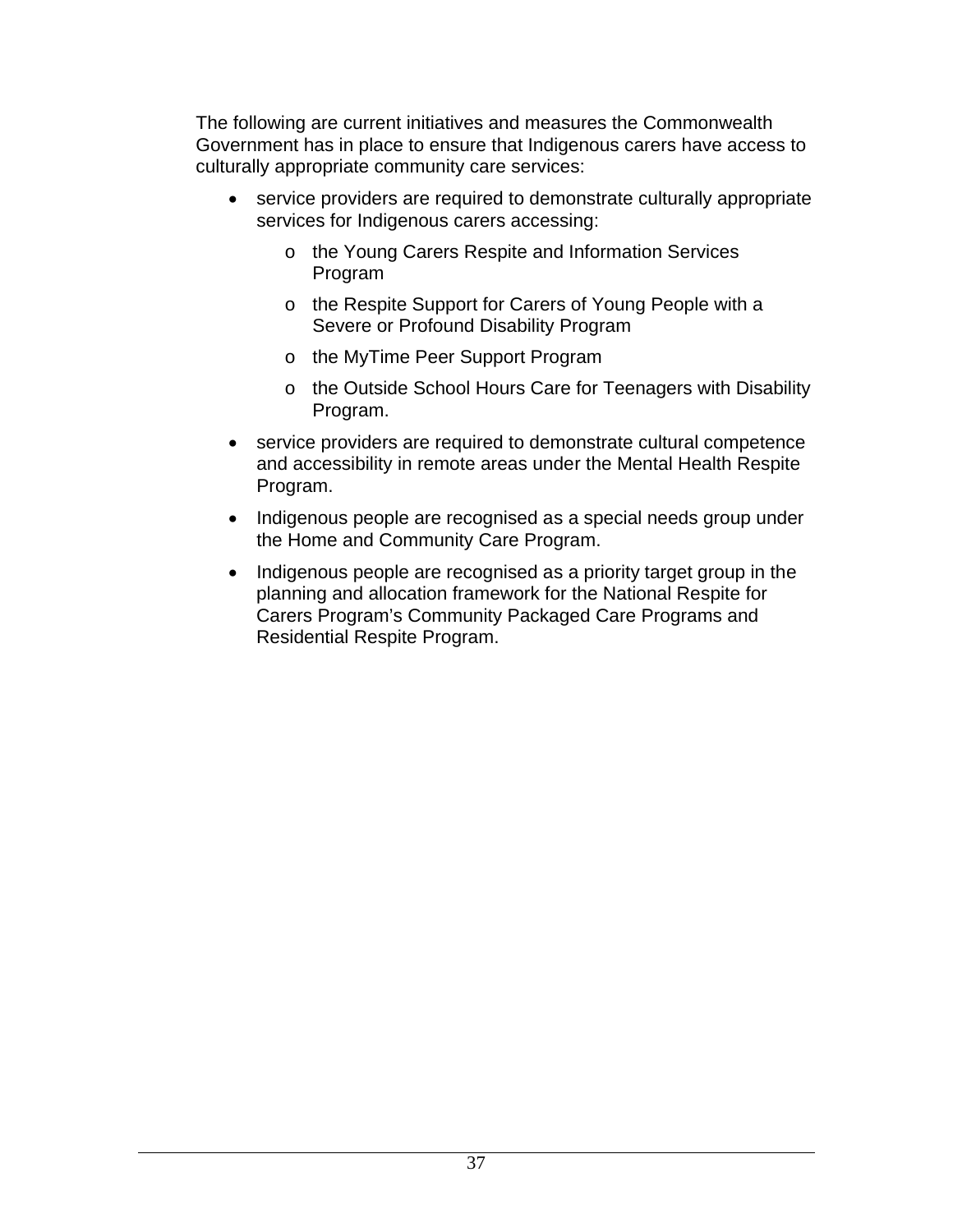The following are current initiatives and measures the Commonwealth Government has in place to ensure that Indigenous carers have access to culturally appropriate community care services:

- service providers are required to demonstrate culturally appropriate services for Indigenous carers accessing:
  - the Young Carers Respite and Information Services Program
  - the Respite Support for Carers of Young People with a Severe or Profound Disability Program
  - the MyTime Peer Support Program
  - the Outside School Hours Care for Teenagers with Disability Program.
- service providers are required to demonstrate cultural competence and accessibility in remote areas under the Mental Health Respite Program.
- Indigenous people are recognised as a special needs group under the Home and Community Care Program.
- Indigenous people are recognised as a priority target group in the planning and allocation framework for the National Respite for Carers Program's Community Packaged Care Programs and Residential Respite Program.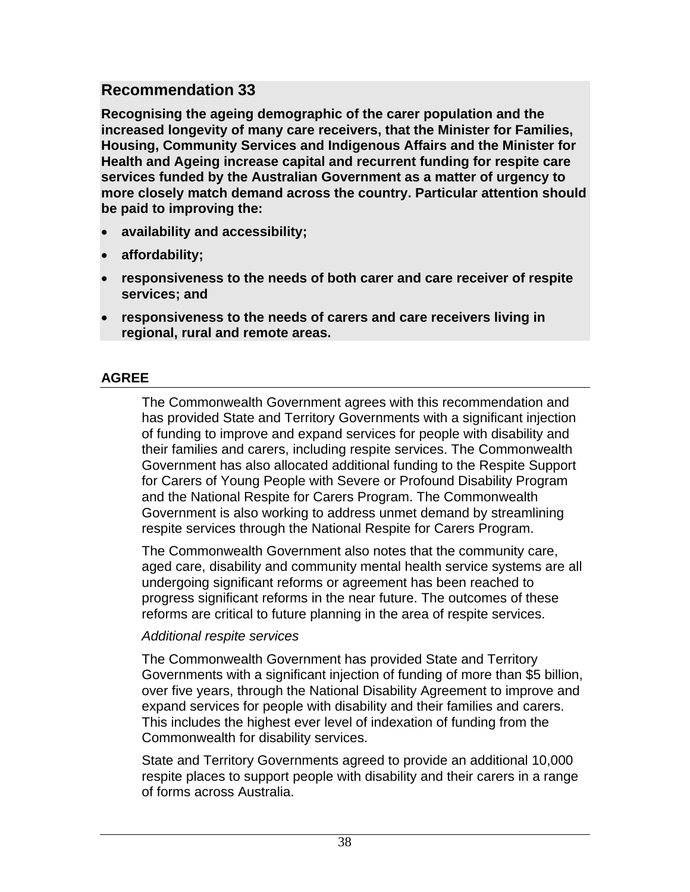## Recommendation 33

**Recognising the ageing demographic of the carer population and the increased longevity of many care receivers, that the Minister for Families, Housing, Community Services and Indigenous Affairs and the Minister for Health and Ageing increase capital and recurrent funding for respite care services funded by the Australian Government as a matter of urgency to more closely match demand across the country. Particular attention should be paid to improving the:**

- **availability and accessibility;**
- **affordability;**
- **responsiveness to the needs of both carer and care receiver of respite services; and**
- **responsiveness to the needs of carers and care receivers living in regional, rural and remote areas.**

**AGREE**

The Commonwealth Government agrees with this recommendation and has provided State and Territory Governments with a significant injection of funding to improve and expand services for people with disability and their families and carers, including respite services. The Commonwealth Government has also allocated additional funding to the Respite Support for Carers of Young People with Severe or Profound Disability Program and the National Respite for Carers Program. The Commonwealth Government is also working to address unmet demand by streamlining respite services through the National Respite for Carers Program.

The Commonwealth Government also notes that the community care, aged care, disability and community mental health service systems are all undergoing significant reforms or agreement has been reached to progress significant reforms in the near future. The outcomes of these reforms are critical to future planning in the area of respite services.

*Additional respite services*

The Commonwealth Government has provided State and Territory Governments with a significant injection of funding of more than $5 billion, over five years, through the National Disability Agreement to improve and expand services for people with disability and their families and carers. This includes the highest ever level of indexation of funding from the Commonwealth for disability services.

State and Territory Governments agreed to provide an additional 10,000 respite places to support people with disability and their carers in a range of forms across Australia.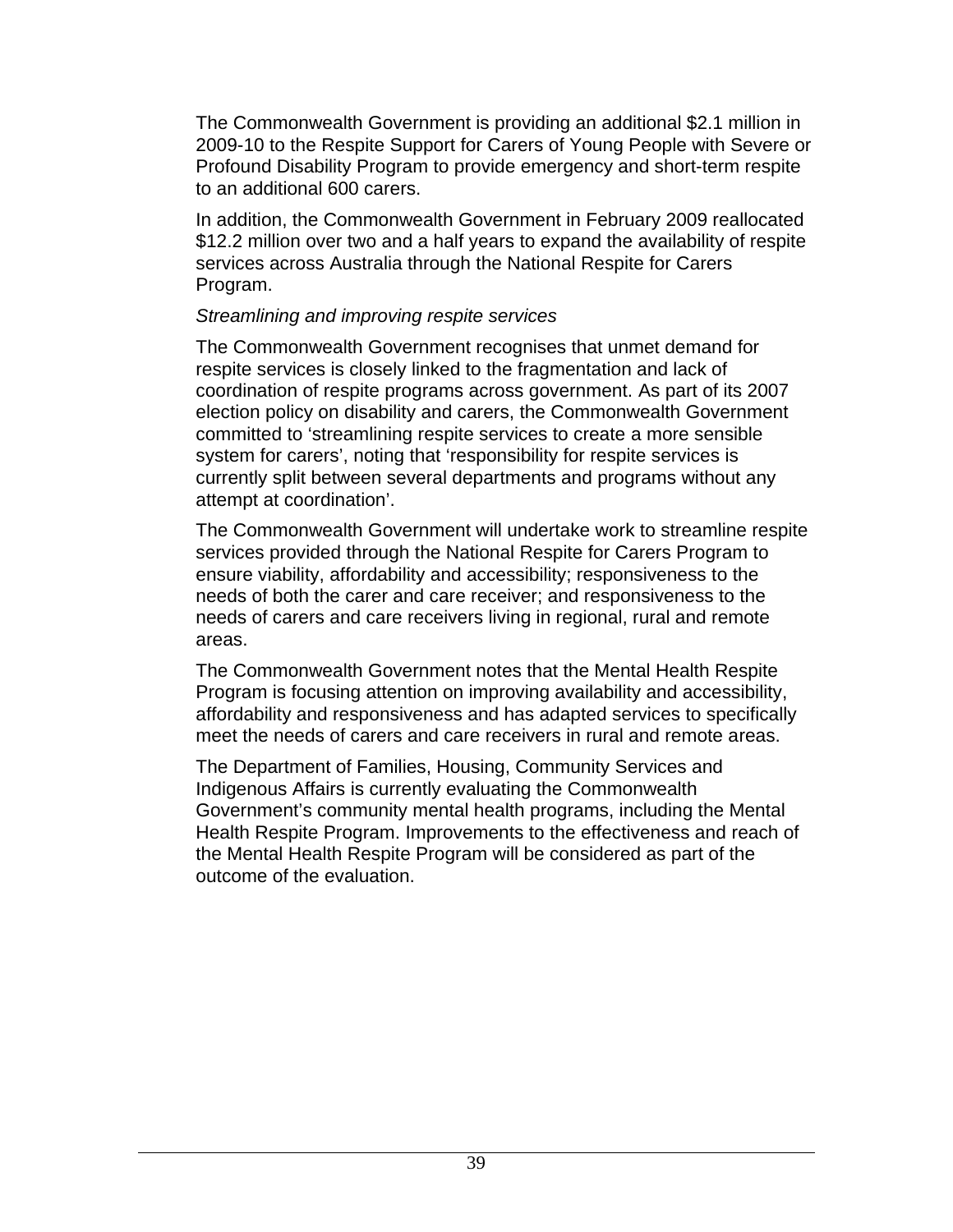The Commonwealth Government is providing an additional $2.1 million in 2009-10 to the Respite Support for Carers of Young People with Severe or Profound Disability Program to provide emergency and short-term respite to an additional 600 carers.

In addition, the Commonwealth Government in February 2009 reallocated $12.2 million over two and a half years to expand the availability of respite services across Australia through the National Respite for Carers Program.

*Streamlining and improving respite services*

The Commonwealth Government recognises that unmet demand for respite services is closely linked to the fragmentation and lack of coordination of respite programs across government. As part of its 2007 election policy on disability and carers, the Commonwealth Government committed to 'streamlining respite services to create a more sensible system for carers', noting that 'responsibility for respite services is currently split between several departments and programs without any attempt at coordination'.

The Commonwealth Government will undertake work to streamline respite services provided through the National Respite for Carers Program to ensure viability, affordability and accessibility; responsiveness to the needs of both the carer and care receiver; and responsiveness to the needs of carers and care receivers living in regional, rural and remote areas.

The Commonwealth Government notes that the Mental Health Respite Program is focusing attention on improving availability and accessibility, affordability and responsiveness and has adapted services to specifically meet the needs of carers and care receivers in rural and remote areas.

The Department of Families, Housing, Community Services and Indigenous Affairs is currently evaluating the Commonwealth Government's community mental health programs, including the Mental Health Respite Program. Improvements to the effectiveness and reach of the Mental Health Respite Program will be considered as part of the outcome of the evaluation.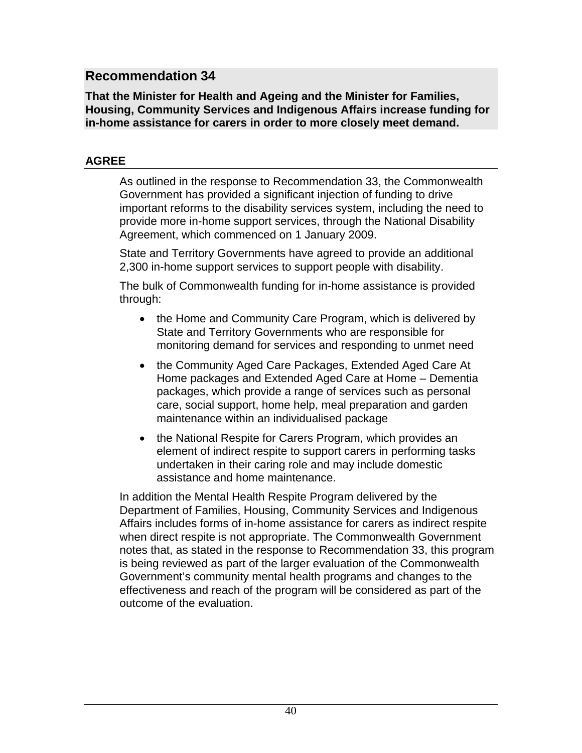## Recommendation 34

**That the Minister for Health and Ageing and the Minister for Families, Housing, Community Services and Indigenous Affairs increase funding for in-home assistance for carers in order to more closely meet demand.**

### AGREE

As outlined in the response to Recommendation 33, the Commonwealth Government has provided a significant injection of funding to drive important reforms to the disability services system, including the need to provide more in-home support services, through the National Disability Agreement, which commenced on 1 January 2009.

State and Territory Governments have agreed to provide an additional 2,300 in-home support services to support people with disability.

The bulk of Commonwealth funding for in-home assistance is provided through:

- the Home and Community Care Program, which is delivered by State and Territory Governments who are responsible for monitoring demand for services and responding to unmet need
- the Community Aged Care Packages, Extended Aged Care At Home packages and Extended Aged Care at Home – Dementia packages, which provide a range of services such as personal care, social support, home help, meal preparation and garden maintenance within an individualised package
- the National Respite for Carers Program, which provides an element of indirect respite to support carers in performing tasks undertaken in their caring role and may include domestic assistance and home maintenance.

In addition the Mental Health Respite Program delivered by the Department of Families, Housing, Community Services and Indigenous Affairs includes forms of in-home assistance for carers as indirect respite when direct respite is not appropriate. The Commonwealth Government notes that, as stated in the response to Recommendation 33, this program is being reviewed as part of the larger evaluation of the Commonwealth Government's community mental health programs and changes to the effectiveness and reach of the program will be considered as part of the outcome of the evaluation.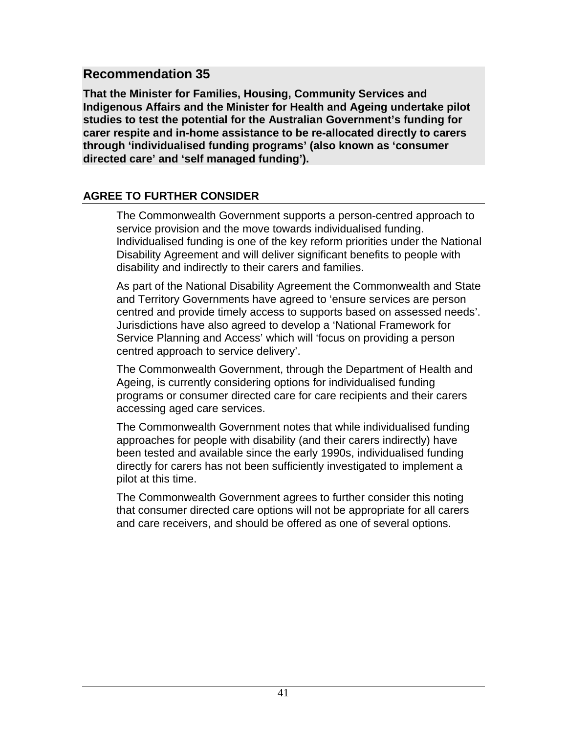## Recommendation 35

**That the Minister for Families, Housing, Community Services and Indigenous Affairs and the Minister for Health and Ageing undertake pilot studies to test the potential for the Australian Government's funding for carer respite and in-home assistance to be re-allocated directly to carers through 'individualised funding programs' (also known as 'consumer directed care' and 'self managed funding').**

### AGREE TO FURTHER CONSIDER

The Commonwealth Government supports a person-centred approach to service provision and the move towards individualised funding. Individualised funding is one of the key reform priorities under the National Disability Agreement and will deliver significant benefits to people with disability and indirectly to their carers and families.

As part of the National Disability Agreement the Commonwealth and State and Territory Governments have agreed to 'ensure services are person centred and provide timely access to supports based on assessed needs'. Jurisdictions have also agreed to develop a 'National Framework for Service Planning and Access' which will 'focus on providing a person centred approach to service delivery'.

The Commonwealth Government, through the Department of Health and Ageing, is currently considering options for individualised funding programs or consumer directed care for care recipients and their carers accessing aged care services.

The Commonwealth Government notes that while individualised funding approaches for people with disability (and their carers indirectly) have been tested and available since the early 1990s, individualised funding directly for carers has not been sufficiently investigated to implement a pilot at this time.

The Commonwealth Government agrees to further consider this noting that consumer directed care options will not be appropriate for all carers and care receivers, and should be offered as one of several options.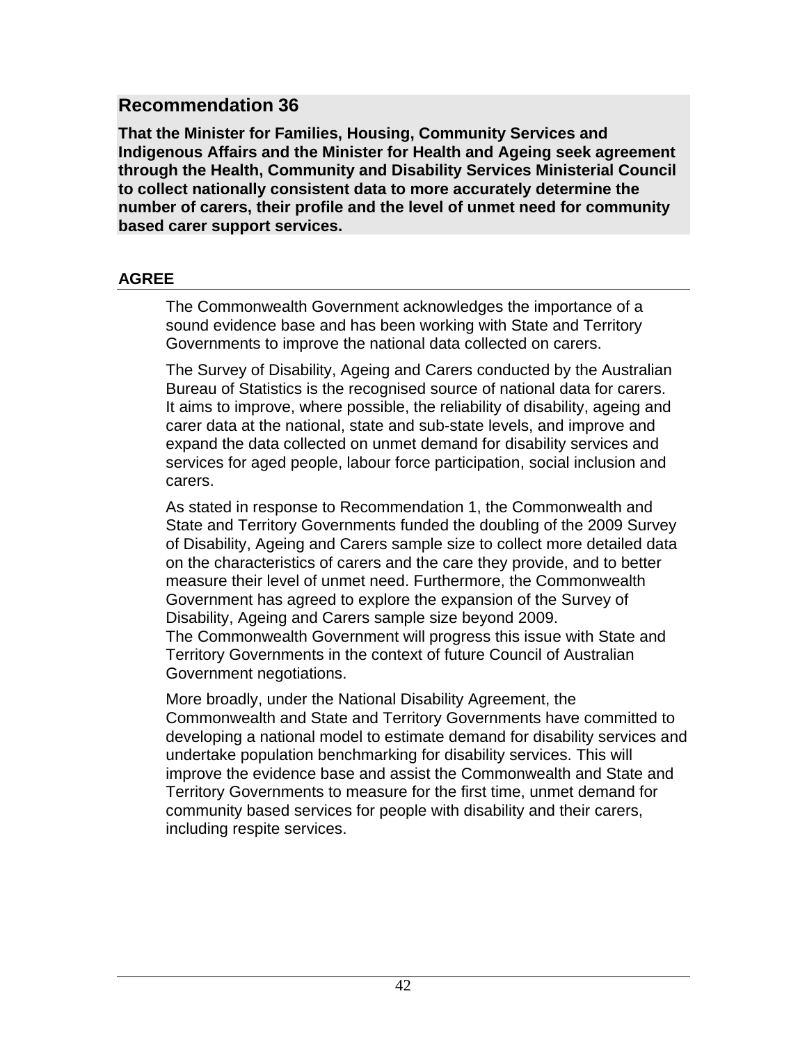## Recommendation 36

**That the Minister for Families, Housing, Community Services and Indigenous Affairs and the Minister for Health and Ageing seek agreement through the Health, Community and Disability Services Ministerial Council to collect nationally consistent data to more accurately determine the number of carers, their profile and the level of unmet need for community based carer support services.**

### AGREE

The Commonwealth Government acknowledges the importance of a sound evidence base and has been working with State and Territory Governments to improve the national data collected on carers.

The Survey of Disability, Ageing and Carers conducted by the Australian Bureau of Statistics is the recognised source of national data for carers. It aims to improve, where possible, the reliability of disability, ageing and carer data at the national, state and sub-state levels, and improve and expand the data collected on unmet demand for disability services and services for aged people, labour force participation, social inclusion and carers.

As stated in response to Recommendation 1, the Commonwealth and State and Territory Governments funded the doubling of the 2009 Survey of Disability, Ageing and Carers sample size to collect more detailed data on the characteristics of carers and the care they provide, and to better measure their level of unmet need. Furthermore, the Commonwealth Government has agreed to explore the expansion of the Survey of Disability, Ageing and Carers sample size beyond 2009. The Commonwealth Government will progress this issue with State and Territory Governments in the context of future Council of Australian Government negotiations.

More broadly, under the National Disability Agreement, the Commonwealth and State and Territory Governments have committed to developing a national model to estimate demand for disability services and undertake population benchmarking for disability services. This will improve the evidence base and assist the Commonwealth and State and Territory Governments to measure for the first time, unmet demand for community based services for people with disability and their carers, including respite services.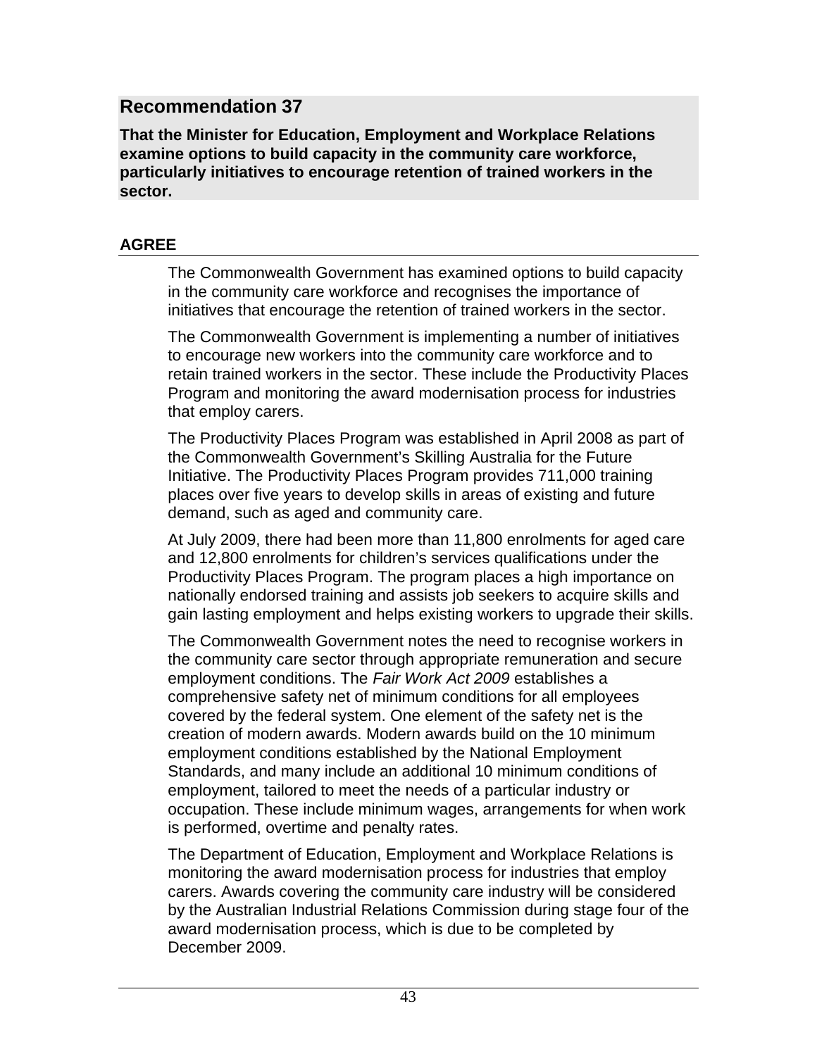## Recommendation 37

**That the Minister for Education, Employment and Workplace Relations examine options to build capacity in the community care workforce, particularly initiatives to encourage retention of trained workers in the sector.**

### AGREE

The Commonwealth Government has examined options to build capacity in the community care workforce and recognises the importance of initiatives that encourage the retention of trained workers in the sector.

The Commonwealth Government is implementing a number of initiatives to encourage new workers into the community care workforce and to retain trained workers in the sector. These include the Productivity Places Program and monitoring the award modernisation process for industries that employ carers.

The Productivity Places Program was established in April 2008 as part of the Commonwealth Government's Skilling Australia for the Future Initiative. The Productivity Places Program provides 711,000 training places over five years to develop skills in areas of existing and future demand, such as aged and community care.

At July 2009, there had been more than 11,800 enrolments for aged care and 12,800 enrolments for children's services qualifications under the Productivity Places Program. The program places a high importance on nationally endorsed training and assists job seekers to acquire skills and gain lasting employment and helps existing workers to upgrade their skills.

The Commonwealth Government notes the need to recognise workers in the community care sector through appropriate remuneration and secure employment conditions. The *Fair Work Act 2009* establishes a comprehensive safety net of minimum conditions for all employees covered by the federal system. One element of the safety net is the creation of modern awards. Modern awards build on the 10 minimum employment conditions established by the National Employment Standards, and many include an additional 10 minimum conditions of employment, tailored to meet the needs of a particular industry or occupation. These include minimum wages, arrangements for when work is performed, overtime and penalty rates.

The Department of Education, Employment and Workplace Relations is monitoring the award modernisation process for industries that employ carers. Awards covering the community care industry will be considered by the Australian Industrial Relations Commission during stage four of the award modernisation process, which is due to be completed by December 2009.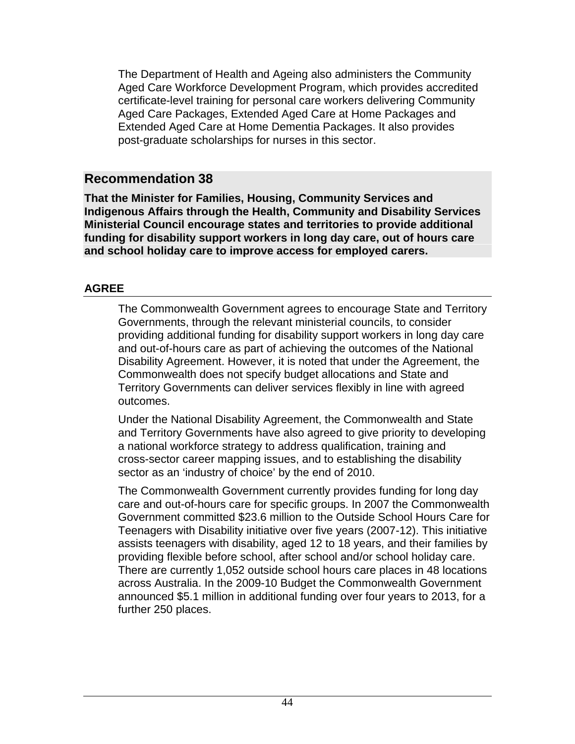The Department of Health and Ageing also administers the Community Aged Care Workforce Development Program, which provides accredited certificate-level training for personal care workers delivering Community Aged Care Packages, Extended Aged Care at Home Packages and Extended Aged Care at Home Dementia Packages. It also provides post-graduate scholarships for nurses in this sector.

## Recommendation 38

**That the Minister for Families, Housing, Community Services and Indigenous Affairs through the Health, Community and Disability Services Ministerial Council encourage states and territories to provide additional funding for disability support workers in long day care, out of hours care and school holiday care to improve access for employed carers.**

### AGREE

The Commonwealth Government agrees to encourage State and Territory Governments, through the relevant ministerial councils, to consider providing additional funding for disability support workers in long day care and out-of-hours care as part of achieving the outcomes of the National Disability Agreement. However, it is noted that under the Agreement, the Commonwealth does not specify budget allocations and State and Territory Governments can deliver services flexibly in line with agreed outcomes.

Under the National Disability Agreement, the Commonwealth and State and Territory Governments have also agreed to give priority to developing a national workforce strategy to address qualification, training and cross-sector career mapping issues, and to establishing the disability sector as an 'industry of choice' by the end of 2010.

The Commonwealth Government currently provides funding for long day care and out-of-hours care for specific groups. In 2007 the Commonwealth Government committed $23.6 million to the Outside School Hours Care for Teenagers with Disability initiative over five years (2007-12). This initiative assists teenagers with disability, aged 12 to 18 years, and their families by providing flexible before school, after school and/or school holiday care. There are currently 1,052 outside school hours care places in 48 locations across Australia. In the 2009-10 Budget the Commonwealth Government announced $5.1 million in additional funding over four years to 2013, for a further 250 places.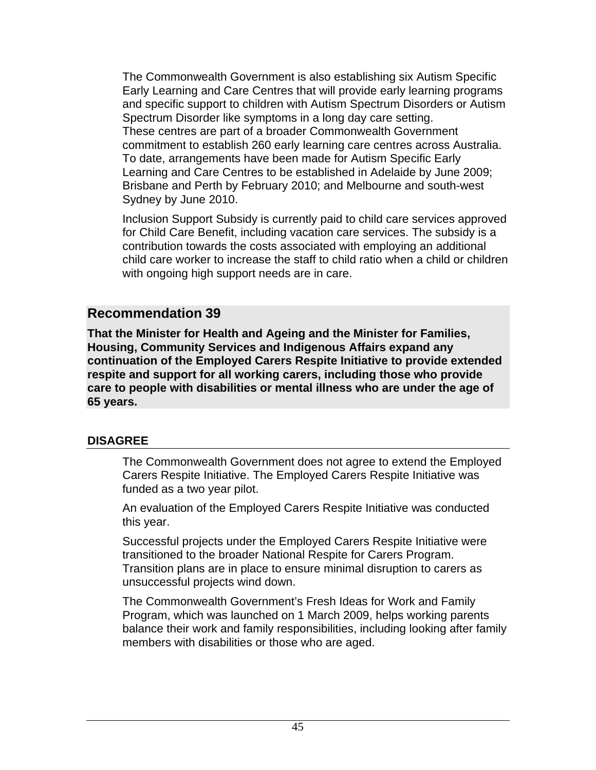The Commonwealth Government is also establishing six Autism Specific Early Learning and Care Centres that will provide early learning programs and specific support to children with Autism Spectrum Disorders or Autism Spectrum Disorder like symptoms in a long day care setting. These centres are part of a broader Commonwealth Government commitment to establish 260 early learning care centres across Australia. To date, arrangements have been made for Autism Specific Early Learning and Care Centres to be established in Adelaide by June 2009; Brisbane and Perth by February 2010; and Melbourne and south-west Sydney by June 2010.

Inclusion Support Subsidy is currently paid to child care services approved for Child Care Benefit, including vacation care services. The subsidy is a contribution towards the costs associated with employing an additional child care worker to increase the staff to child ratio when a child or children with ongoing high support needs are in care.

## Recommendation 39

**That the Minister for Health and Ageing and the Minister for Families, Housing, Community Services and Indigenous Affairs expand any continuation of the Employed Carers Respite Initiative to provide extended respite and support for all working carers, including those who provide care to people with disabilities or mental illness who are under the age of 65 years.**

### DISAGREE

The Commonwealth Government does not agree to extend the Employed Carers Respite Initiative. The Employed Carers Respite Initiative was funded as a two year pilot.

An evaluation of the Employed Carers Respite Initiative was conducted this year.

Successful projects under the Employed Carers Respite Initiative were transitioned to the broader National Respite for Carers Program. Transition plans are in place to ensure minimal disruption to carers as unsuccessful projects wind down.

The Commonwealth Government's Fresh Ideas for Work and Family Program, which was launched on 1 March 2009, helps working parents balance their work and family responsibilities, including looking after family members with disabilities or those who are aged.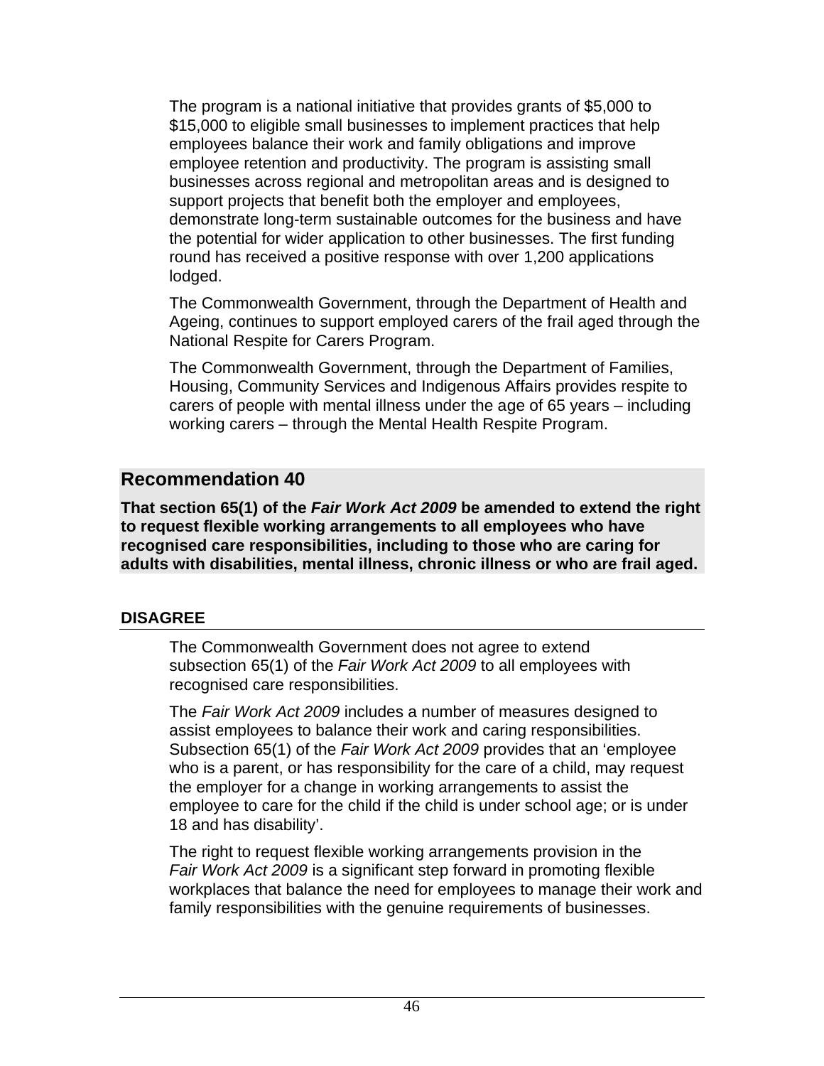The program is a national initiative that provides grants of $5,000 to $15,000 to eligible small businesses to implement practices that help employees balance their work and family obligations and improve employee retention and productivity. The program is assisting small businesses across regional and metropolitan areas and is designed to support projects that benefit both the employer and employees, demonstrate long-term sustainable outcomes for the business and have the potential for wider application to other businesses. The first funding round has received a positive response with over 1,200 applications lodged.

The Commonwealth Government, through the Department of Health and Ageing, continues to support employed carers of the frail aged through the National Respite for Carers Program.

The Commonwealth Government, through the Department of Families, Housing, Community Services and Indigenous Affairs provides respite to carers of people with mental illness under the age of 65 years – including working carers – through the Mental Health Respite Program.

## Recommendation 40

**That section 65(1) of the *Fair Work Act 2009* be amended to extend the right to request flexible working arrangements to all employees who have recognised care responsibilities, including to those who are caring for adults with disabilities, mental illness, chronic illness or who are frail aged.**

### DISAGREE

The Commonwealth Government does not agree to extend subsection 65(1) of the *Fair Work Act 2009* to all employees with recognised care responsibilities.

The *Fair Work Act 2009* includes a number of measures designed to assist employees to balance their work and caring responsibilities. Subsection 65(1) of the *Fair Work Act 2009* provides that an 'employee who is a parent, or has responsibility for the care of a child, may request the employer for a change in working arrangements to assist the employee to care for the child if the child is under school age; or is under 18 and has disability'.

The right to request flexible working arrangements provision in the *Fair Work Act 2009* is a significant step forward in promoting flexible workplaces that balance the need for employees to manage their work and family responsibilities with the genuine requirements of businesses.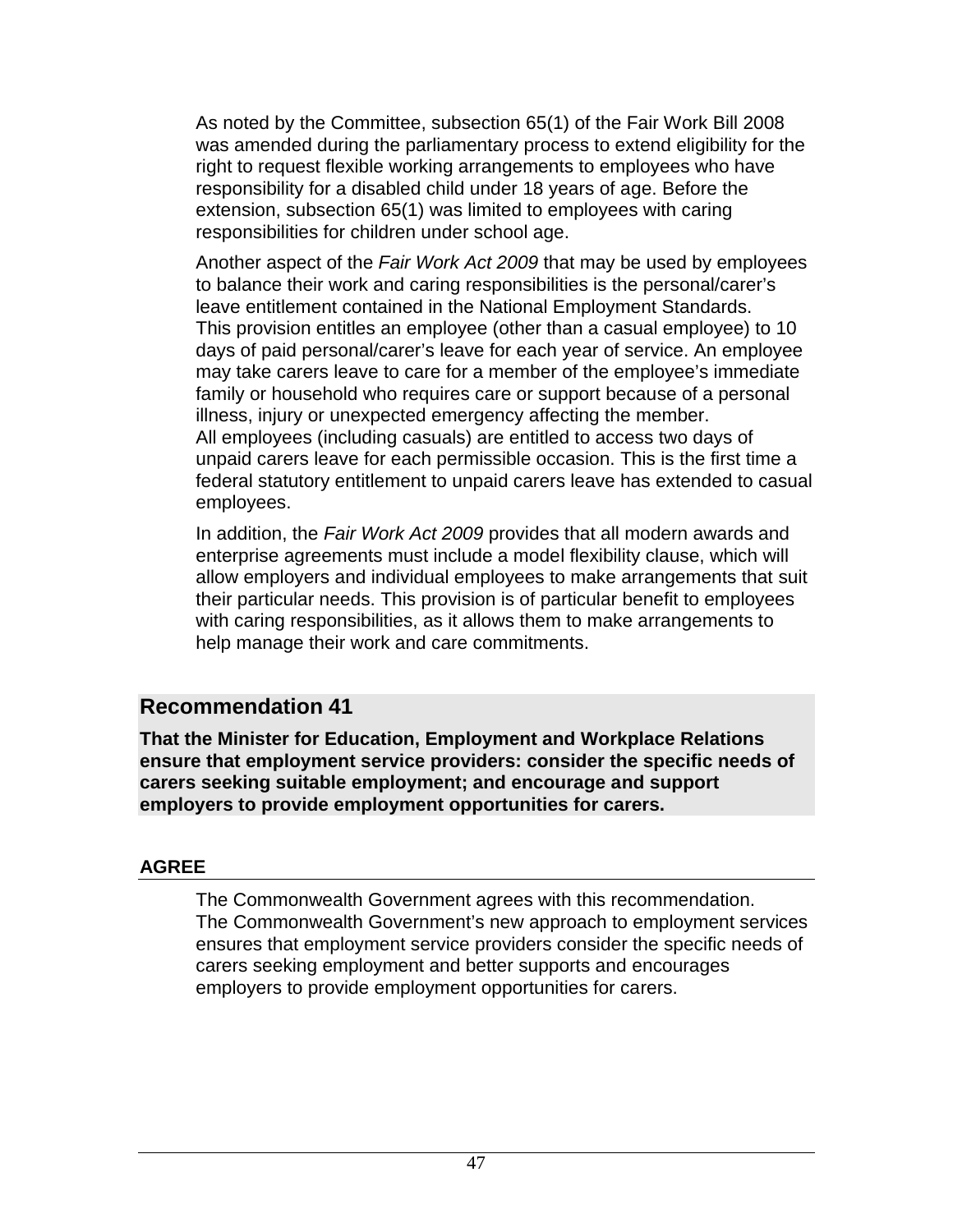As noted by the Committee, subsection 65(1) of the Fair Work Bill 2008 was amended during the parliamentary process to extend eligibility for the right to request flexible working arrangements to employees who have responsibility for a disabled child under 18 years of age. Before the extension, subsection 65(1) was limited to employees with caring responsibilities for children under school age.

Another aspect of the *Fair Work Act 2009* that may be used by employees to balance their work and caring responsibilities is the personal/carer's leave entitlement contained in the National Employment Standards. This provision entitles an employee (other than a casual employee) to 10 days of paid personal/carer's leave for each year of service. An employee may take carers leave to care for a member of the employee's immediate family or household who requires care or support because of a personal illness, injury or unexpected emergency affecting the member. All employees (including casuals) are entitled to access two days of unpaid carers leave for each permissible occasion. This is the first time a federal statutory entitlement to unpaid carers leave has extended to casual employees.

In addition, the *Fair Work Act 2009* provides that all modern awards and enterprise agreements must include a model flexibility clause, which will allow employers and individual employees to make arrangements that suit their particular needs. This provision is of particular benefit to employees with caring responsibilities, as it allows them to make arrangements to help manage their work and care commitments.

## Recommendation 41

**That the Minister for Education, Employment and Workplace Relations ensure that employment service providers: consider the specific needs of carers seeking suitable employment; and encourage and support employers to provide employment opportunities for carers.**

### AGREE

The Commonwealth Government agrees with this recommendation. The Commonwealth Government's new approach to employment services ensures that employment service providers consider the specific needs of carers seeking employment and better supports and encourages employers to provide employment opportunities for carers.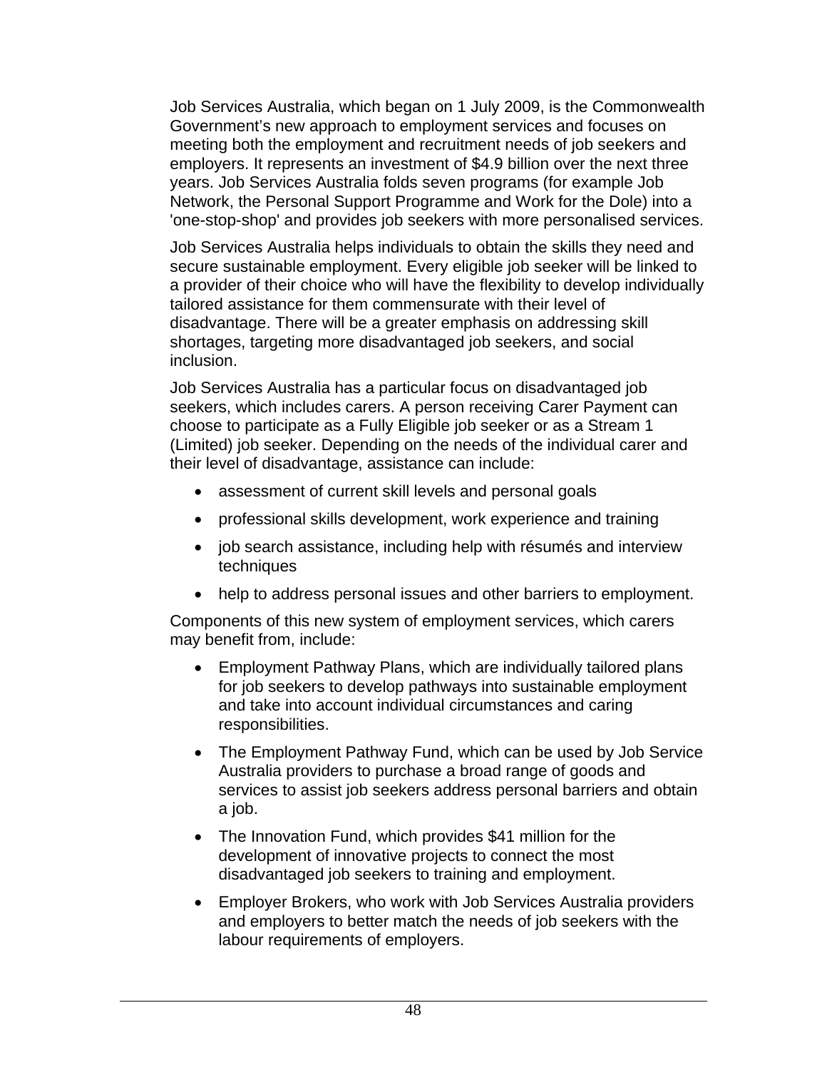Job Services Australia, which began on 1 July 2009, is the Commonwealth Government's new approach to employment services and focuses on meeting both the employment and recruitment needs of job seekers and employers. It represents an investment of $4.9 billion over the next three years. Job Services Australia folds seven programs (for example Job Network, the Personal Support Programme and Work for the Dole) into a 'one-stop-shop' and provides job seekers with more personalised services.

Job Services Australia helps individuals to obtain the skills they need and secure sustainable employment. Every eligible job seeker will be linked to a provider of their choice who will have the flexibility to develop individually tailored assistance for them commensurate with their level of disadvantage. There will be a greater emphasis on addressing skill shortages, targeting more disadvantaged job seekers, and social inclusion.

Job Services Australia has a particular focus on disadvantaged job seekers, which includes carers. A person receiving Carer Payment can choose to participate as a Fully Eligible job seeker or as a Stream 1 (Limited) job seeker. Depending on the needs of the individual carer and their level of disadvantage, assistance can include:

- assessment of current skill levels and personal goals
- professional skills development, work experience and training
- job search assistance, including help with résumés and interview techniques
- help to address personal issues and other barriers to employment.

Components of this new system of employment services, which carers may benefit from, include:

- Employment Pathway Plans, which are individually tailored plans for job seekers to develop pathways into sustainable employment and take into account individual circumstances and caring responsibilities.
- The Employment Pathway Fund, which can be used by Job Service Australia providers to purchase a broad range of goods and services to assist job seekers address personal barriers and obtain a job.
- The Innovation Fund, which provides $41 million for the development of innovative projects to connect the most disadvantaged job seekers to training and employment.
- Employer Brokers, who work with Job Services Australia providers and employers to better match the needs of job seekers with the labour requirements of employers.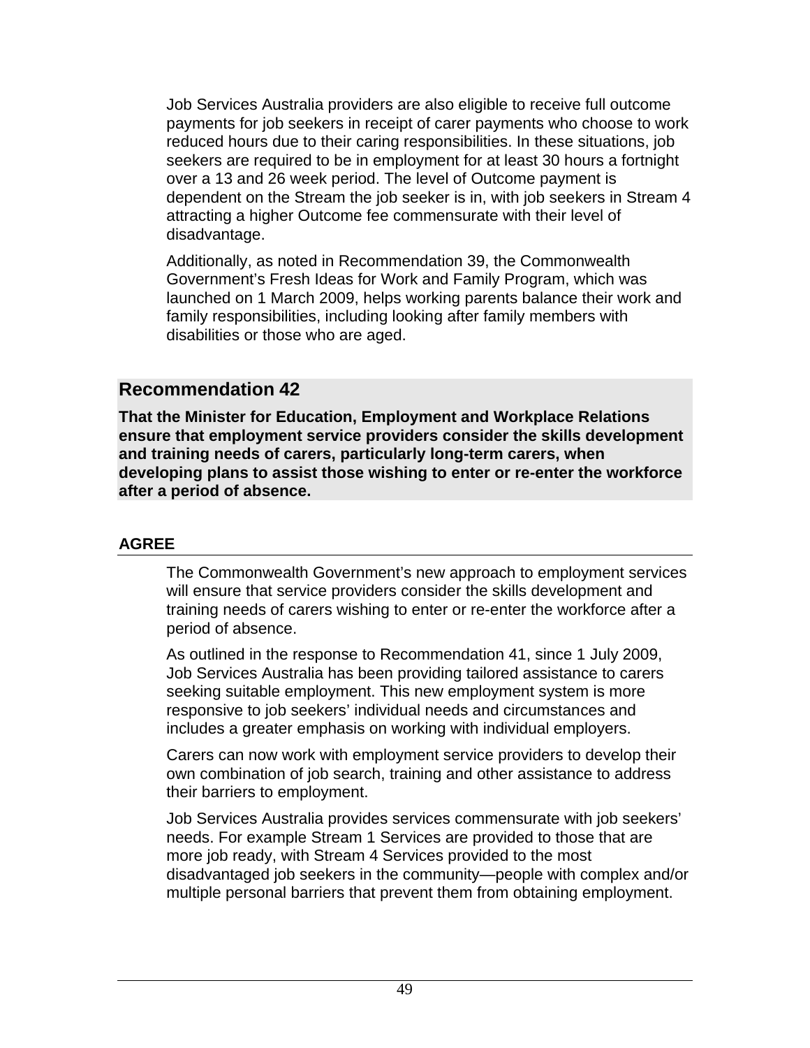Job Services Australia providers are also eligible to receive full outcome payments for job seekers in receipt of carer payments who choose to work reduced hours due to their caring responsibilities. In these situations, job seekers are required to be in employment for at least 30 hours a fortnight over a 13 and 26 week period. The level of Outcome payment is dependent on the Stream the job seeker is in, with job seekers in Stream 4 attracting a higher Outcome fee commensurate with their level of disadvantage.

Additionally, as noted in Recommendation 39, the Commonwealth Government's Fresh Ideas for Work and Family Program, which was launched on 1 March 2009, helps working parents balance their work and family responsibilities, including looking after family members with disabilities or those who are aged.

## Recommendation 42

**That the Minister for Education, Employment and Workplace Relations ensure that employment service providers consider the skills development and training needs of carers, particularly long-term carers, when developing plans to assist those wishing to enter or re-enter the workforce after a period of absence.**

### AGREE

The Commonwealth Government's new approach to employment services will ensure that service providers consider the skills development and training needs of carers wishing to enter or re-enter the workforce after a period of absence.

As outlined in the response to Recommendation 41, since 1 July 2009, Job Services Australia has been providing tailored assistance to carers seeking suitable employment. This new employment system is more responsive to job seekers' individual needs and circumstances and includes a greater emphasis on working with individual employers.

Carers can now work with employment service providers to develop their own combination of job search, training and other assistance to address their barriers to employment.

Job Services Australia provides services commensurate with job seekers' needs. For example Stream 1 Services are provided to those that are more job ready, with Stream 4 Services provided to the most disadvantaged job seekers in the community—people with complex and/or multiple personal barriers that prevent them from obtaining employment.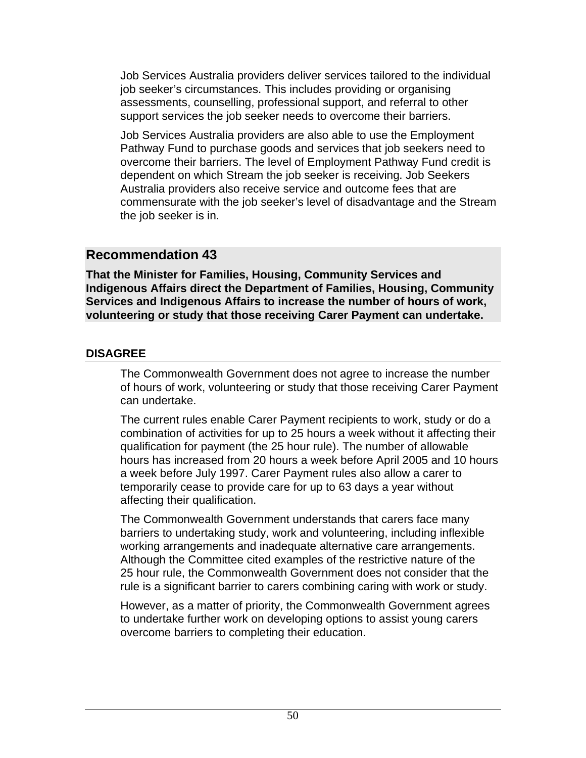Job Services Australia providers deliver services tailored to the individual job seeker's circumstances. This includes providing or organising assessments, counselling, professional support, and referral to other support services the job seeker needs to overcome their barriers.

Job Services Australia providers are also able to use the Employment Pathway Fund to purchase goods and services that job seekers need to overcome their barriers. The level of Employment Pathway Fund credit is dependent on which Stream the job seeker is receiving. Job Seekers Australia providers also receive service and outcome fees that are commensurate with the job seeker's level of disadvantage and the Stream the job seeker is in.

## Recommendation 43

**That the Minister for Families, Housing, Community Services and Indigenous Affairs direct the Department of Families, Housing, Community Services and Indigenous Affairs to increase the number of hours of work, volunteering or study that those receiving Carer Payment can undertake.**

### DISAGREE

The Commonwealth Government does not agree to increase the number of hours of work, volunteering or study that those receiving Carer Payment can undertake.

The current rules enable Carer Payment recipients to work, study or do a combination of activities for up to 25 hours a week without it affecting their qualification for payment (the 25 hour rule). The number of allowable hours has increased from 20 hours a week before April 2005 and 10 hours a week before July 1997. Carer Payment rules also allow a carer to temporarily cease to provide care for up to 63 days a year without affecting their qualification.

The Commonwealth Government understands that carers face many barriers to undertaking study, work and volunteering, including inflexible working arrangements and inadequate alternative care arrangements. Although the Committee cited examples of the restrictive nature of the 25 hour rule, the Commonwealth Government does not consider that the rule is a significant barrier to carers combining caring with work or study.

However, as a matter of priority, the Commonwealth Government agrees to undertake further work on developing options to assist young carers overcome barriers to completing their education.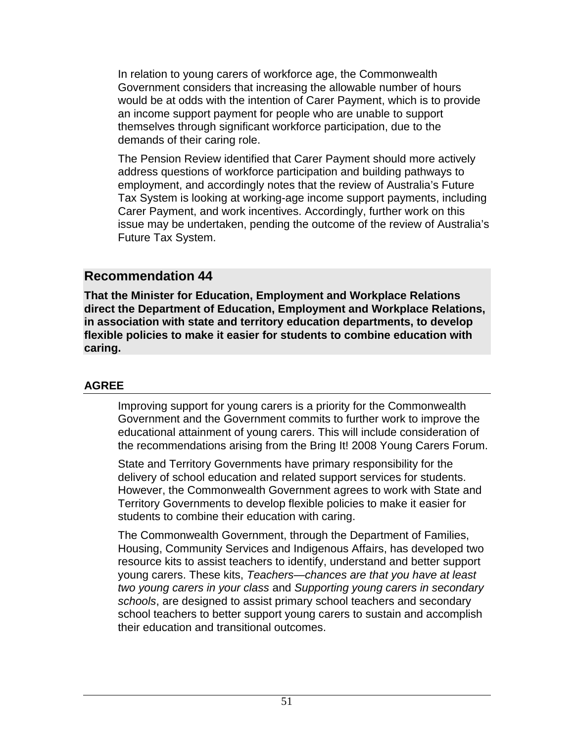In relation to young carers of workforce age, the Commonwealth Government considers that increasing the allowable number of hours would be at odds with the intention of Carer Payment, which is to provide an income support payment for people who are unable to support themselves through significant workforce participation, due to the demands of their caring role.

The Pension Review identified that Carer Payment should more actively address questions of workforce participation and building pathways to employment, and accordingly notes that the review of Australia's Future Tax System is looking at working-age income support payments, including Carer Payment, and work incentives. Accordingly, further work on this issue may be undertaken, pending the outcome of the review of Australia's Future Tax System.

## Recommendation 44

**That the Minister for Education, Employment and Workplace Relations direct the Department of Education, Employment and Workplace Relations, in association with state and territory education departments, to develop flexible policies to make it easier for students to combine education with caring.**

### AGREE

Improving support for young carers is a priority for the Commonwealth Government and the Government commits to further work to improve the educational attainment of young carers. This will include consideration of the recommendations arising from the Bring It! 2008 Young Carers Forum.

State and Territory Governments have primary responsibility for the delivery of school education and related support services for students. However, the Commonwealth Government agrees to work with State and Territory Governments to develop flexible policies to make it easier for students to combine their education with caring.

The Commonwealth Government, through the Department of Families, Housing, Community Services and Indigenous Affairs, has developed two resource kits to assist teachers to identify, understand and better support young carers. These kits, *Teachers—chances are that you have at least two young carers in your class* and *Supporting young carers in secondary schools*, are designed to assist primary school teachers and secondary school teachers to better support young carers to sustain and accomplish their education and transitional outcomes.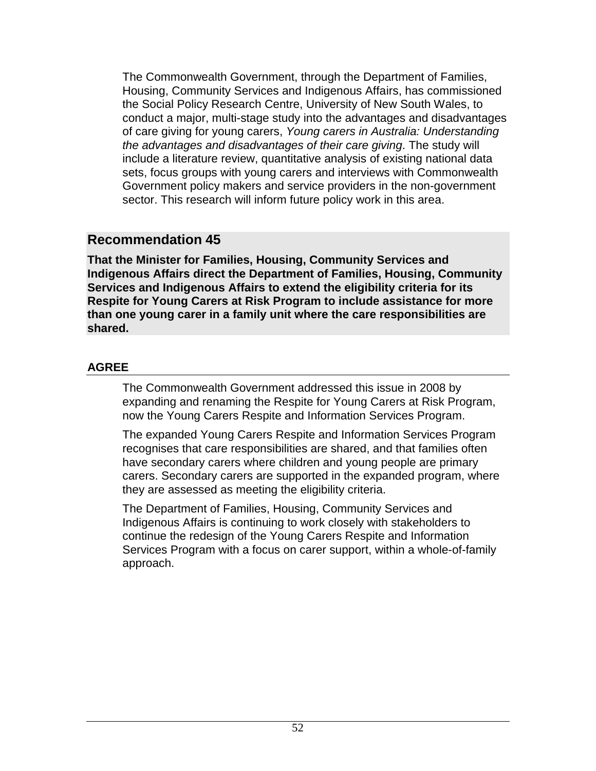The Commonwealth Government, through the Department of Families, Housing, Community Services and Indigenous Affairs, has commissioned the Social Policy Research Centre, University of New South Wales, to conduct a major, multi-stage study into the advantages and disadvantages of care giving for young carers, *Young carers in Australia: Understanding the advantages and disadvantages of their care giving*. The study will include a literature review, quantitative analysis of existing national data sets, focus groups with young carers and interviews with Commonwealth Government policy makers and service providers in the non-government sector. This research will inform future policy work in this area.

## Recommendation 45

**That the Minister for Families, Housing, Community Services and Indigenous Affairs direct the Department of Families, Housing, Community Services and Indigenous Affairs to extend the eligibility criteria for its Respite for Young Carers at Risk Program to include assistance for more than one young carer in a family unit where the care responsibilities are shared.**

### AGREE

The Commonwealth Government addressed this issue in 2008 by expanding and renaming the Respite for Young Carers at Risk Program, now the Young Carers Respite and Information Services Program.

The expanded Young Carers Respite and Information Services Program recognises that care responsibilities are shared, and that families often have secondary carers where children and young people are primary carers. Secondary carers are supported in the expanded program, where they are assessed as meeting the eligibility criteria.

The Department of Families, Housing, Community Services and Indigenous Affairs is continuing to work closely with stakeholders to continue the redesign of the Young Carers Respite and Information Services Program with a focus on carer support, within a whole-of-family approach.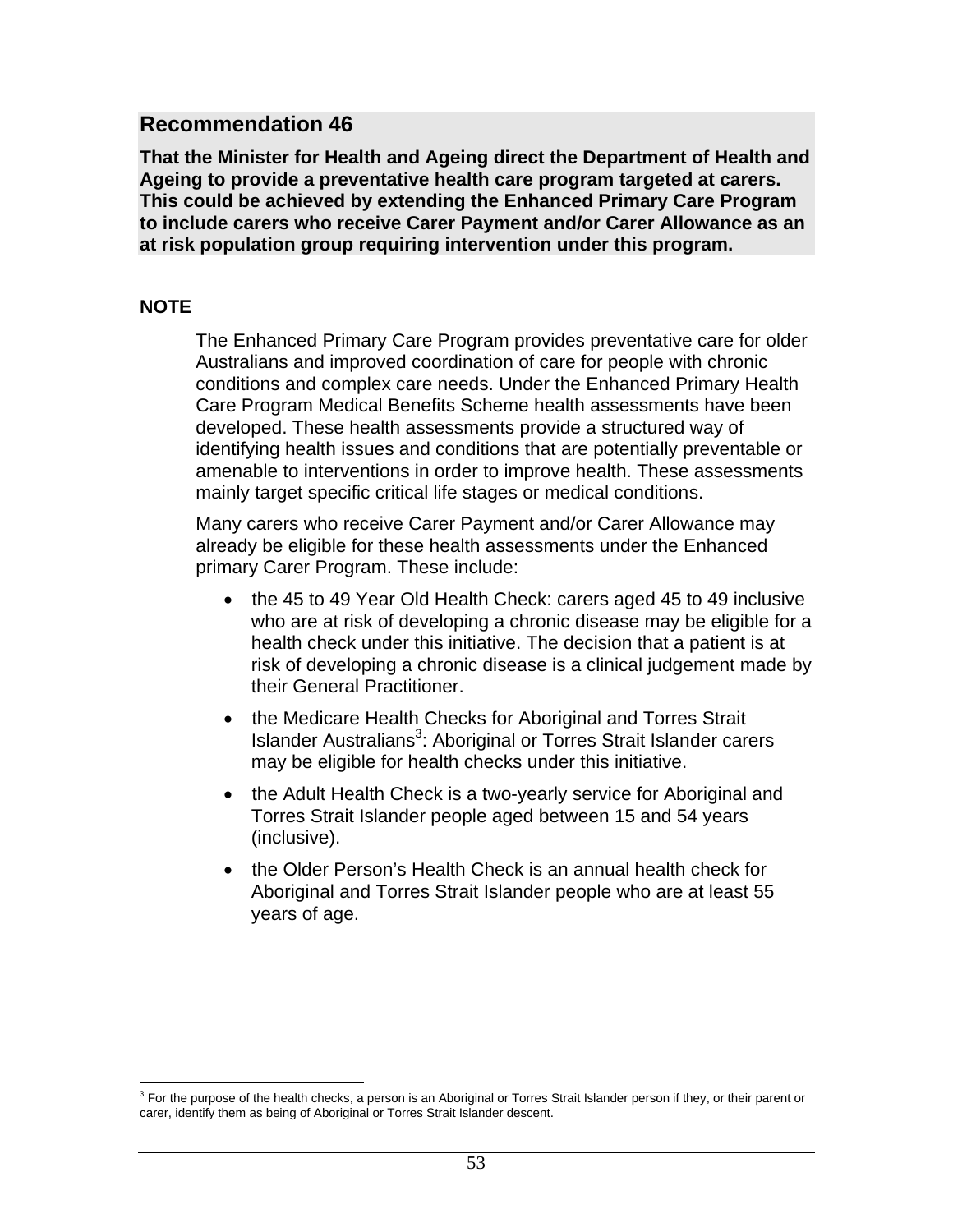## Recommendation 46

**That the Minister for Health and Ageing direct the Department of Health and Ageing to provide a preventative health care program targeted at carers. This could be achieved by extending the Enhanced Primary Care Program to include carers who receive Carer Payment and/or Carer Allowance as an at risk population group requiring intervention under this program.**

### NOTE

The Enhanced Primary Care Program provides preventative care for older Australians and improved coordination of care for people with chronic conditions and complex care needs. Under the Enhanced Primary Health Care Program Medical Benefits Scheme health assessments have been developed. These health assessments provide a structured way of identifying health issues and conditions that are potentially preventable or amenable to interventions in order to improve health. These assessments mainly target specific critical life stages or medical conditions.

Many carers who receive Carer Payment and/or Carer Allowance may already be eligible for these health assessments under the Enhanced primary Carer Program. These include:

- the 45 to 49 Year Old Health Check: carers aged 45 to 49 inclusive who are at risk of developing a chronic disease may be eligible for a health check under this initiative. The decision that a patient is at risk of developing a chronic disease is a clinical judgement made by their General Practitioner.
- the Medicare Health Checks for Aboriginal and Torres Strait Islander Australians[3]: Aboriginal or Torres Strait Islander carers may be eligible for health checks under this initiative.
- the Adult Health Check is a two-yearly service for Aboriginal and Torres Strait Islander people aged between 15 and 54 years (inclusive).
- the Older Person's Health Check is an annual health check for Aboriginal and Torres Strait Islander people who are at least 55 years of age.

[3] For the purpose of the health checks, a person is an Aboriginal or Torres Strait Islander person if they, or their parent or carer, identify them as being of Aboriginal or Torres Strait Islander descent.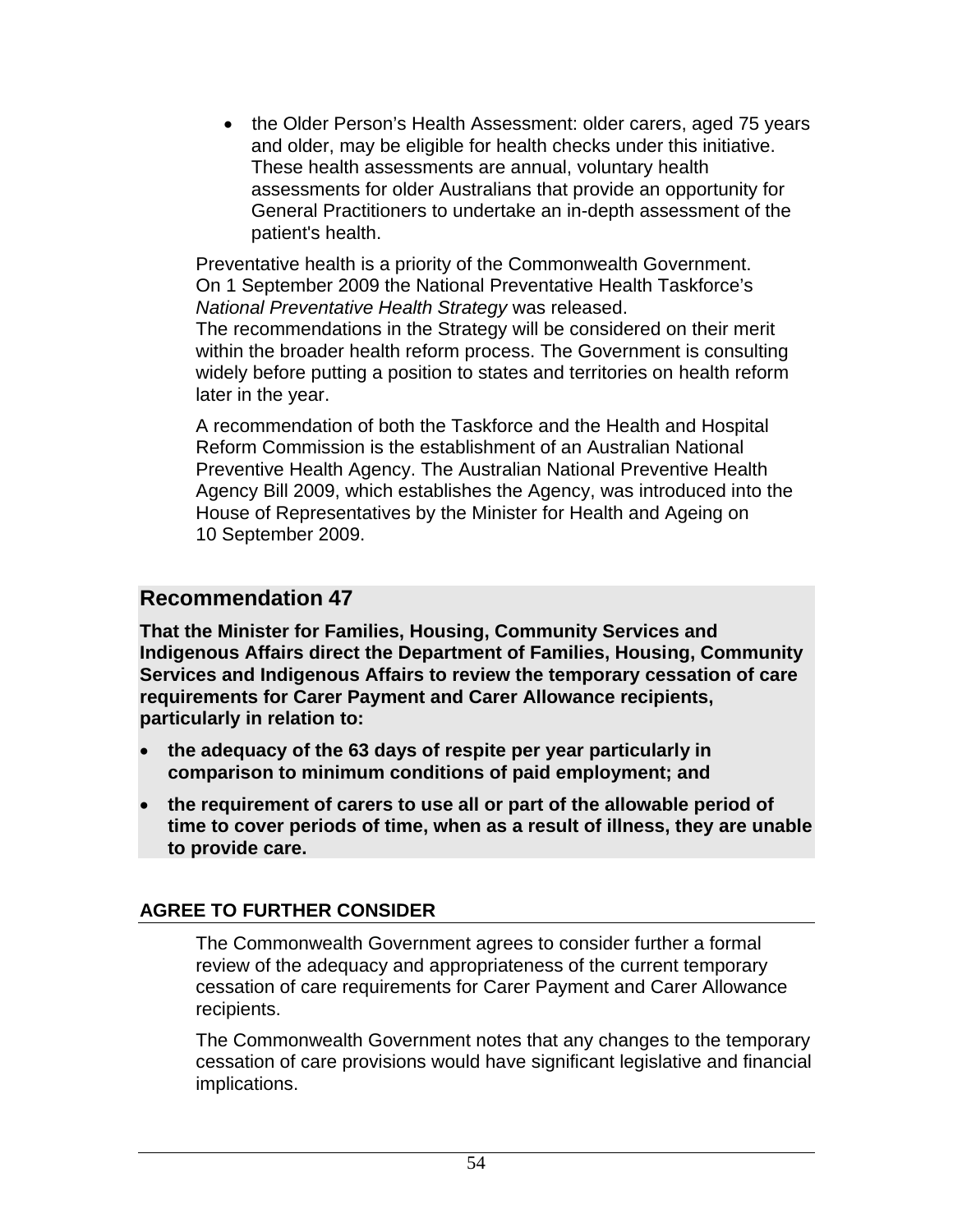- the Older Person's Health Assessment: older carers, aged 75 years and older, may be eligible for health checks under this initiative. These health assessments are annual, voluntary health assessments for older Australians that provide an opportunity for General Practitioners to undertake an in-depth assessment of the patient's health.

Preventative health is a priority of the Commonwealth Government. On 1 September 2009 the National Preventative Health Taskforce's *National Preventative Health Strategy* was released. The recommendations in the Strategy will be considered on their merit within the broader health reform process. The Government is consulting widely before putting a position to states and territories on health reform later in the year.

A recommendation of both the Taskforce and the Health and Hospital Reform Commission is the establishment of an Australian National Preventive Health Agency. The Australian National Preventive Health Agency Bill 2009, which establishes the Agency, was introduced into the House of Representatives by the Minister for Health and Ageing on 10 September 2009.

## Recommendation 47

**That the Minister for Families, Housing, Community Services and Indigenous Affairs direct the Department of Families, Housing, Community Services and Indigenous Affairs to review the temporary cessation of care requirements for Carer Payment and Carer Allowance recipients, particularly in relation to:**

- **the adequacy of the 63 days of respite per year particularly in comparison to minimum conditions of paid employment; and**
- **the requirement of carers to use all or part of the allowable period of time to cover periods of time, when as a result of illness, they are unable to provide care.**

### AGREE TO FURTHER CONSIDER

The Commonwealth Government agrees to consider further a formal review of the adequacy and appropriateness of the current temporary cessation of care requirements for Carer Payment and Carer Allowance recipients.

The Commonwealth Government notes that any changes to the temporary cessation of care provisions would have significant legislative and financial implications.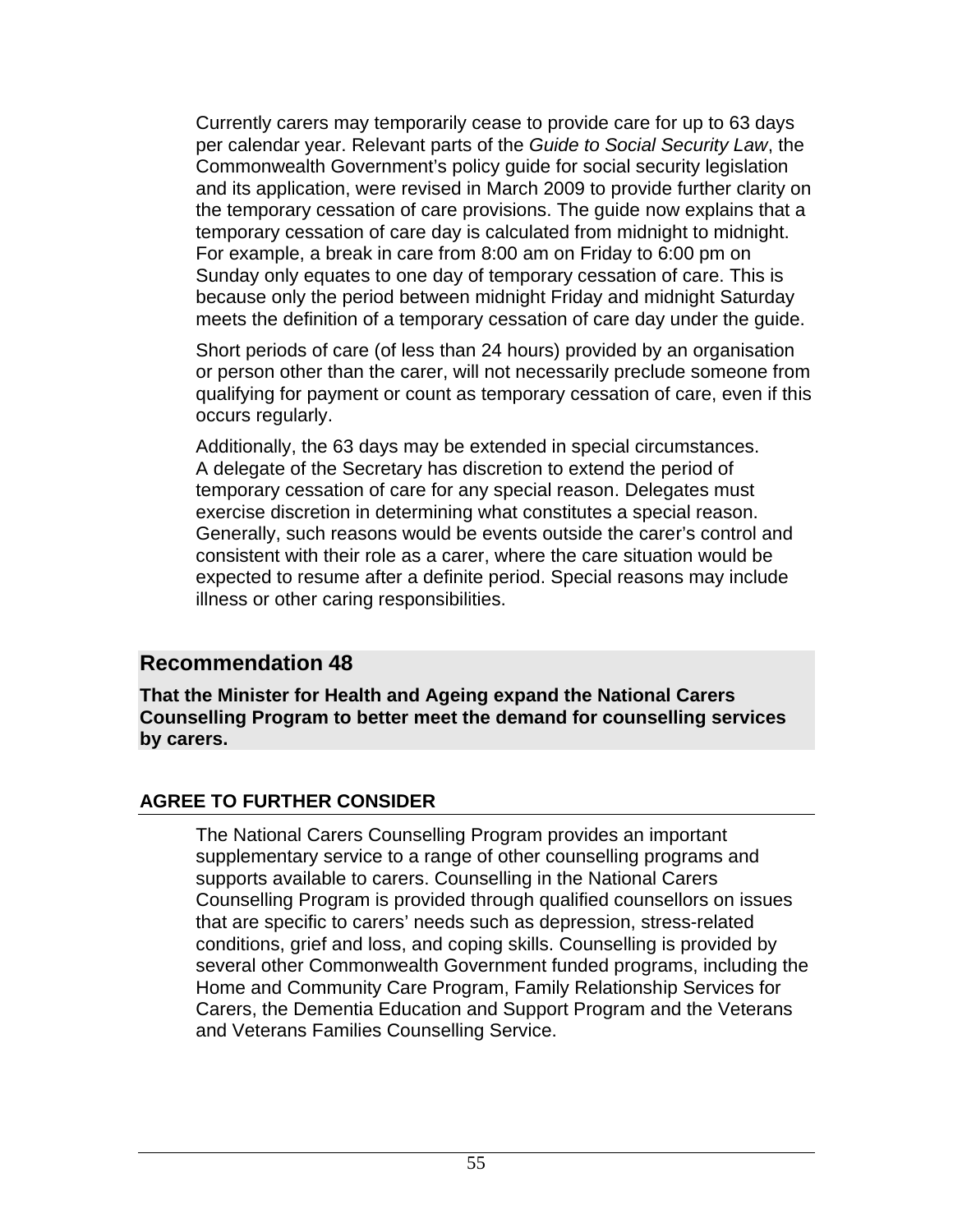Currently carers may temporarily cease to provide care for up to 63 days per calendar year. Relevant parts of the *Guide to Social Security Law*, the Commonwealth Government's policy guide for social security legislation and its application, were revised in March 2009 to provide further clarity on the temporary cessation of care provisions. The guide now explains that a temporary cessation of care day is calculated from midnight to midnight. For example, a break in care from 8:00 am on Friday to 6:00 pm on Sunday only equates to one day of temporary cessation of care. This is because only the period between midnight Friday and midnight Saturday meets the definition of a temporary cessation of care day under the guide.

Short periods of care (of less than 24 hours) provided by an organisation or person other than the carer, will not necessarily preclude someone from qualifying for payment or count as temporary cessation of care, even if this occurs regularly.

Additionally, the 63 days may be extended in special circumstances. A delegate of the Secretary has discretion to extend the period of temporary cessation of care for any special reason. Delegates must exercise discretion in determining what constitutes a special reason. Generally, such reasons would be events outside the carer's control and consistent with their role as a carer, where the care situation would be expected to resume after a definite period. Special reasons may include illness or other caring responsibilities.

## Recommendation 48

**That the Minister for Health and Ageing expand the National Carers Counselling Program to better meet the demand for counselling services by carers.**

### AGREE TO FURTHER CONSIDER

The National Carers Counselling Program provides an important supplementary service to a range of other counselling programs and supports available to carers. Counselling in the National Carers Counselling Program is provided through qualified counsellors on issues that are specific to carers' needs such as depression, stress-related conditions, grief and loss, and coping skills. Counselling is provided by several other Commonwealth Government funded programs, including the Home and Community Care Program, Family Relationship Services for Carers, the Dementia Education and Support Program and the Veterans and Veterans Families Counselling Service.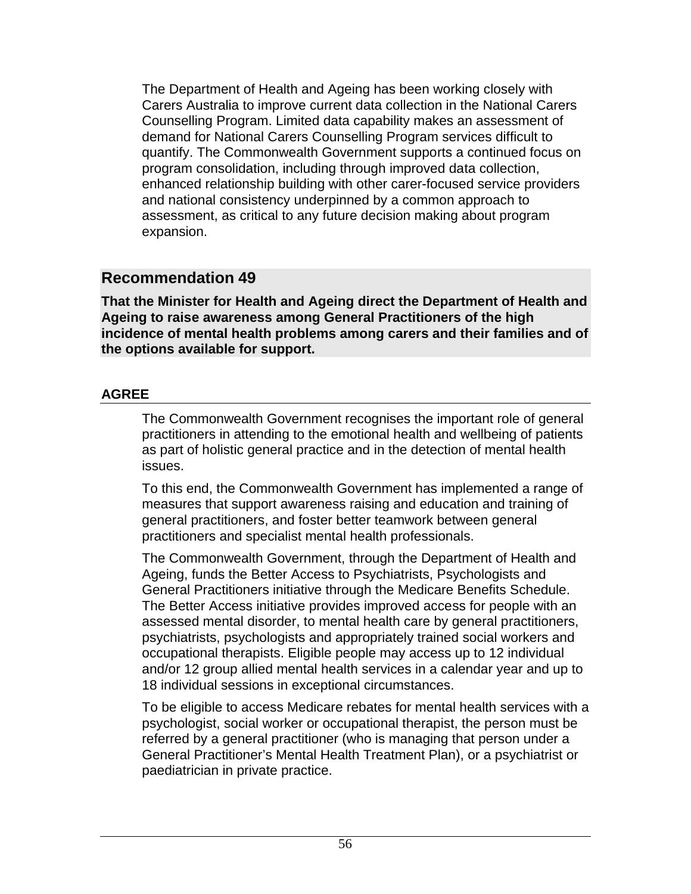The Department of Health and Ageing has been working closely with Carers Australia to improve current data collection in the National Carers Counselling Program. Limited data capability makes an assessment of demand for National Carers Counselling Program services difficult to quantify. The Commonwealth Government supports a continued focus on program consolidation, including through improved data collection, enhanced relationship building with other carer-focused service providers and national consistency underpinned by a common approach to assessment, as critical to any future decision making about program expansion.

## Recommendation 49

**That the Minister for Health and Ageing direct the Department of Health and Ageing to raise awareness among General Practitioners of the high incidence of mental health problems among carers and their families and of the options available for support.**

### AGREE

The Commonwealth Government recognises the important role of general practitioners in attending to the emotional health and wellbeing of patients as part of holistic general practice and in the detection of mental health issues.

To this end, the Commonwealth Government has implemented a range of measures that support awareness raising and education and training of general practitioners, and foster better teamwork between general practitioners and specialist mental health professionals.

The Commonwealth Government, through the Department of Health and Ageing, funds the Better Access to Psychiatrists, Psychologists and General Practitioners initiative through the Medicare Benefits Schedule. The Better Access initiative provides improved access for people with an assessed mental disorder, to mental health care by general practitioners, psychiatrists, psychologists and appropriately trained social workers and occupational therapists. Eligible people may access up to 12 individual and/or 12 group allied mental health services in a calendar year and up to 18 individual sessions in exceptional circumstances.

To be eligible to access Medicare rebates for mental health services with a psychologist, social worker or occupational therapist, the person must be referred by a general practitioner (who is managing that person under a General Practitioner's Mental Health Treatment Plan), or a psychiatrist or paediatrician in private practice.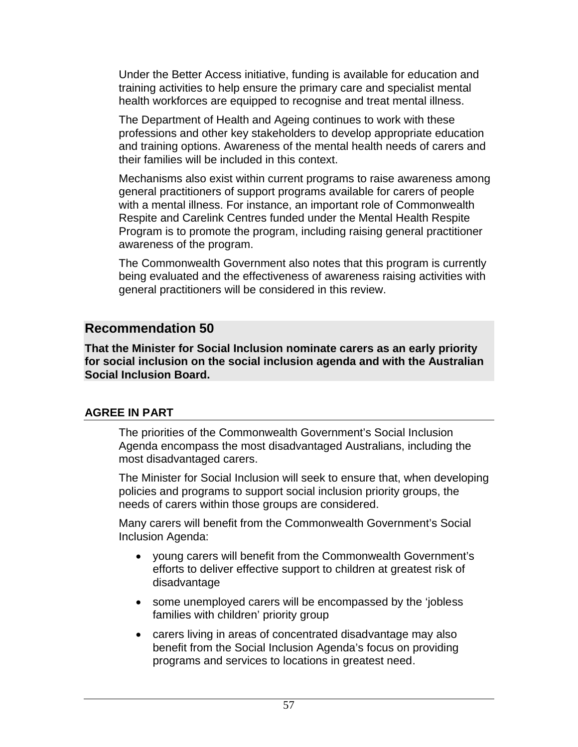Under the Better Access initiative, funding is available for education and training activities to help ensure the primary care and specialist mental health workforces are equipped to recognise and treat mental illness.

The Department of Health and Ageing continues to work with these professions and other key stakeholders to develop appropriate education and training options. Awareness of the mental health needs of carers and their families will be included in this context.

Mechanisms also exist within current programs to raise awareness among general practitioners of support programs available for carers of people with a mental illness. For instance, an important role of Commonwealth Respite and Carelink Centres funded under the Mental Health Respite Program is to promote the program, including raising general practitioner awareness of the program.

The Commonwealth Government also notes that this program is currently being evaluated and the effectiveness of awareness raising activities with general practitioners will be considered in this review.

## Recommendation 50

**That the Minister for Social Inclusion nominate carers as an early priority for social inclusion on the social inclusion agenda and with the Australian Social Inclusion Board.**

### AGREE IN PART

The priorities of the Commonwealth Government's Social Inclusion Agenda encompass the most disadvantaged Australians, including the most disadvantaged carers.

The Minister for Social Inclusion will seek to ensure that, when developing policies and programs to support social inclusion priority groups, the needs of carers within those groups are considered.

Many carers will benefit from the Commonwealth Government's Social Inclusion Agenda:

- young carers will benefit from the Commonwealth Government's efforts to deliver effective support to children at greatest risk of disadvantage
- some unemployed carers will be encompassed by the 'jobless families with children' priority group
- carers living in areas of concentrated disadvantage may also benefit from the Social Inclusion Agenda's focus on providing programs and services to locations in greatest need.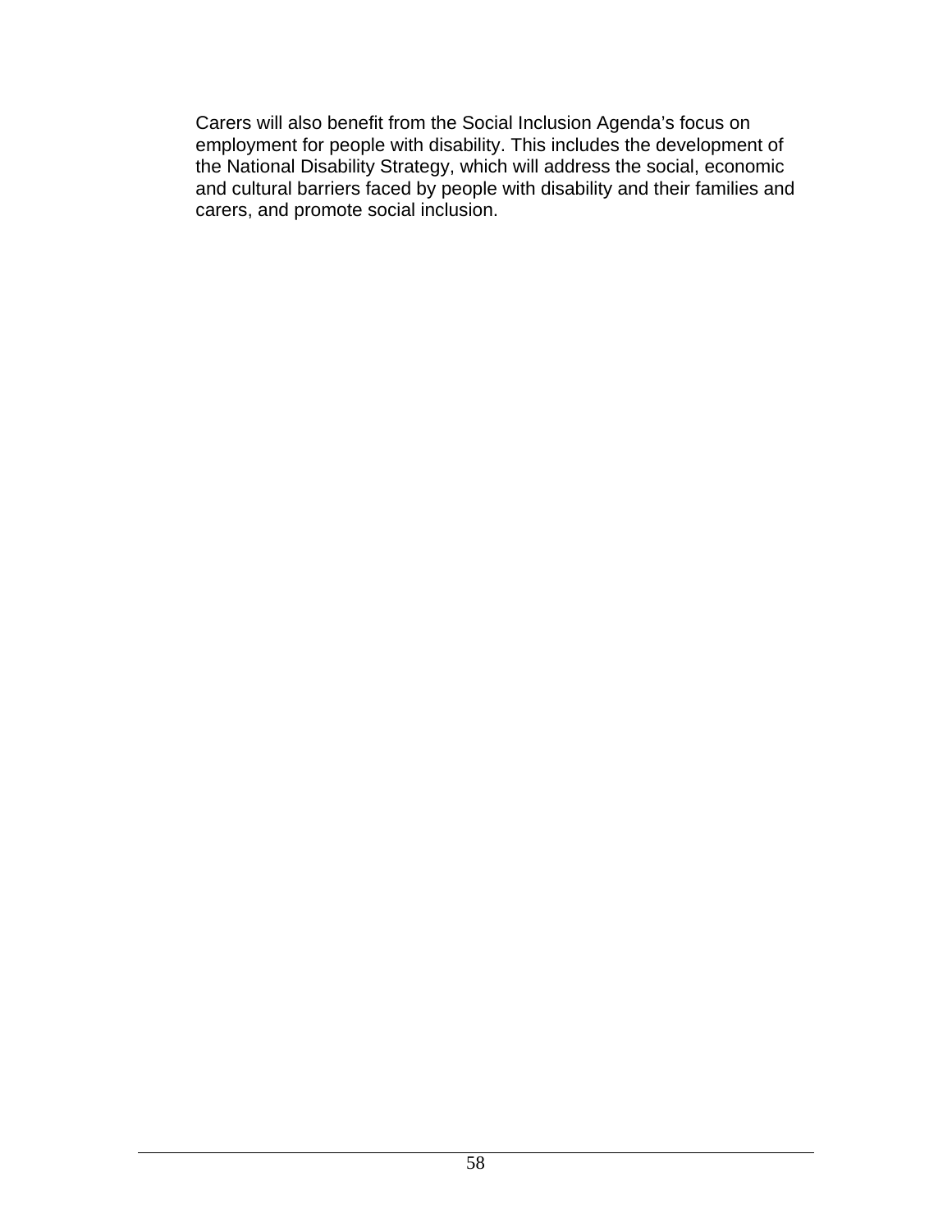Carers will also benefit from the Social Inclusion Agenda’s focus on employment for people with disability. This includes the development of the National Disability Strategy, which will address the social, economic and cultural barriers faced by people with disability and their families and carers, and promote social inclusion.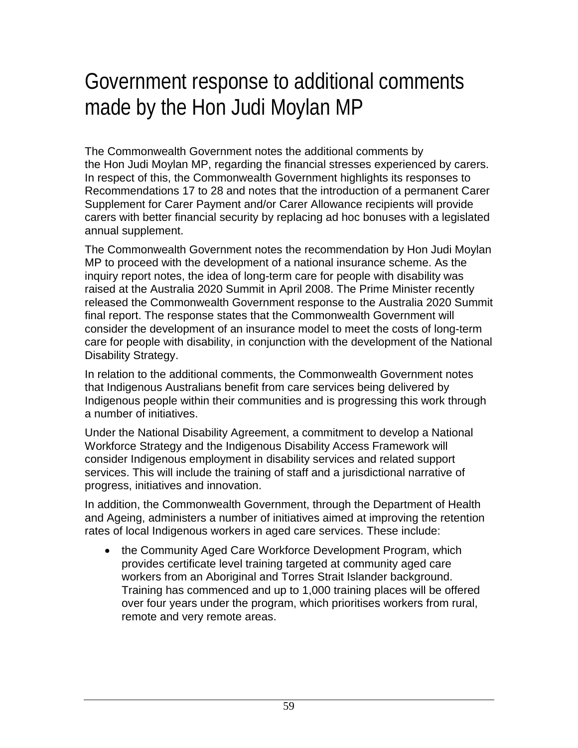# Government response to additional comments made by the Hon Judi Moylan MP

The Commonwealth Government notes the additional comments by the Hon Judi Moylan MP, regarding the financial stresses experienced by carers. In respect of this, the Commonwealth Government highlights its responses to Recommendations 17 to 28 and notes that the introduction of a permanent Carer Supplement for Carer Payment and/or Carer Allowance recipients will provide carers with better financial security by replacing ad hoc bonuses with a legislated annual supplement.

The Commonwealth Government notes the recommendation by Hon Judi Moylan MP to proceed with the development of a national insurance scheme. As the inquiry report notes, the idea of long-term care for people with disability was raised at the Australia 2020 Summit in April 2008. The Prime Minister recently released the Commonwealth Government response to the Australia 2020 Summit final report. The response states that the Commonwealth Government will consider the development of an insurance model to meet the costs of long-term care for people with disability, in conjunction with the development of the National Disability Strategy.

In relation to the additional comments, the Commonwealth Government notes that Indigenous Australians benefit from care services being delivered by Indigenous people within their communities and is progressing this work through a number of initiatives.

Under the National Disability Agreement, a commitment to develop a National Workforce Strategy and the Indigenous Disability Access Framework will consider Indigenous employment in disability services and related support services. This will include the training of staff and a jurisdictional narrative of progress, initiatives and innovation.

In addition, the Commonwealth Government, through the Department of Health and Ageing, administers a number of initiatives aimed at improving the retention rates of local Indigenous workers in aged care services. These include:

- the Community Aged Care Workforce Development Program, which provides certificate level training targeted at community aged care workers from an Aboriginal and Torres Strait Islander background. Training has commenced and up to 1,000 training places will be offered over four years under the program, which prioritises workers from rural, remote and very remote areas.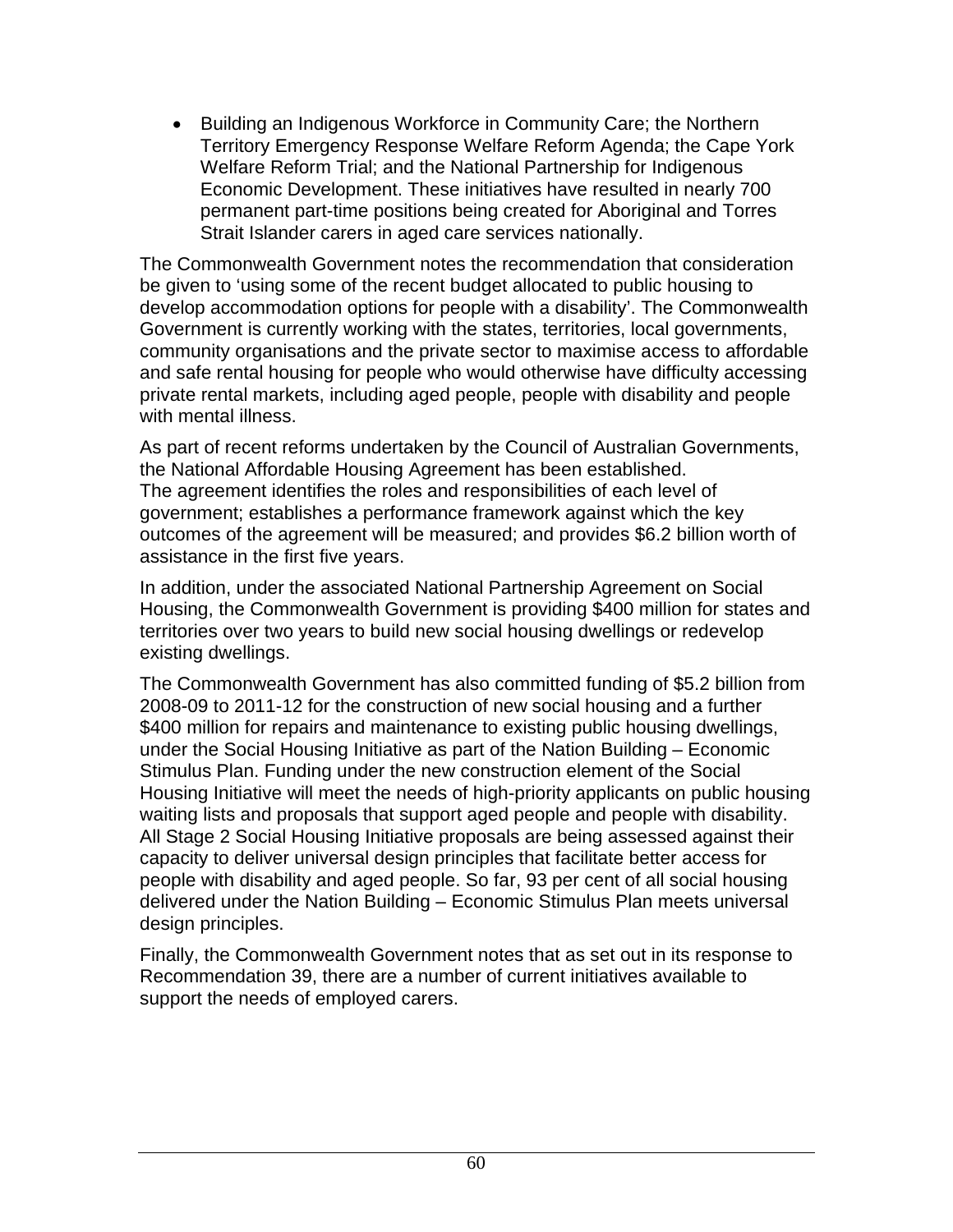- Building an Indigenous Workforce in Community Care; the Northern Territory Emergency Response Welfare Reform Agenda; the Cape York Welfare Reform Trial; and the National Partnership for Indigenous Economic Development. These initiatives have resulted in nearly 700 permanent part-time positions being created for Aboriginal and Torres Strait Islander carers in aged care services nationally.

The Commonwealth Government notes the recommendation that consideration be given to 'using some of the recent budget allocated to public housing to develop accommodation options for people with a disability'. The Commonwealth Government is currently working with the states, territories, local governments, community organisations and the private sector to maximise access to affordable and safe rental housing for people who would otherwise have difficulty accessing private rental markets, including aged people, people with disability and people with mental illness.

As part of recent reforms undertaken by the Council of Australian Governments, the National Affordable Housing Agreement has been established. The agreement identifies the roles and responsibilities of each level of government; establishes a performance framework against which the key outcomes of the agreement will be measured; and provides $6.2 billion worth of assistance in the first five years.

In addition, under the associated National Partnership Agreement on Social Housing, the Commonwealth Government is providing $400 million for states and territories over two years to build new social housing dwellings or redevelop existing dwellings.

The Commonwealth Government has also committed funding of $5.2 billion from 2008-09 to 2011-12 for the construction of new social housing and a further $400 million for repairs and maintenance to existing public housing dwellings, under the Social Housing Initiative as part of the Nation Building – Economic Stimulus Plan. Funding under the new construction element of the Social Housing Initiative will meet the needs of high-priority applicants on public housing waiting lists and proposals that support aged people and people with disability. All Stage 2 Social Housing Initiative proposals are being assessed against their capacity to deliver universal design principles that facilitate better access for people with disability and aged people. So far, 93 per cent of all social housing delivered under the Nation Building – Economic Stimulus Plan meets universal design principles.

Finally, the Commonwealth Government notes that as set out in its response to Recommendation 39, there are a number of current initiatives available to support the needs of employed carers.